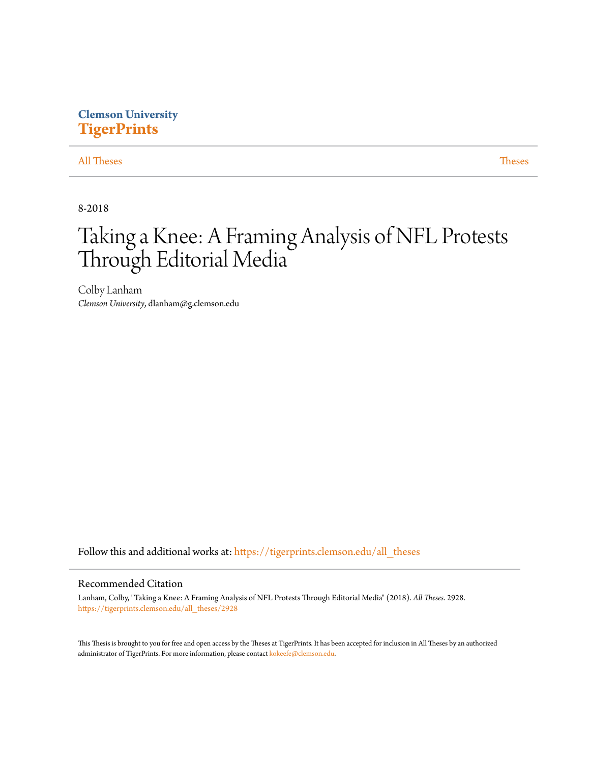Clemson University
**TigerPrints**

All Theses | Theses

8-2018

# Taking a Knee: A Framing Analysis of NFL Protests Through Editorial Media

Colby Lanham
*Clemson University*, dlanham@g.clemson.edu

Follow this and additional works at: https://tigerprints.clemson.edu/all_theses

## Recommended Citation

Lanham, Colby, "Taking a Knee: A Framing Analysis of NFL Protests Through Editorial Media" (2018). *All Theses*. 2928.
https://tigerprints.clemson.edu/all_theses/2928

This Thesis is brought to you for free and open access by the Theses at TigerPrints. It has been accepted for inclusion in All Theses by an authorized administrator of TigerPrints. For more information, please contact kokeefe@clemson.edu.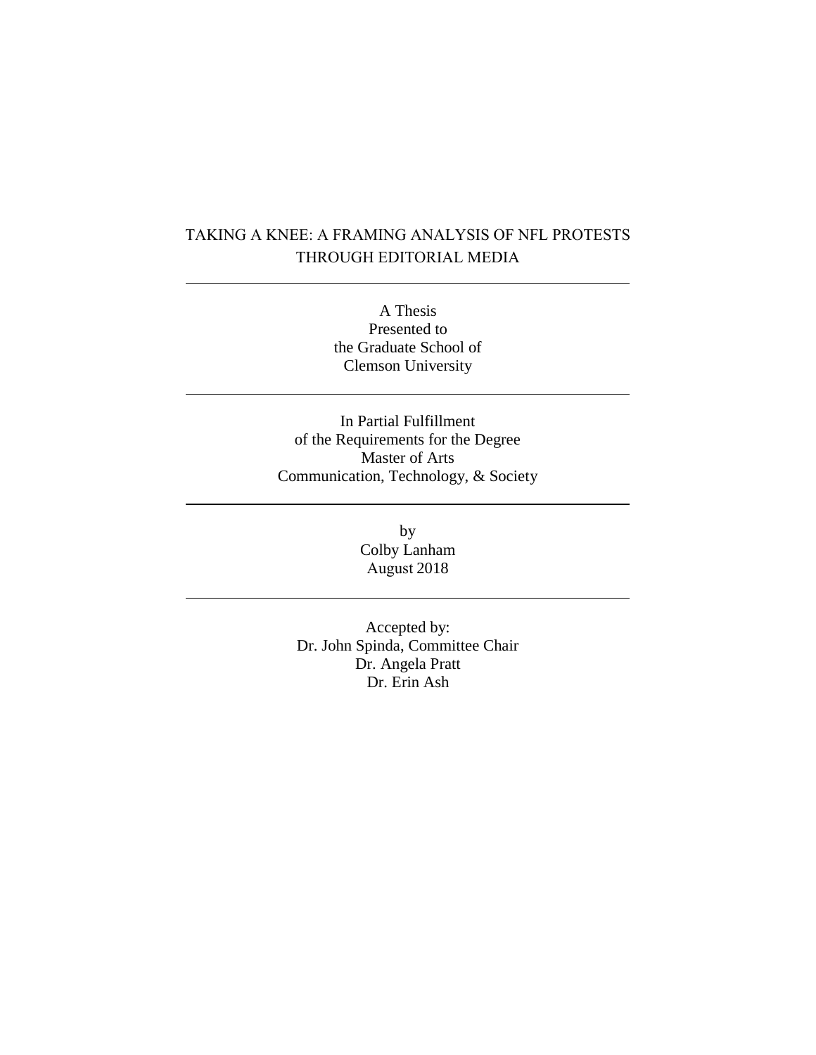# TAKING A KNEE: A FRAMING ANALYSIS OF NFL PROTESTS THROUGH EDITORIAL MEDIA

---

A Thesis
Presented to
the Graduate School of
Clemson University

---

In Partial Fulfillment
of the Requirements for the Degree
Master of Arts
Communication, Technology, & Society

---

by
Colby Lanham
August 2018

---

Accepted by:
Dr. John Spinda, Committee Chair
Dr. Angela Pratt
Dr. Erin Ash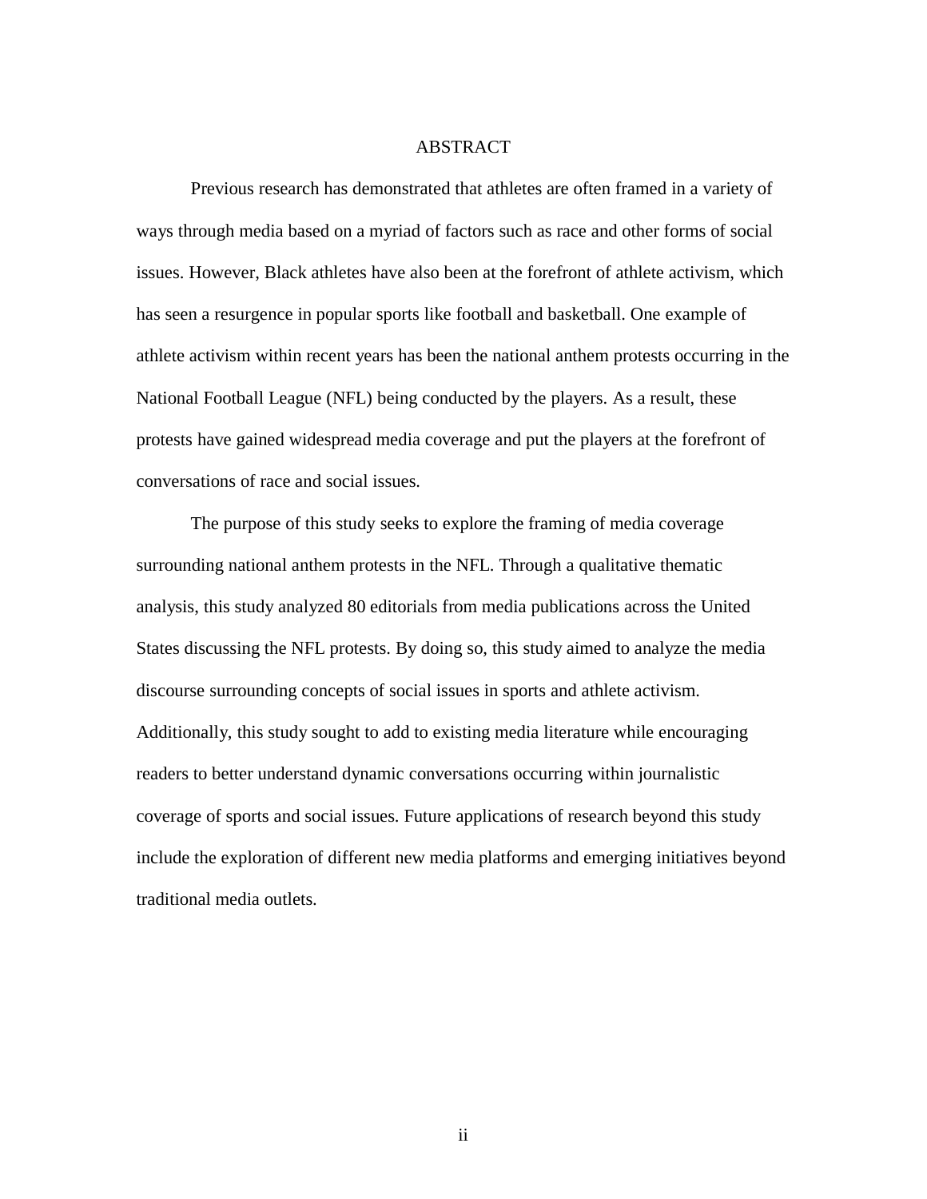# ABSTRACT

Previous research has demonstrated that athletes are often framed in a variety of ways through media based on a myriad of factors such as race and other forms of social issues. However, Black athletes have also been at the forefront of athlete activism, which has seen a resurgence in popular sports like football and basketball. One example of athlete activism within recent years has been the national anthem protests occurring in the National Football League (NFL) being conducted by the players. As a result, these protests have gained widespread media coverage and put the players at the forefront of conversations of race and social issues.

The purpose of this study seeks to explore the framing of media coverage surrounding national anthem protests in the NFL. Through a qualitative thematic analysis, this study analyzed 80 editorials from media publications across the United States discussing the NFL protests. By doing so, this study aimed to analyze the media discourse surrounding concepts of social issues in sports and athlete activism. Additionally, this study sought to add to existing media literature while encouraging readers to better understand dynamic conversations occurring within journalistic coverage of sports and social issues. Future applications of research beyond this study include the exploration of different new media platforms and emerging initiatives beyond traditional media outlets.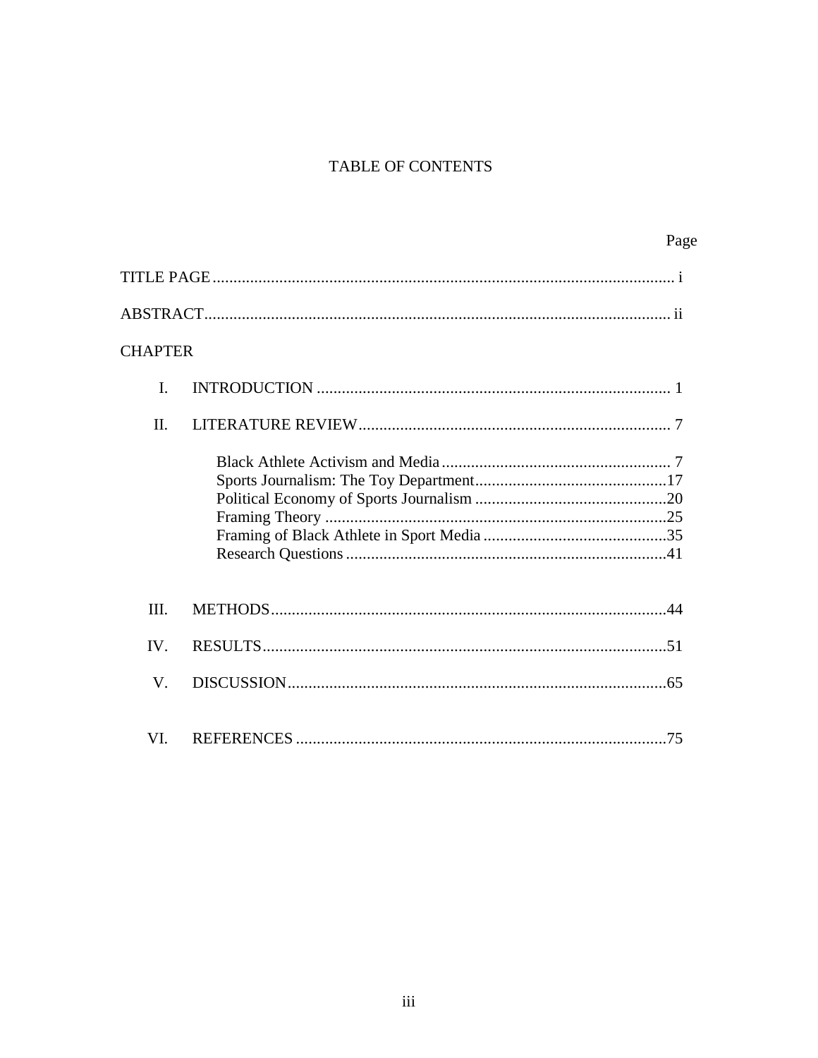# TABLE OF CONTENTS

| | Page |
|---|---|
| TITLE PAGE | i |
| ABSTRACT | ii |
| CHAPTER | |
| I. INTRODUCTION | 1 |
| II. LITERATURE REVIEW | 7 |
| Black Athlete Activism and Media | 7 |
| Sports Journalism: The Toy Department | 17 |
| Political Economy of Sports Journalism | 20 |
| Framing Theory | 25 |
| Framing of Black Athlete in Sport Media | 35 |
| Research Questions | 41 |
| III. METHODS | 44 |
| IV. RESULTS | 51 |
| V. DISCUSSION | 65 |
| VI. REFERENCES | 75 |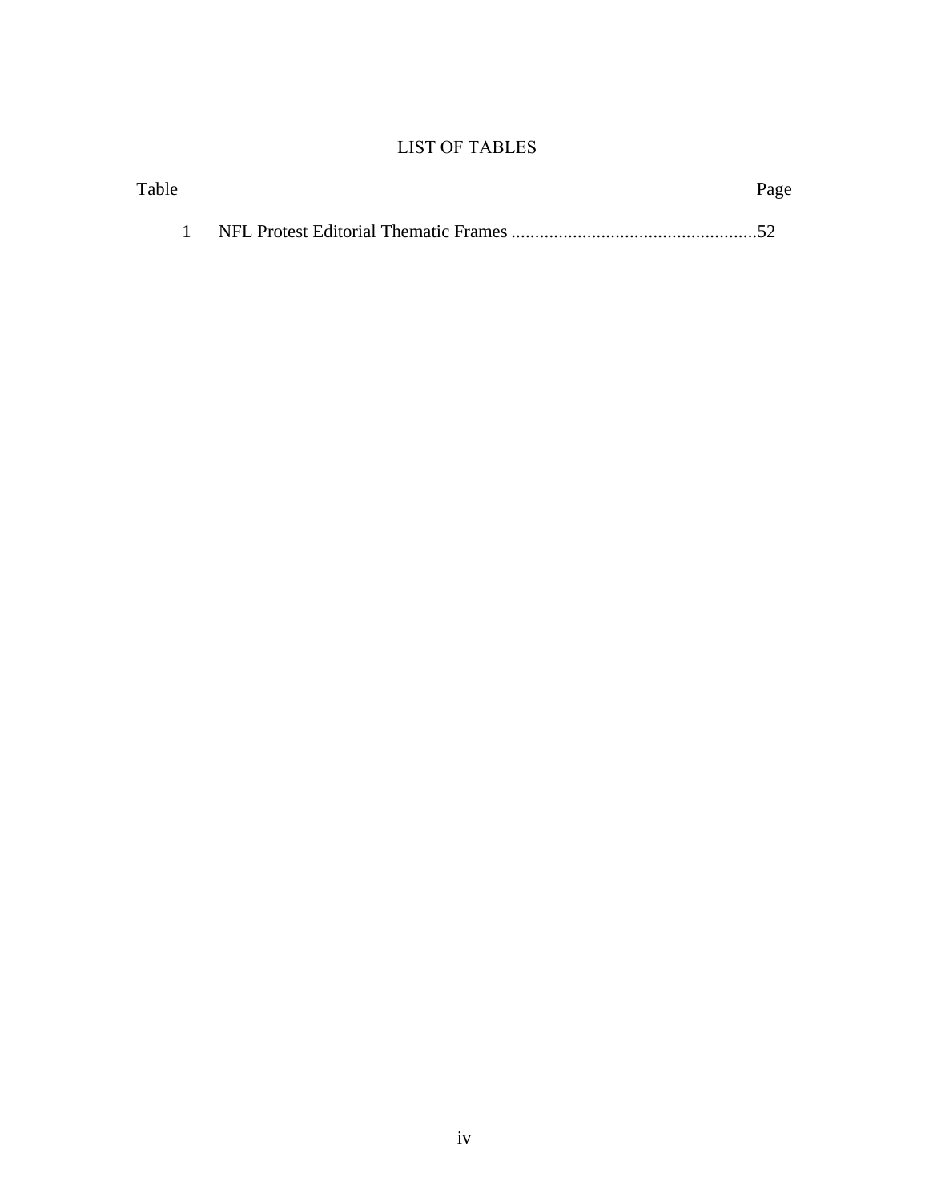# LIST OF TABLES

| Table | | Page |
|---|---|---|
| 1 | NFL Protest Editorial Thematic Frames | 52 |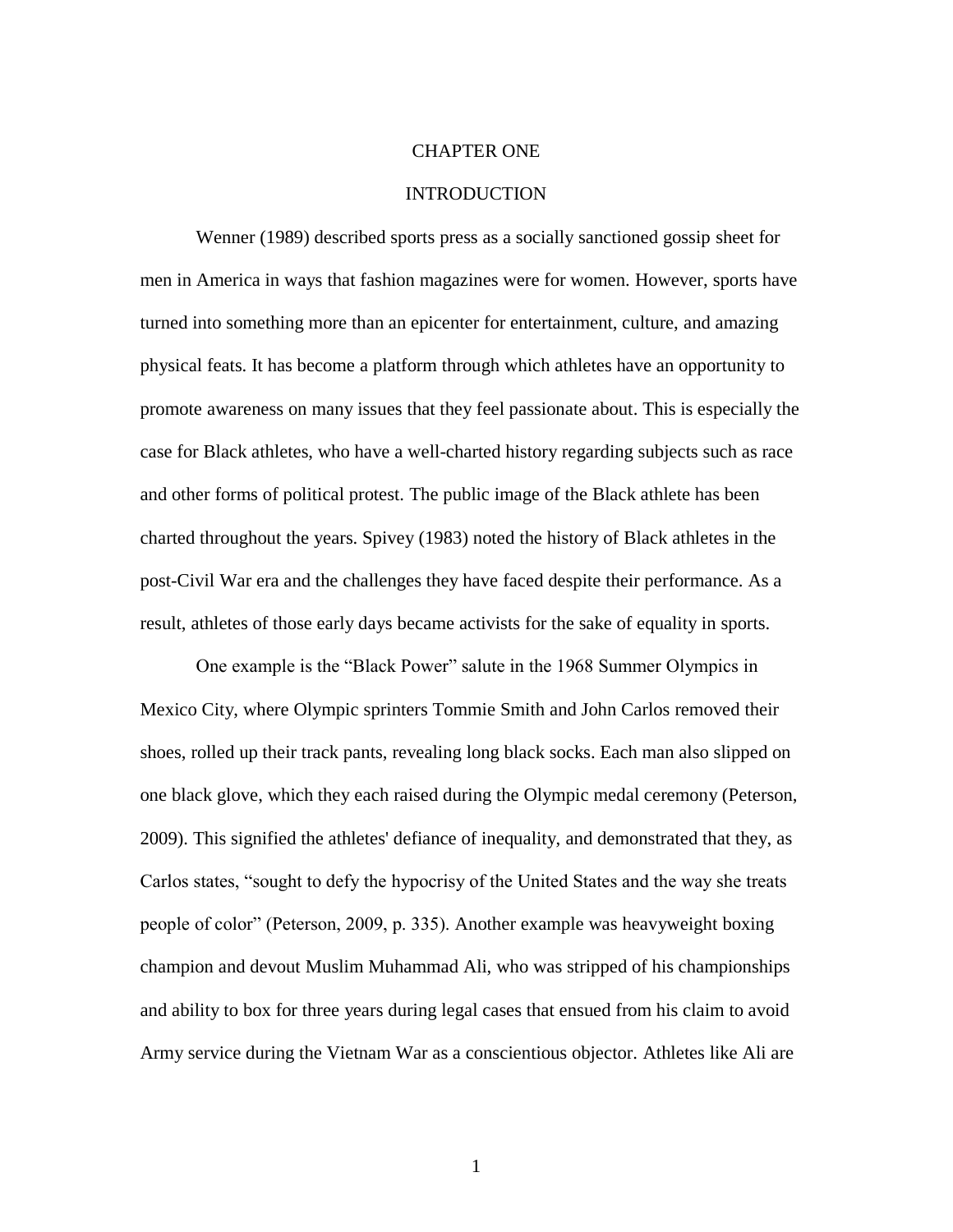# CHAPTER ONE

# INTRODUCTION

Wenner (1989) described sports press as a socially sanctioned gossip sheet for men in America in ways that fashion magazines were for women. However, sports have turned into something more than an epicenter for entertainment, culture, and amazing physical feats. It has become a platform through which athletes have an opportunity to promote awareness on many issues that they feel passionate about. This is especially the case for Black athletes, who have a well-charted history regarding subjects such as race and other forms of political protest. The public image of the Black athlete has been charted throughout the years. Spivey (1983) noted the history of Black athletes in the post-Civil War era and the challenges they have faced despite their performance. As a result, athletes of those early days became activists for the sake of equality in sports.

One example is the "Black Power" salute in the 1968 Summer Olympics in Mexico City, where Olympic sprinters Tommie Smith and John Carlos removed their shoes, rolled up their track pants, revealing long black socks. Each man also slipped on one black glove, which they each raised during the Olympic medal ceremony (Peterson, 2009). This signified the athletes' defiance of inequality, and demonstrated that they, as Carlos states, "sought to defy the hypocrisy of the United States and the way she treats people of color" (Peterson, 2009, p. 335). Another example was heavyweight boxing champion and devout Muslim Muhammad Ali, who was stripped of his championships and ability to box for three years during legal cases that ensued from his claim to avoid Army service during the Vietnam War as a conscientious objector. Athletes like Ali are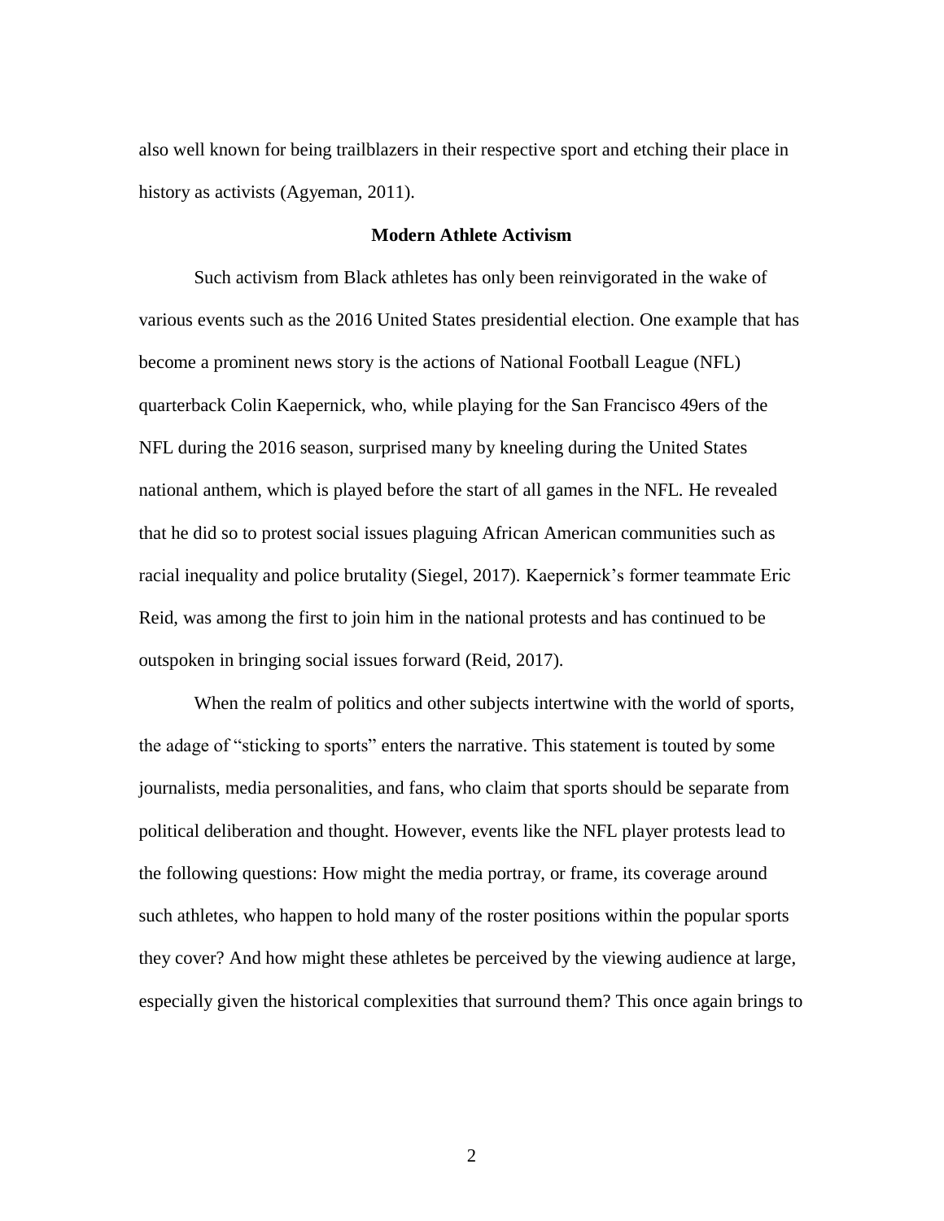also well known for being trailblazers in their respective sport and etching their place in history as activists (Agyeman, 2011).

## Modern Athlete Activism

Such activism from Black athletes has only been reinvigorated in the wake of various events such as the 2016 United States presidential election. One example that has become a prominent news story is the actions of National Football League (NFL) quarterback Colin Kaepernick, who, while playing for the San Francisco 49ers of the NFL during the 2016 season, surprised many by kneeling during the United States national anthem, which is played before the start of all games in the NFL. He revealed that he did so to protest social issues plaguing African American communities such as racial inequality and police brutality (Siegel, 2017). Kaepernick's former teammate Eric Reid, was among the first to join him in the national protests and has continued to be outspoken in bringing social issues forward (Reid, 2017).

When the realm of politics and other subjects intertwine with the world of sports, the adage of "sticking to sports" enters the narrative. This statement is touted by some journalists, media personalities, and fans, who claim that sports should be separate from political deliberation and thought. However, events like the NFL player protests lead to the following questions: How might the media portray, or frame, its coverage around such athletes, who happen to hold many of the roster positions within the popular sports they cover? And how might these athletes be perceived by the viewing audience at large, especially given the historical complexities that surround them? This once again brings to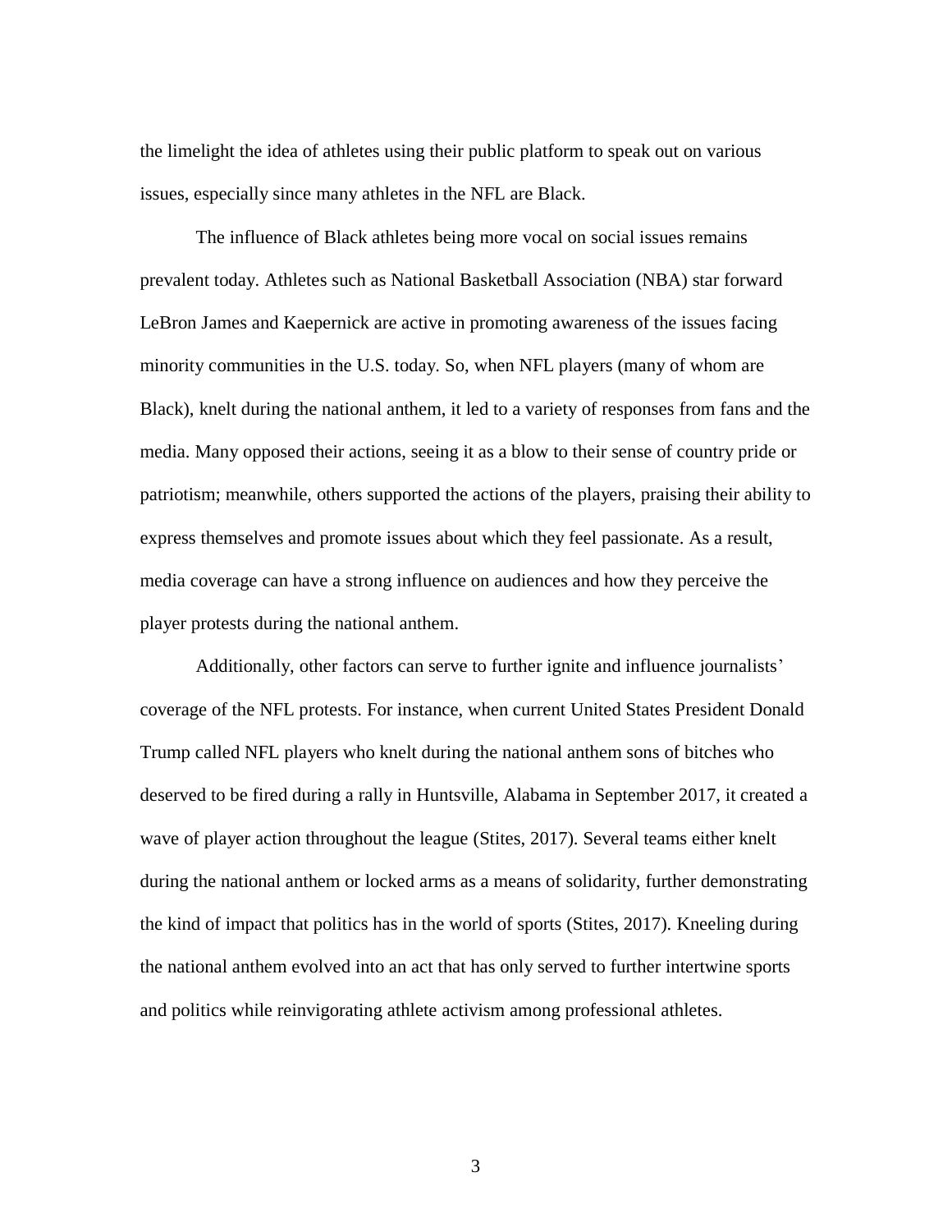the limelight the idea of athletes using their public platform to speak out on various issues, especially since many athletes in the NFL are Black.

The influence of Black athletes being more vocal on social issues remains prevalent today. Athletes such as National Basketball Association (NBA) star forward LeBron James and Kaepernick are active in promoting awareness of the issues facing minority communities in the U.S. today. So, when NFL players (many of whom are Black), knelt during the national anthem, it led to a variety of responses from fans and the media. Many opposed their actions, seeing it as a blow to their sense of country pride or patriotism; meanwhile, others supported the actions of the players, praising their ability to express themselves and promote issues about which they feel passionate. As a result, media coverage can have a strong influence on audiences and how they perceive the player protests during the national anthem.

Additionally, other factors can serve to further ignite and influence journalists' coverage of the NFL protests. For instance, when current United States President Donald Trump called NFL players who knelt during the national anthem sons of bitches who deserved to be fired during a rally in Huntsville, Alabama in September 2017, it created a wave of player action throughout the league (Stites, 2017). Several teams either knelt during the national anthem or locked arms as a means of solidarity, further demonstrating the kind of impact that politics has in the world of sports (Stites, 2017). Kneeling during the national anthem evolved into an act that has only served to further intertwine sports and politics while reinvigorating athlete activism among professional athletes.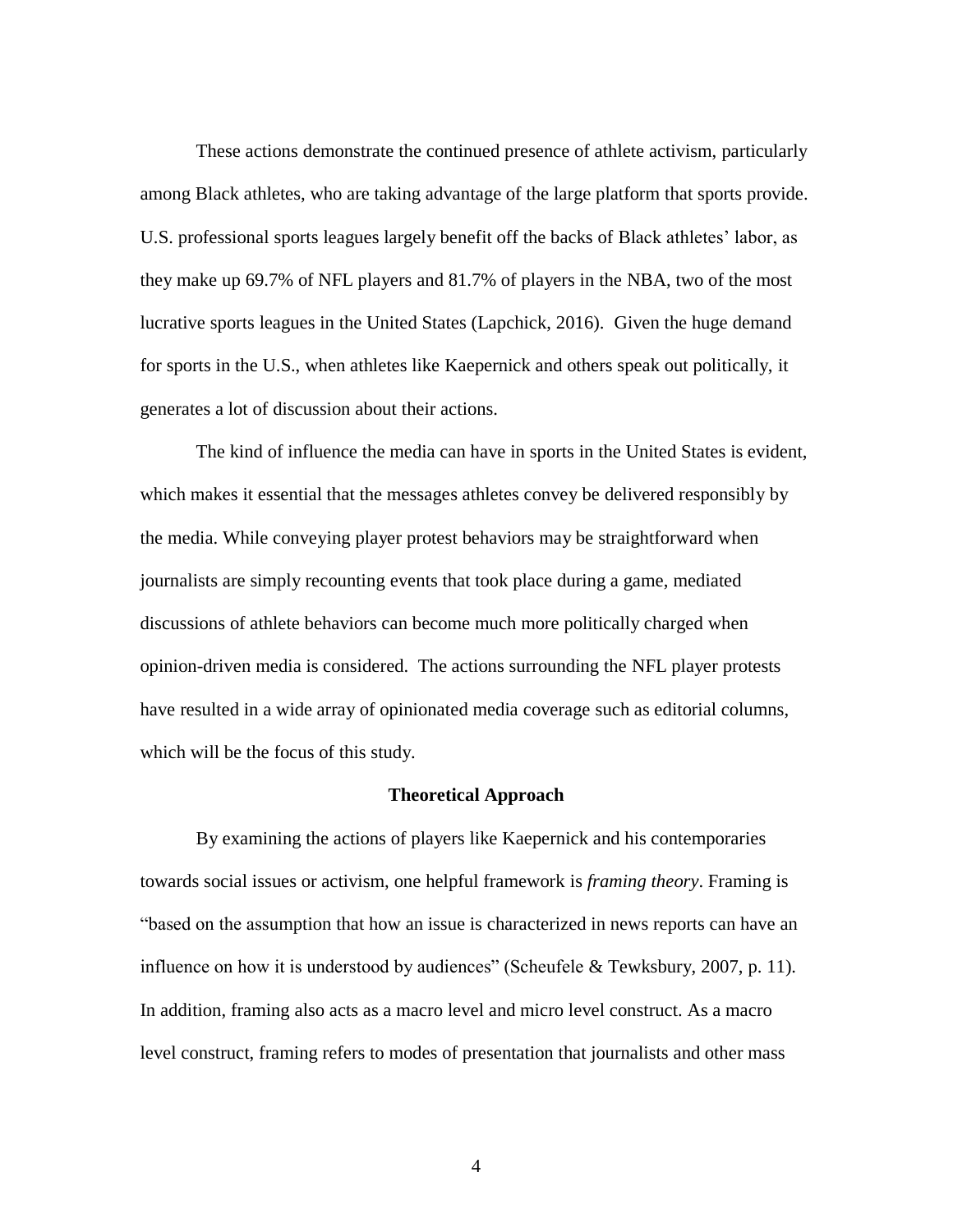These actions demonstrate the continued presence of athlete activism, particularly among Black athletes, who are taking advantage of the large platform that sports provide. U.S. professional sports leagues largely benefit off the backs of Black athletes' labor, as they make up 69.7% of NFL players and 81.7% of players in the NBA, two of the most lucrative sports leagues in the United States (Lapchick, 2016). Given the huge demand for sports in the U.S., when athletes like Kaepernick and others speak out politically, it generates a lot of discussion about their actions.

The kind of influence the media can have in sports in the United States is evident, which makes it essential that the messages athletes convey be delivered responsibly by the media. While conveying player protest behaviors may be straightforward when journalists are simply recounting events that took place during a game, mediated discussions of athlete behaviors can become much more politically charged when opinion-driven media is considered. The actions surrounding the NFL player protests have resulted in a wide array of opinionated media coverage such as editorial columns, which will be the focus of this study.

## Theoretical Approach

By examining the actions of players like Kaepernick and his contemporaries towards social issues or activism, one helpful framework is *framing theory*. Framing is "based on the assumption that how an issue is characterized in news reports can have an influence on how it is understood by audiences" (Scheufele & Tewksbury, 2007, p. 11). In addition, framing also acts as a macro level and micro level construct. As a macro level construct, framing refers to modes of presentation that journalists and other mass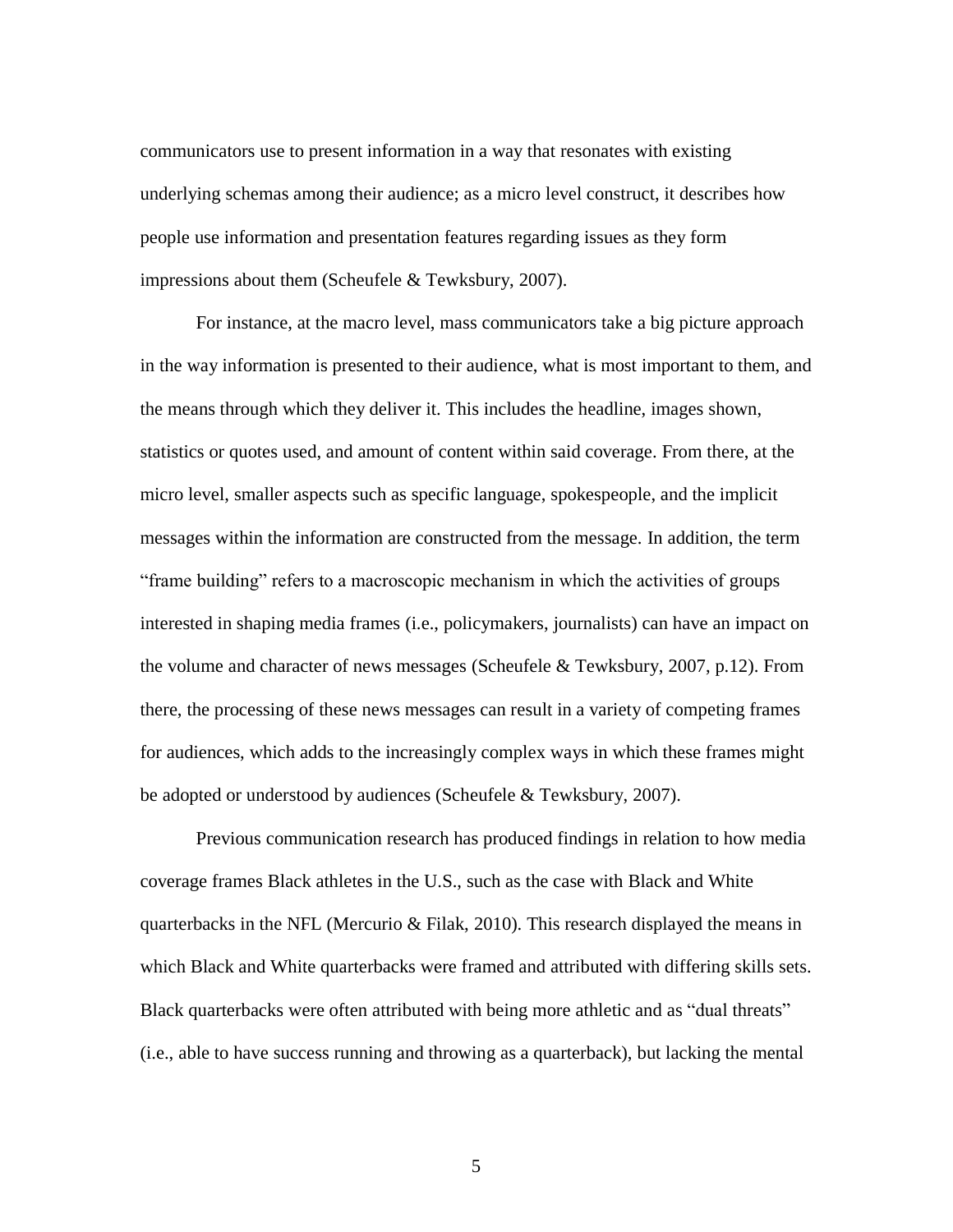communicators use to present information in a way that resonates with existing underlying schemas among their audience; as a micro level construct, it describes how people use information and presentation features regarding issues as they form impressions about them (Scheufele & Tewksbury, 2007).

For instance, at the macro level, mass communicators take a big picture approach in the way information is presented to their audience, what is most important to them, and the means through which they deliver it. This includes the headline, images shown, statistics or quotes used, and amount of content within said coverage. From there, at the micro level, smaller aspects such as specific language, spokespeople, and the implicit messages within the information are constructed from the message. In addition, the term "frame building" refers to a macroscopic mechanism in which the activities of groups interested in shaping media frames (i.e., policymakers, journalists) can have an impact on the volume and character of news messages (Scheufele & Tewksbury, 2007, p.12). From there, the processing of these news messages can result in a variety of competing frames for audiences, which adds to the increasingly complex ways in which these frames might be adopted or understood by audiences (Scheufele & Tewksbury, 2007).

Previous communication research has produced findings in relation to how media coverage frames Black athletes in the U.S., such as the case with Black and White quarterbacks in the NFL (Mercurio & Filak, 2010). This research displayed the means in which Black and White quarterbacks were framed and attributed with differing skills sets. Black quarterbacks were often attributed with being more athletic and as "dual threats" (i.e., able to have success running and throwing as a quarterback), but lacking the mental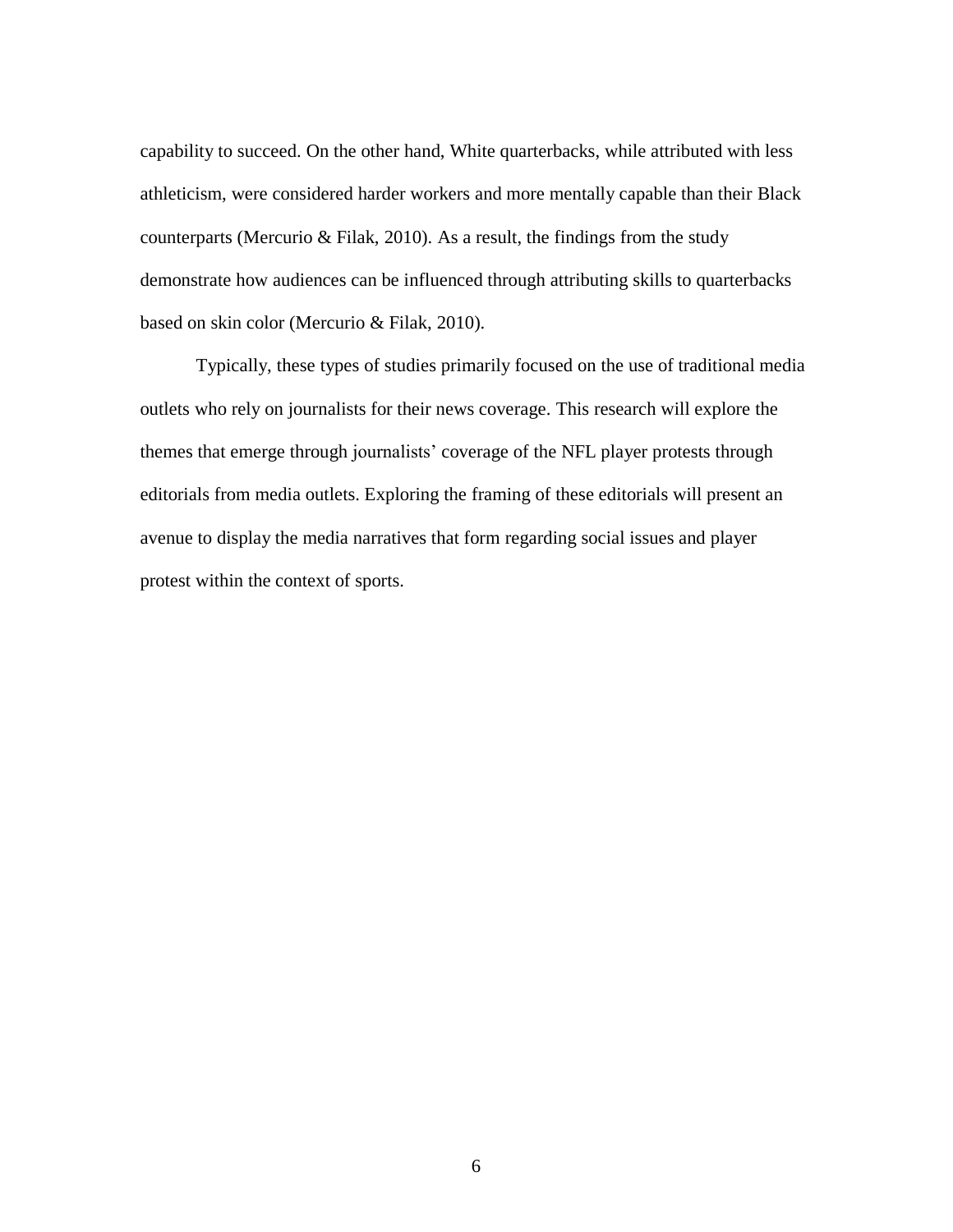capability to succeed. On the other hand, White quarterbacks, while attributed with less athleticism, were considered harder workers and more mentally capable than their Black counterparts (Mercurio & Filak, 2010). As a result, the findings from the study demonstrate how audiences can be influenced through attributing skills to quarterbacks based on skin color (Mercurio & Filak, 2010).

Typically, these types of studies primarily focused on the use of traditional media outlets who rely on journalists for their news coverage. This research will explore the themes that emerge through journalists' coverage of the NFL player protests through editorials from media outlets. Exploring the framing of these editorials will present an avenue to display the media narratives that form regarding social issues and player protest within the context of sports.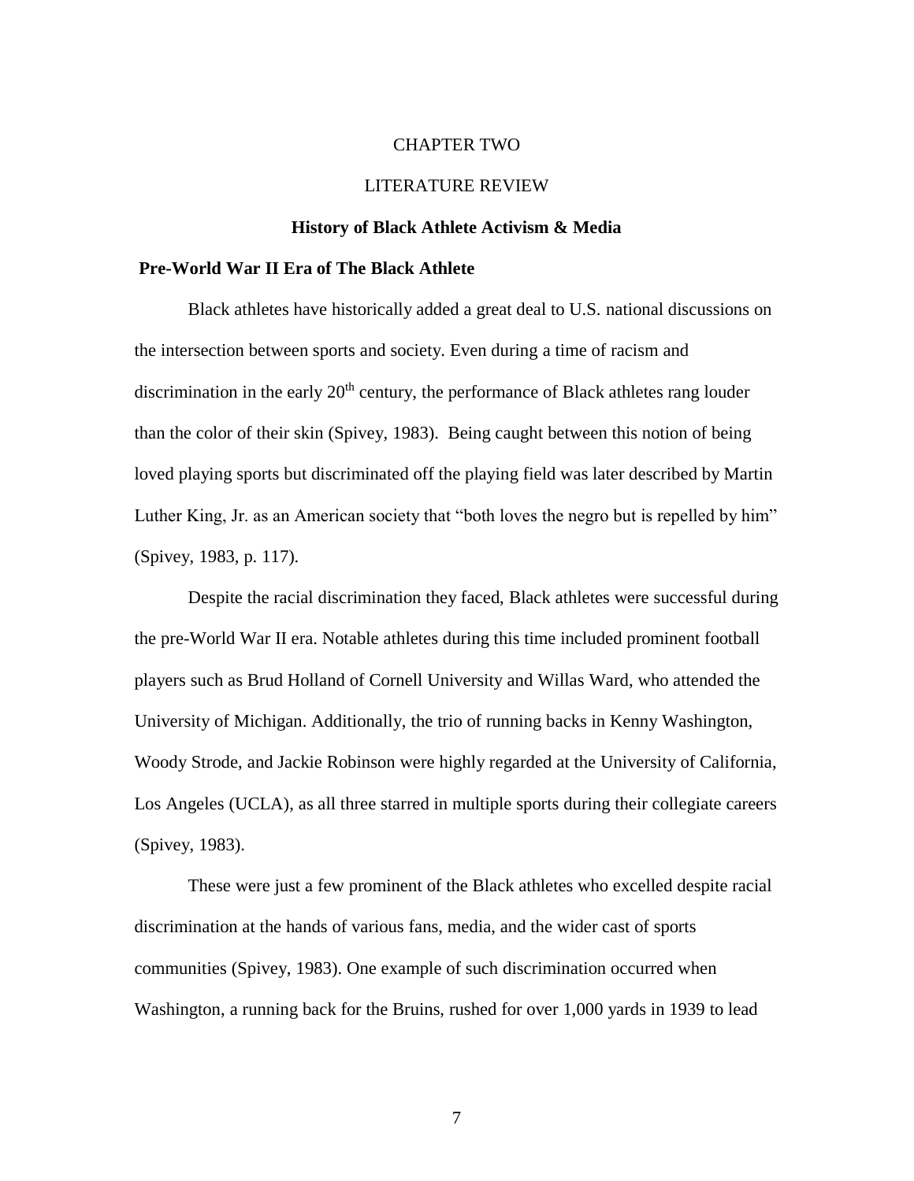# CHAPTER TWO

# LITERATURE REVIEW

## History of Black Athlete Activism & Media

### Pre-World War II Era of The Black Athlete

Black athletes have historically added a great deal to U.S. national discussions on the intersection between sports and society. Even during a time of racism and discrimination in the early 20th century, the performance of Black athletes rang louder than the color of their skin (Spivey, 1983). Being caught between this notion of being loved playing sports but discriminated off the playing field was later described by Martin Luther King, Jr. as an American society that "both loves the negro but is repelled by him" (Spivey, 1983, p. 117).

Despite the racial discrimination they faced, Black athletes were successful during the pre-World War II era. Notable athletes during this time included prominent football players such as Brud Holland of Cornell University and Willas Ward, who attended the University of Michigan. Additionally, the trio of running backs in Kenny Washington, Woody Strode, and Jackie Robinson were highly regarded at the University of California, Los Angeles (UCLA), as all three starred in multiple sports during their collegiate careers (Spivey, 1983).

These were just a few prominent of the Black athletes who excelled despite racial discrimination at the hands of various fans, media, and the wider cast of sports communities (Spivey, 1983). One example of such discrimination occurred when Washington, a running back for the Bruins, rushed for over 1,000 yards in 1939 to lead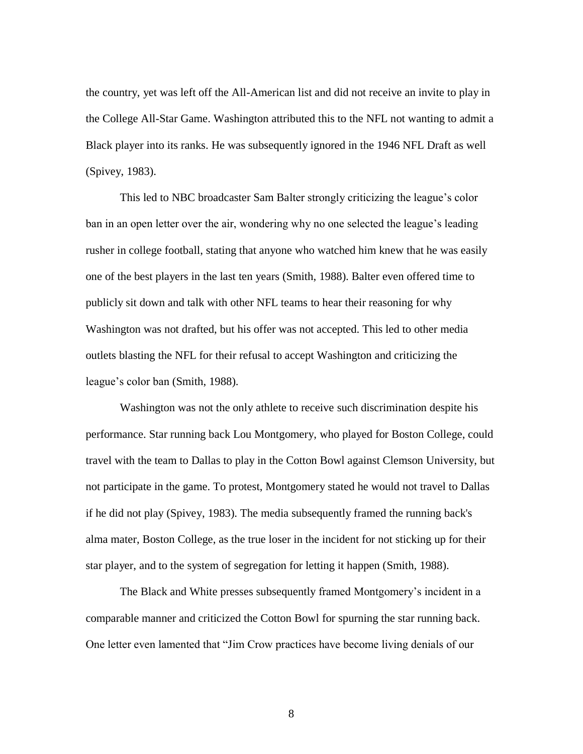the country, yet was left off the All-American list and did not receive an invite to play in the College All-Star Game. Washington attributed this to the NFL not wanting to admit a Black player into its ranks. He was subsequently ignored in the 1946 NFL Draft as well (Spivey, 1983).

This led to NBC broadcaster Sam Balter strongly criticizing the league's color ban in an open letter over the air, wondering why no one selected the league's leading rusher in college football, stating that anyone who watched him knew that he was easily one of the best players in the last ten years (Smith, 1988). Balter even offered time to publicly sit down and talk with other NFL teams to hear their reasoning for why Washington was not drafted, but his offer was not accepted. This led to other media outlets blasting the NFL for their refusal to accept Washington and criticizing the league's color ban (Smith, 1988).

Washington was not the only athlete to receive such discrimination despite his performance. Star running back Lou Montgomery, who played for Boston College, could travel with the team to Dallas to play in the Cotton Bowl against Clemson University, but not participate in the game. To protest, Montgomery stated he would not travel to Dallas if he did not play (Spivey, 1983). The media subsequently framed the running back's alma mater, Boston College, as the true loser in the incident for not sticking up for their star player, and to the system of segregation for letting it happen (Smith, 1988).

The Black and White presses subsequently framed Montgomery's incident in a comparable manner and criticized the Cotton Bowl for spurning the star running back. One letter even lamented that "Jim Crow practices have become living denials of our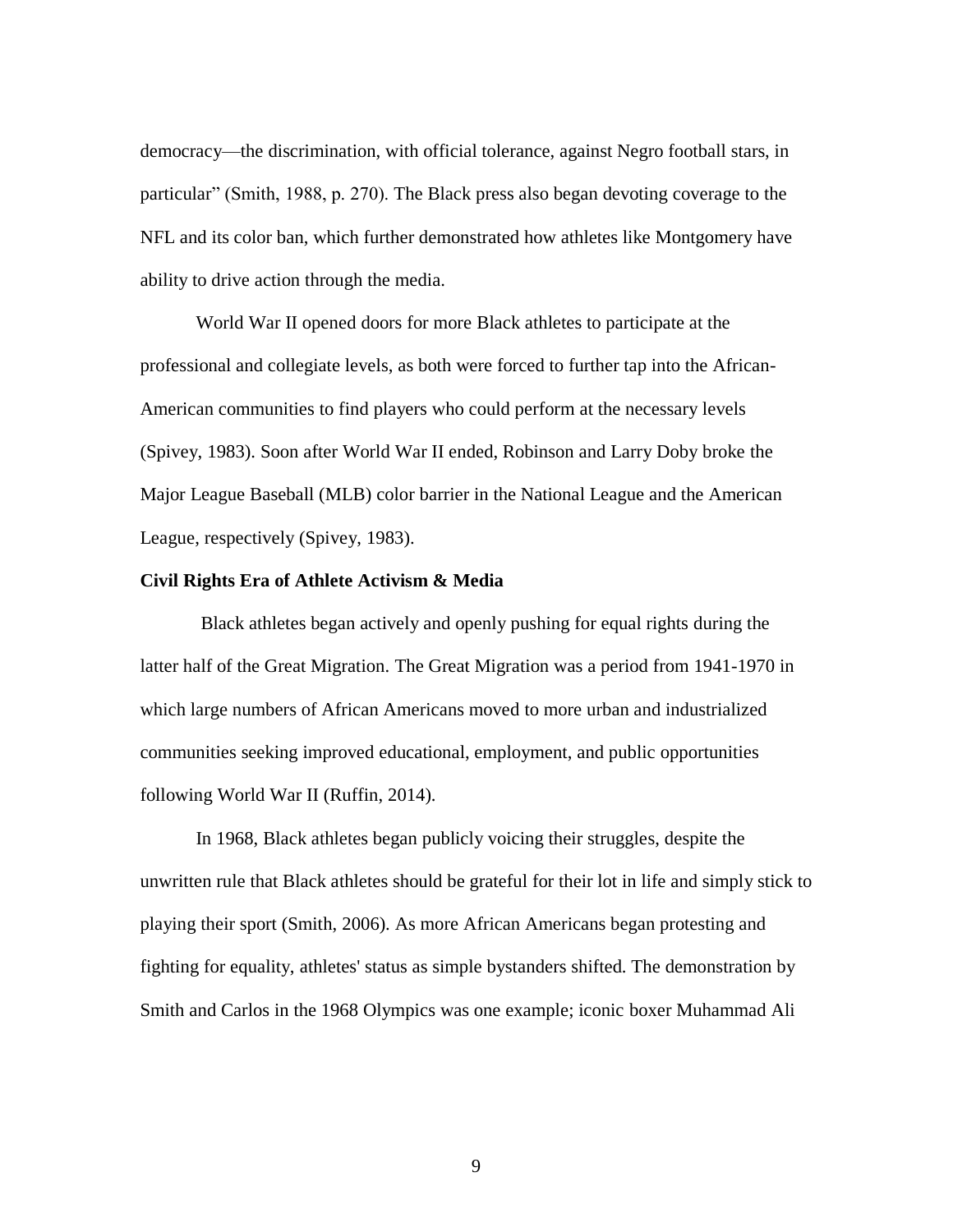democracy—the discrimination, with official tolerance, against Negro football stars, in particular" (Smith, 1988, p. 270). The Black press also began devoting coverage to the NFL and its color ban, which further demonstrated how athletes like Montgomery have ability to drive action through the media.

World War II opened doors for more Black athletes to participate at the professional and collegiate levels, as both were forced to further tap into the African-American communities to find players who could perform at the necessary levels (Spivey, 1983). Soon after World War II ended, Robinson and Larry Doby broke the Major League Baseball (MLB) color barrier in the National League and the American League, respectively (Spivey, 1983).

**Civil Rights Era of Athlete Activism & Media**

Black athletes began actively and openly pushing for equal rights during the latter half of the Great Migration. The Great Migration was a period from 1941-1970 in which large numbers of African Americans moved to more urban and industrialized communities seeking improved educational, employment, and public opportunities following World War II (Ruffin, 2014).

In 1968, Black athletes began publicly voicing their struggles, despite the unwritten rule that Black athletes should be grateful for their lot in life and simply stick to playing their sport (Smith, 2006). As more African Americans began protesting and fighting for equality, athletes' status as simple bystanders shifted. The demonstration by Smith and Carlos in the 1968 Olympics was one example; iconic boxer Muhammad Ali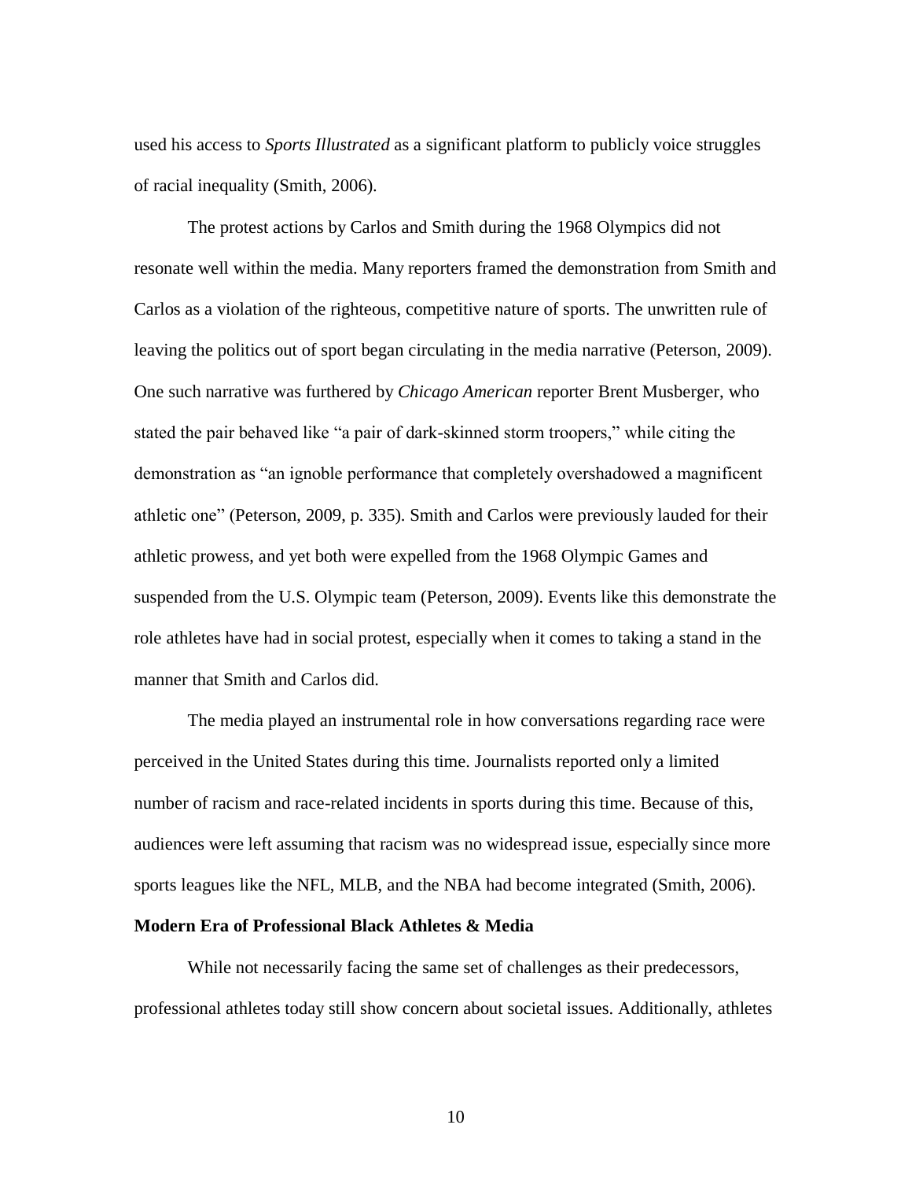used his access to *Sports Illustrated* as a significant platform to publicly voice struggles of racial inequality (Smith, 2006).

The protest actions by Carlos and Smith during the 1968 Olympics did not resonate well within the media. Many reporters framed the demonstration from Smith and Carlos as a violation of the righteous, competitive nature of sports. The unwritten rule of leaving the politics out of sport began circulating in the media narrative (Peterson, 2009). One such narrative was furthered by *Chicago American* reporter Brent Musberger, who stated the pair behaved like "a pair of dark-skinned storm troopers," while citing the demonstration as "an ignoble performance that completely overshadowed a magnificent athletic one" (Peterson, 2009, p. 335). Smith and Carlos were previously lauded for their athletic prowess, and yet both were expelled from the 1968 Olympic Games and suspended from the U.S. Olympic team (Peterson, 2009). Events like this demonstrate the role athletes have had in social protest, especially when it comes to taking a stand in the manner that Smith and Carlos did.

The media played an instrumental role in how conversations regarding race were perceived in the United States during this time. Journalists reported only a limited number of racism and race-related incidents in sports during this time. Because of this, audiences were left assuming that racism was no widespread issue, especially since more sports leagues like the NFL, MLB, and the NBA had become integrated (Smith, 2006).

### Modern Era of Professional Black Athletes & Media

While not necessarily facing the same set of challenges as their predecessors, professional athletes today still show concern about societal issues. Additionally, athletes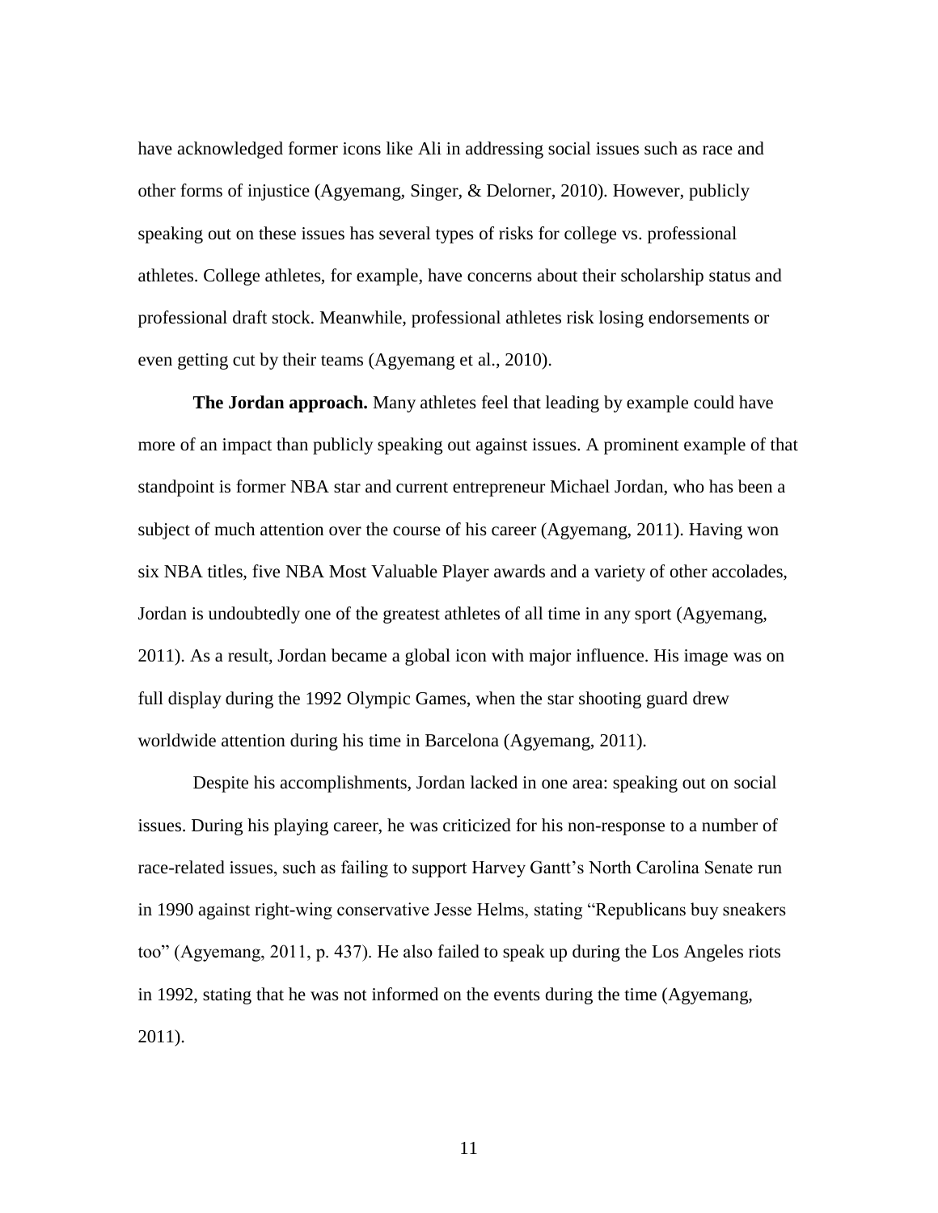have acknowledged former icons like Ali in addressing social issues such as race and other forms of injustice (Agyemang, Singer, & Delorner, 2010). However, publicly speaking out on these issues has several types of risks for college vs. professional athletes. College athletes, for example, have concerns about their scholarship status and professional draft stock. Meanwhile, professional athletes risk losing endorsements or even getting cut by their teams (Agyemang et al., 2010).

**The Jordan approach.** Many athletes feel that leading by example could have more of an impact than publicly speaking out against issues. A prominent example of that standpoint is former NBA star and current entrepreneur Michael Jordan, who has been a subject of much attention over the course of his career (Agyemang, 2011). Having won six NBA titles, five NBA Most Valuable Player awards and a variety of other accolades, Jordan is undoubtedly one of the greatest athletes of all time in any sport (Agyemang, 2011). As a result, Jordan became a global icon with major influence. His image was on full display during the 1992 Olympic Games, when the star shooting guard drew worldwide attention during his time in Barcelona (Agyemang, 2011).

Despite his accomplishments, Jordan lacked in one area: speaking out on social issues. During his playing career, he was criticized for his non-response to a number of race-related issues, such as failing to support Harvey Gantt's North Carolina Senate run in 1990 against right-wing conservative Jesse Helms, stating "Republicans buy sneakers too" (Agyemang, 2011, p. 437). He also failed to speak up during the Los Angeles riots in 1992, stating that he was not informed on the events during the time (Agyemang, 2011).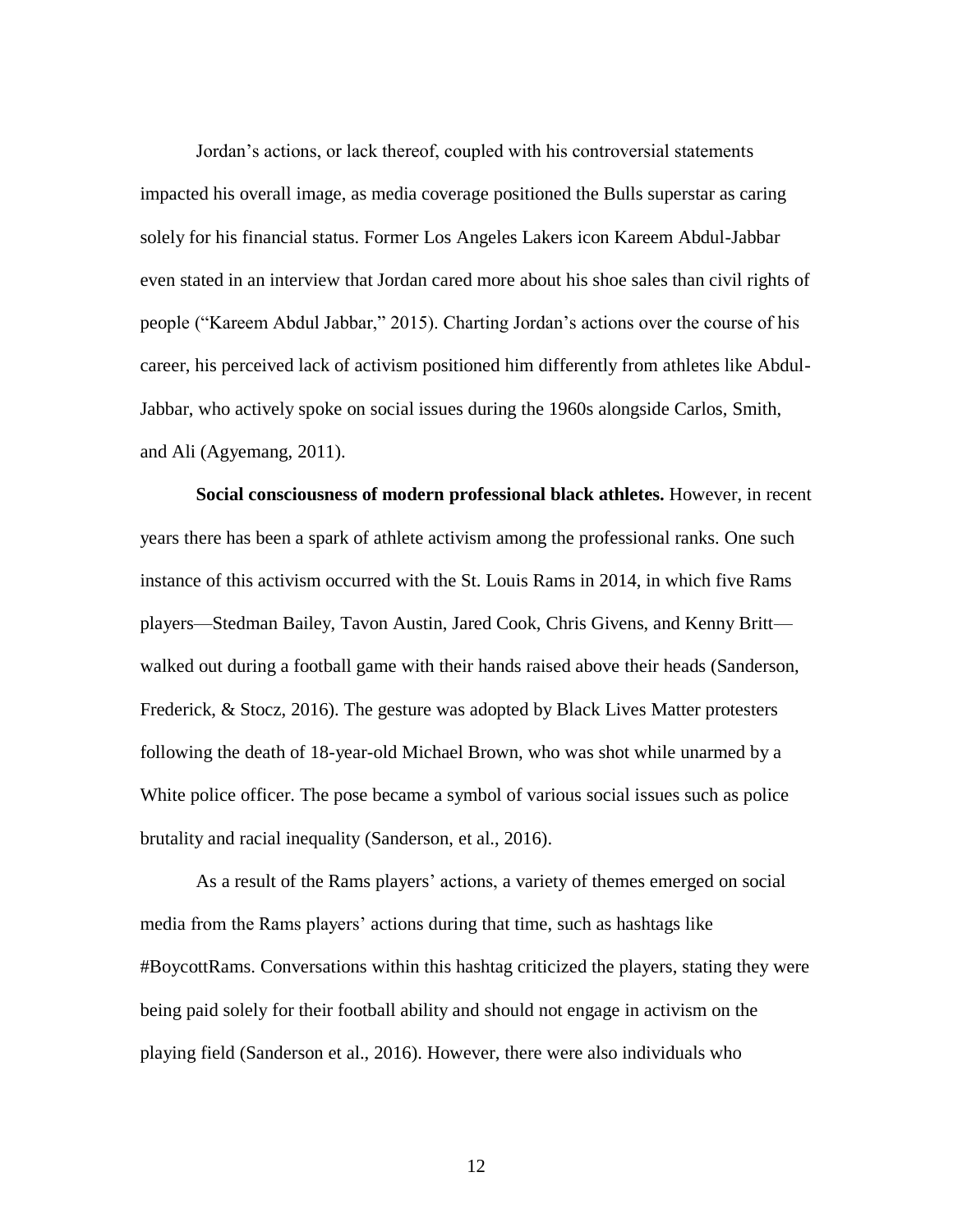Jordan's actions, or lack thereof, coupled with his controversial statements impacted his overall image, as media coverage positioned the Bulls superstar as caring solely for his financial status. Former Los Angeles Lakers icon Kareem Abdul-Jabbar even stated in an interview that Jordan cared more about his shoe sales than civil rights of people ("Kareem Abdul Jabbar," 2015). Charting Jordan's actions over the course of his career, his perceived lack of activism positioned him differently from athletes like Abdul-Jabbar, who actively spoke on social issues during the 1960s alongside Carlos, Smith, and Ali (Agyemang, 2011).

**Social consciousness of modern professional black athletes.** However, in recent years there has been a spark of athlete activism among the professional ranks. One such instance of this activism occurred with the St. Louis Rams in 2014, in which five Rams players—Stedman Bailey, Tavon Austin, Jared Cook, Chris Givens, and Kenny Britt—walked out during a football game with their hands raised above their heads (Sanderson, Frederick, & Stocz, 2016). The gesture was adopted by Black Lives Matter protesters following the death of 18-year-old Michael Brown, who was shot while unarmed by a White police officer. The pose became a symbol of various social issues such as police brutality and racial inequality (Sanderson, et al., 2016).

As a result of the Rams players' actions, a variety of themes emerged on social media from the Rams players' actions during that time, such as hashtags like #BoycottRams. Conversations within this hashtag criticized the players, stating they were being paid solely for their football ability and should not engage in activism on the playing field (Sanderson et al., 2016). However, there were also individuals who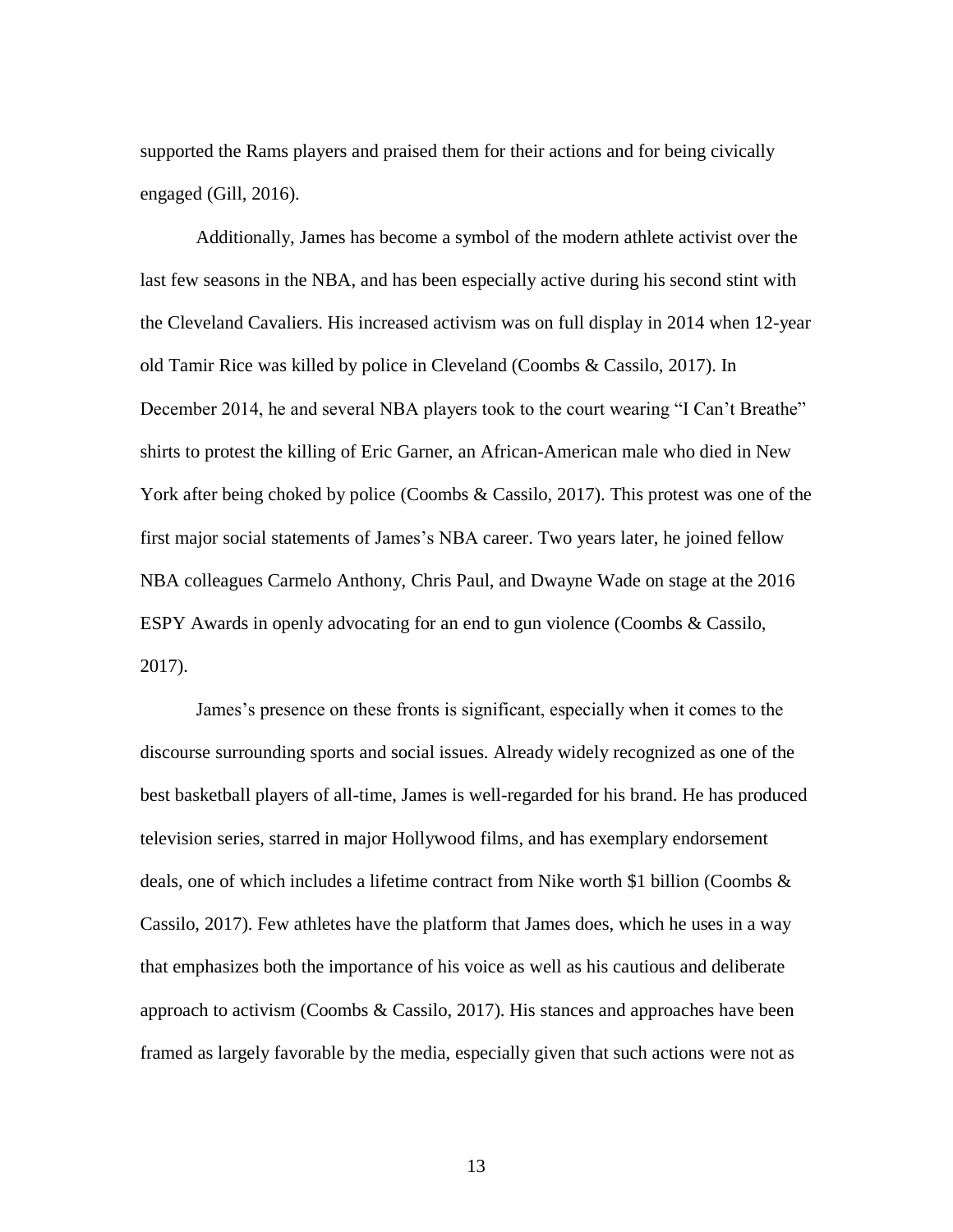supported the Rams players and praised them for their actions and for being civically engaged (Gill, 2016).

Additionally, James has become a symbol of the modern athlete activist over the last few seasons in the NBA, and has been especially active during his second stint with the Cleveland Cavaliers. His increased activism was on full display in 2014 when 12-year old Tamir Rice was killed by police in Cleveland (Coombs & Cassilo, 2017). In December 2014, he and several NBA players took to the court wearing "I Can't Breathe" shirts to protest the killing of Eric Garner, an African-American male who died in New York after being choked by police (Coombs & Cassilo, 2017). This protest was one of the first major social statements of James's NBA career. Two years later, he joined fellow NBA colleagues Carmelo Anthony, Chris Paul, and Dwayne Wade on stage at the 2016 ESPY Awards in openly advocating for an end to gun violence (Coombs & Cassilo, 2017).

James's presence on these fronts is significant, especially when it comes to the discourse surrounding sports and social issues. Already widely recognized as one of the best basketball players of all-time, James is well-regarded for his brand. He has produced television series, starred in major Hollywood films, and has exemplary endorsement deals, one of which includes a lifetime contract from Nike worth $1 billion (Coombs & Cassilo, 2017). Few athletes have the platform that James does, which he uses in a way that emphasizes both the importance of his voice as well as his cautious and deliberate approach to activism (Coombs & Cassilo, 2017). His stances and approaches have been framed as largely favorable by the media, especially given that such actions were not as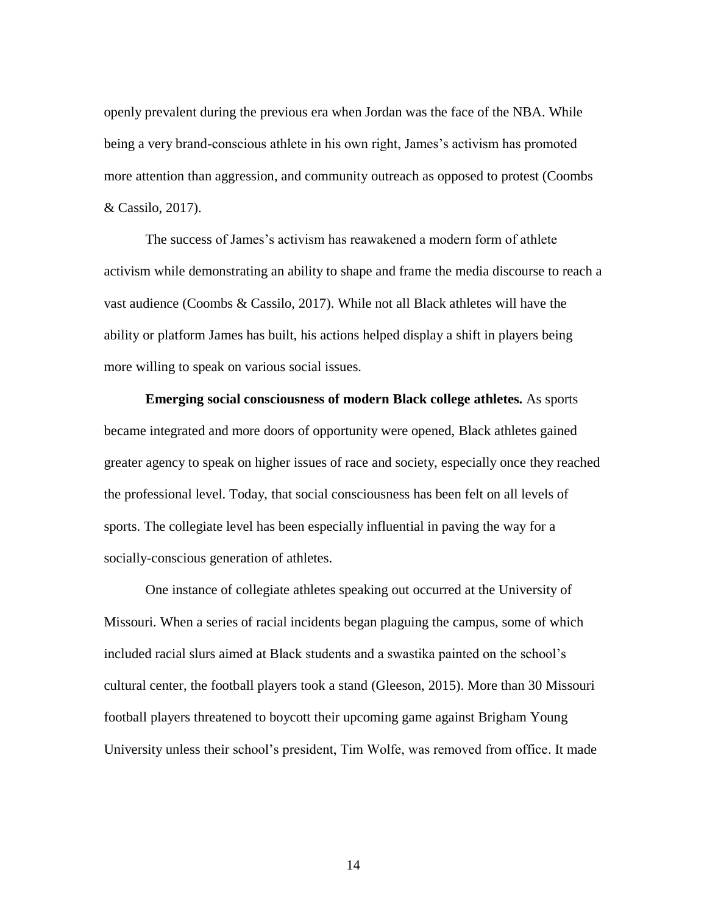openly prevalent during the previous era when Jordan was the face of the NBA. While being a very brand-conscious athlete in his own right, James's activism has promoted more attention than aggression, and community outreach as opposed to protest (Coombs & Cassilo, 2017).

The success of James's activism has reawakened a modern form of athlete activism while demonstrating an ability to shape and frame the media discourse to reach a vast audience (Coombs & Cassilo, 2017). While not all Black athletes will have the ability or platform James has built, his actions helped display a shift in players being more willing to speak on various social issues.

**Emerging social consciousness of modern Black college athletes.** As sports became integrated and more doors of opportunity were opened, Black athletes gained greater agency to speak on higher issues of race and society, especially once they reached the professional level. Today, that social consciousness has been felt on all levels of sports. The collegiate level has been especially influential in paving the way for a socially-conscious generation of athletes.

One instance of collegiate athletes speaking out occurred at the University of Missouri. When a series of racial incidents began plaguing the campus, some of which included racial slurs aimed at Black students and a swastika painted on the school's cultural center, the football players took a stand (Gleeson, 2015). More than 30 Missouri football players threatened to boycott their upcoming game against Brigham Young University unless their school's president, Tim Wolfe, was removed from office. It made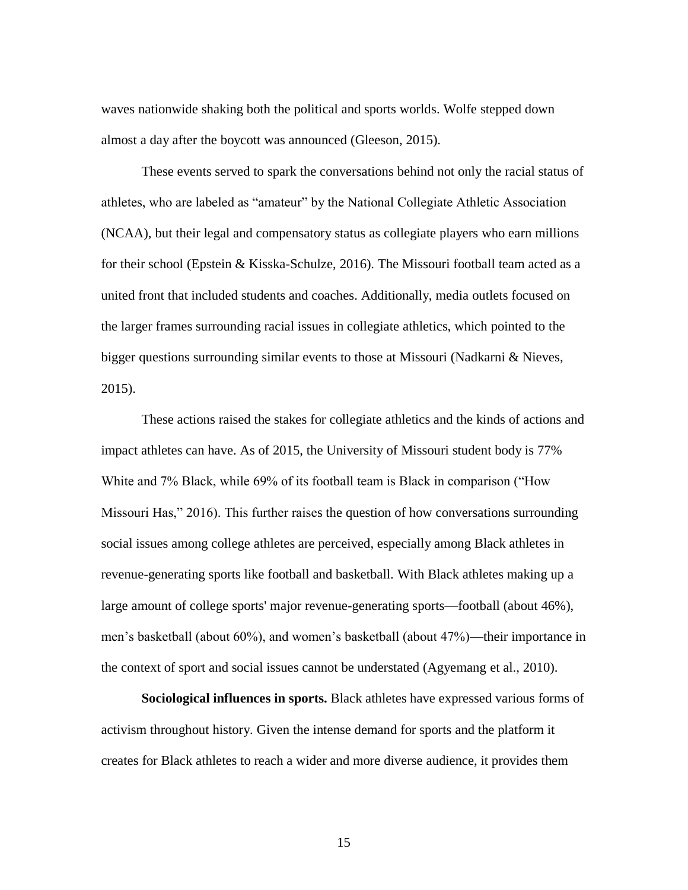waves nationwide shaking both the political and sports worlds. Wolfe stepped down almost a day after the boycott was announced (Gleeson, 2015).

These events served to spark the conversations behind not only the racial status of athletes, who are labeled as "amateur" by the National Collegiate Athletic Association (NCAA), but their legal and compensatory status as collegiate players who earn millions for their school (Epstein & Kisska-Schulze, 2016). The Missouri football team acted as a united front that included students and coaches. Additionally, media outlets focused on the larger frames surrounding racial issues in collegiate athletics, which pointed to the bigger questions surrounding similar events to those at Missouri (Nadkarni & Nieves, 2015).

These actions raised the stakes for collegiate athletics and the kinds of actions and impact athletes can have. As of 2015, the University of Missouri student body is 77% White and 7% Black, while 69% of its football team is Black in comparison ("How Missouri Has," 2016). This further raises the question of how conversations surrounding social issues among college athletes are perceived, especially among Black athletes in revenue-generating sports like football and basketball. With Black athletes making up a large amount of college sports' major revenue-generating sports—football (about 46%), men's basketball (about 60%), and women's basketball (about 47%)—their importance in the context of sport and social issues cannot be understated (Agyemang et al., 2010).

**Sociological influences in sports.** Black athletes have expressed various forms of activism throughout history. Given the intense demand for sports and the platform it creates for Black athletes to reach a wider and more diverse audience, it provides them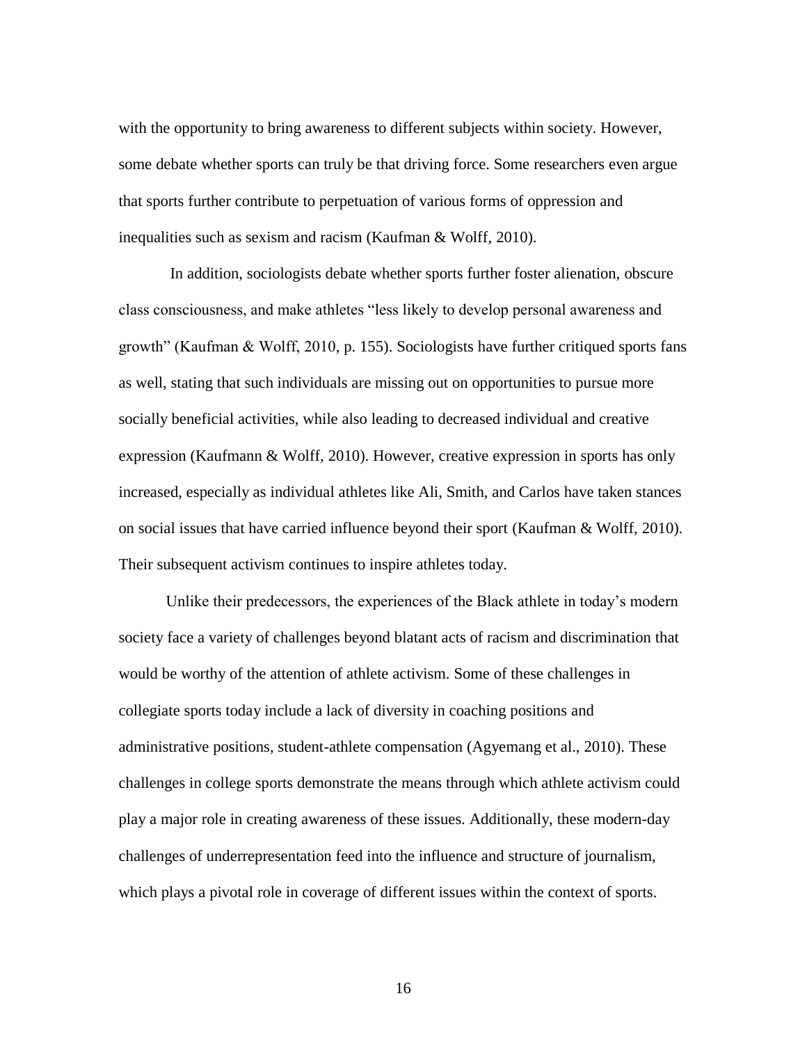with the opportunity to bring awareness to different subjects within society. However, some debate whether sports can truly be that driving force. Some researchers even argue that sports further contribute to perpetuation of various forms of oppression and inequalities such as sexism and racism (Kaufman & Wolff, 2010).

In addition, sociologists debate whether sports further foster alienation, obscure class consciousness, and make athletes "less likely to develop personal awareness and growth" (Kaufman & Wolff, 2010, p. 155). Sociologists have further critiqued sports fans as well, stating that such individuals are missing out on opportunities to pursue more socially beneficial activities, while also leading to decreased individual and creative expression (Kaufmann & Wolff, 2010). However, creative expression in sports has only increased, especially as individual athletes like Ali, Smith, and Carlos have taken stances on social issues that have carried influence beyond their sport (Kaufman & Wolff, 2010). Their subsequent activism continues to inspire athletes today.

Unlike their predecessors, the experiences of the Black athlete in today's modern society face a variety of challenges beyond blatant acts of racism and discrimination that would be worthy of the attention of athlete activism. Some of these challenges in collegiate sports today include a lack of diversity in coaching positions and administrative positions, student-athlete compensation (Agyemang et al., 2010). These challenges in college sports demonstrate the means through which athlete activism could play a major role in creating awareness of these issues. Additionally, these modern-day challenges of underrepresentation feed into the influence and structure of journalism, which plays a pivotal role in coverage of different issues within the context of sports.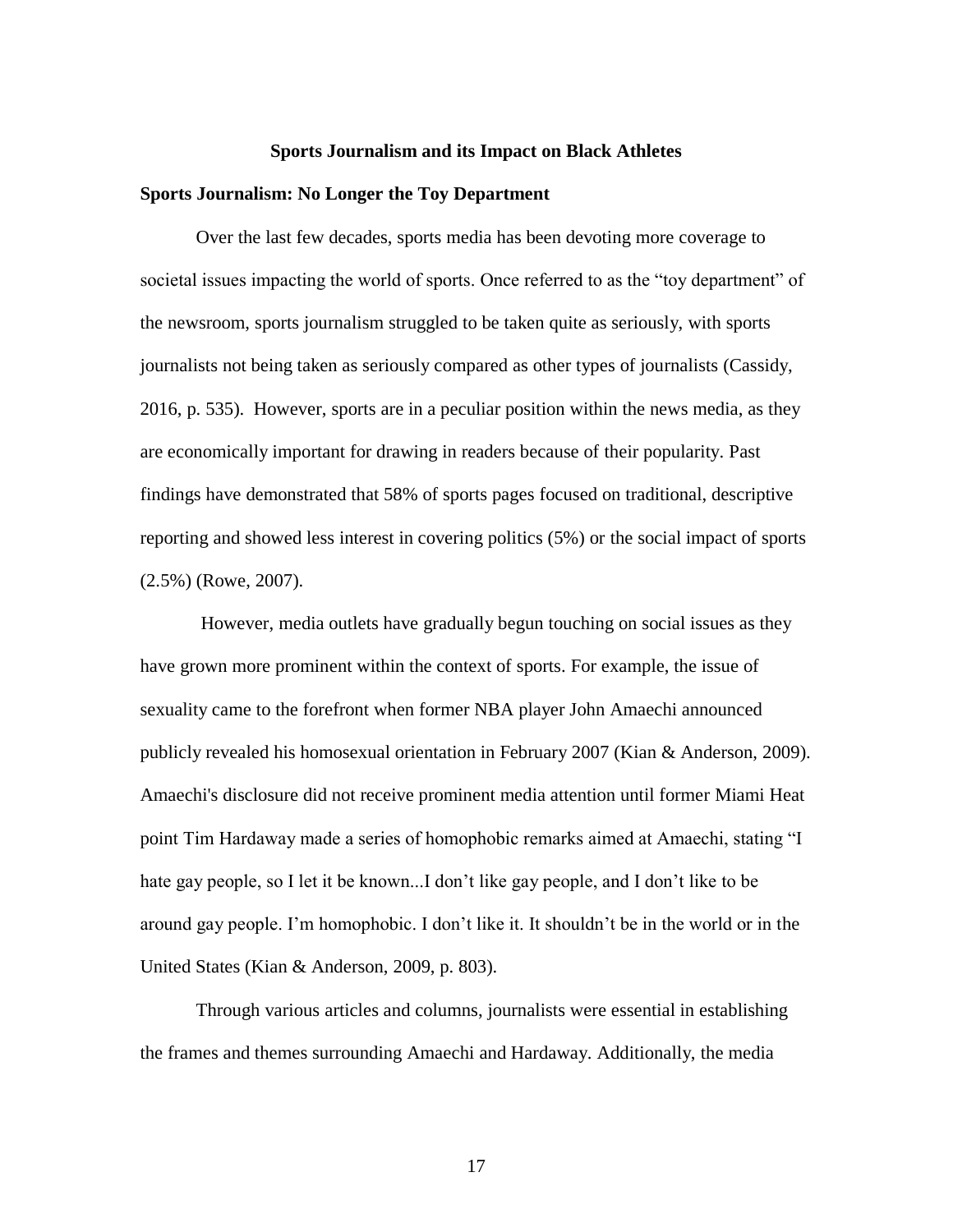## Sports Journalism and its Impact on Black Athletes

### Sports Journalism: No Longer the Toy Department

Over the last few decades, sports media has been devoting more coverage to societal issues impacting the world of sports. Once referred to as the "toy department" of the newsroom, sports journalism struggled to be taken quite as seriously, with sports journalists not being taken as seriously compared as other types of journalists (Cassidy, 2016, p. 535). However, sports are in a peculiar position within the news media, as they are economically important for drawing in readers because of their popularity. Past findings have demonstrated that 58% of sports pages focused on traditional, descriptive reporting and showed less interest in covering politics (5%) or the social impact of sports (2.5%) (Rowe, 2007).

However, media outlets have gradually begun touching on social issues as they have grown more prominent within the context of sports. For example, the issue of sexuality came to the forefront when former NBA player John Amaechi announced publicly revealed his homosexual orientation in February 2007 (Kian & Anderson, 2009). Amaechi's disclosure did not receive prominent media attention until former Miami Heat point Tim Hardaway made a series of homophobic remarks aimed at Amaechi, stating "I hate gay people, so I let it be known...I don't like gay people, and I don't like to be around gay people. I'm homophobic. I don't like it. It shouldn't be in the world or in the United States (Kian & Anderson, 2009, p. 803).

Through various articles and columns, journalists were essential in establishing the frames and themes surrounding Amaechi and Hardaway. Additionally, the media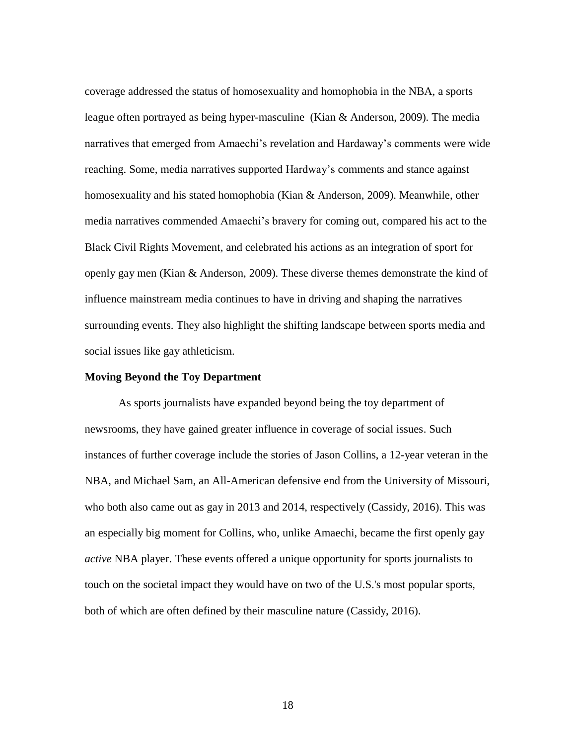coverage addressed the status of homosexuality and homophobia in the NBA, a sports league often portrayed as being hyper-masculine (Kian & Anderson, 2009). The media narratives that emerged from Amaechi's revelation and Hardaway's comments were wide reaching. Some, media narratives supported Hardway's comments and stance against homosexuality and his stated homophobia (Kian & Anderson, 2009). Meanwhile, other media narratives commended Amaechi's bravery for coming out, compared his act to the Black Civil Rights Movement, and celebrated his actions as an integration of sport for openly gay men (Kian & Anderson, 2009). These diverse themes demonstrate the kind of influence mainstream media continues to have in driving and shaping the narratives surrounding events. They also highlight the shifting landscape between sports media and social issues like gay athleticism.

**Moving Beyond the Toy Department**

As sports journalists have expanded beyond being the toy department of newsrooms, they have gained greater influence in coverage of social issues. Such instances of further coverage include the stories of Jason Collins, a 12-year veteran in the NBA, and Michael Sam, an All-American defensive end from the University of Missouri, who both also came out as gay in 2013 and 2014, respectively (Cassidy, 2016). This was an especially big moment for Collins, who, unlike Amaechi, became the first openly gay *active* NBA player. These events offered a unique opportunity for sports journalists to touch on the societal impact they would have on two of the U.S.'s most popular sports, both of which are often defined by their masculine nature (Cassidy, 2016).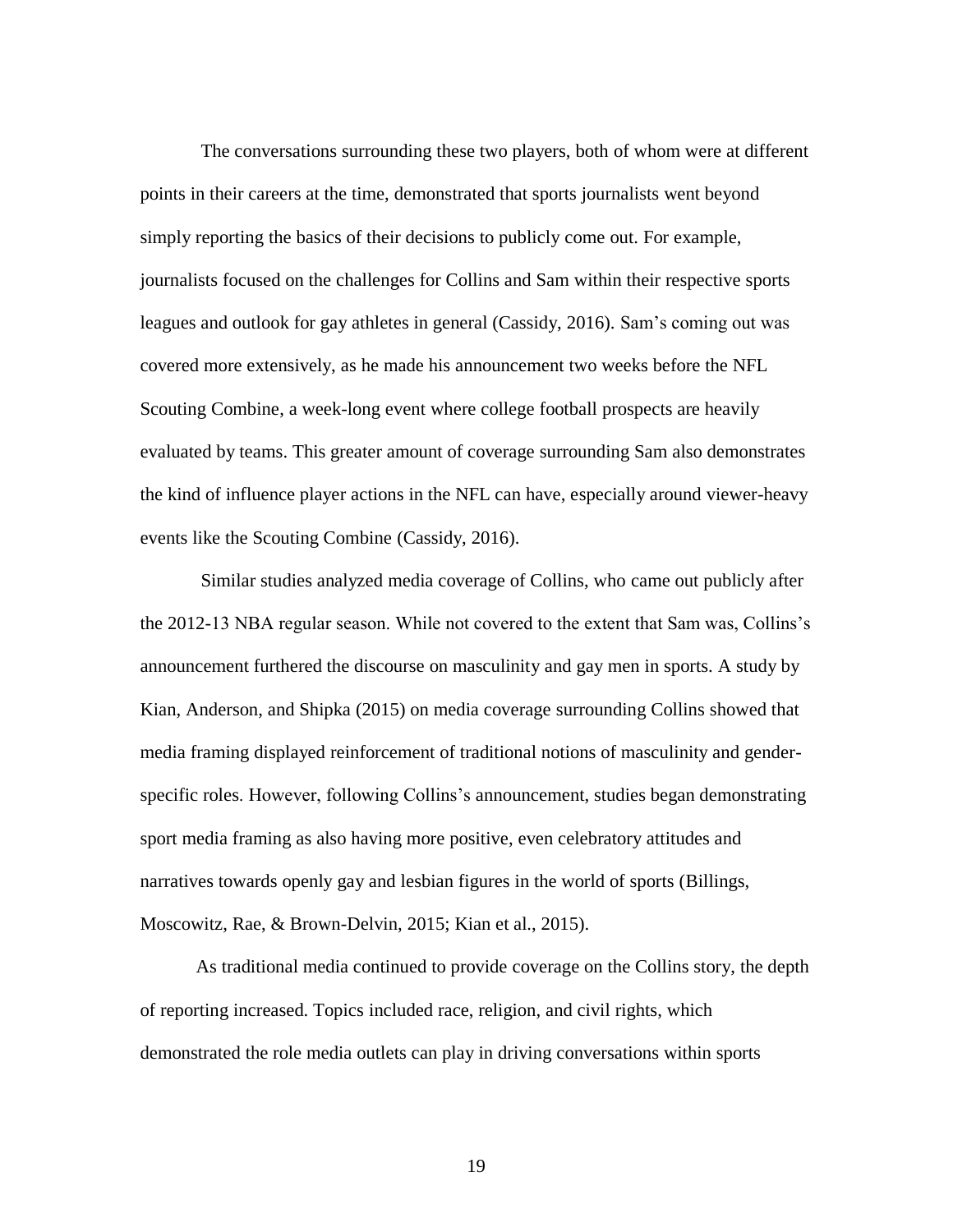The conversations surrounding these two players, both of whom were at different points in their careers at the time, demonstrated that sports journalists went beyond simply reporting the basics of their decisions to publicly come out. For example, journalists focused on the challenges for Collins and Sam within their respective sports leagues and outlook for gay athletes in general (Cassidy, 2016). Sam's coming out was covered more extensively, as he made his announcement two weeks before the NFL Scouting Combine, a week-long event where college football prospects are heavily evaluated by teams. This greater amount of coverage surrounding Sam also demonstrates the kind of influence player actions in the NFL can have, especially around viewer-heavy events like the Scouting Combine (Cassidy, 2016).

Similar studies analyzed media coverage of Collins, who came out publicly after the 2012-13 NBA regular season. While not covered to the extent that Sam was, Collins's announcement furthered the discourse on masculinity and gay men in sports. A study by Kian, Anderson, and Shipka (2015) on media coverage surrounding Collins showed that media framing displayed reinforcement of traditional notions of masculinity and gender-specific roles. However, following Collins's announcement, studies began demonstrating sport media framing as also having more positive, even celebratory attitudes and narratives towards openly gay and lesbian figures in the world of sports (Billings, Moscowitz, Rae, & Brown-Delvin, 2015; Kian et al., 2015).

As traditional media continued to provide coverage on the Collins story, the depth of reporting increased. Topics included race, religion, and civil rights, which demonstrated the role media outlets can play in driving conversations within sports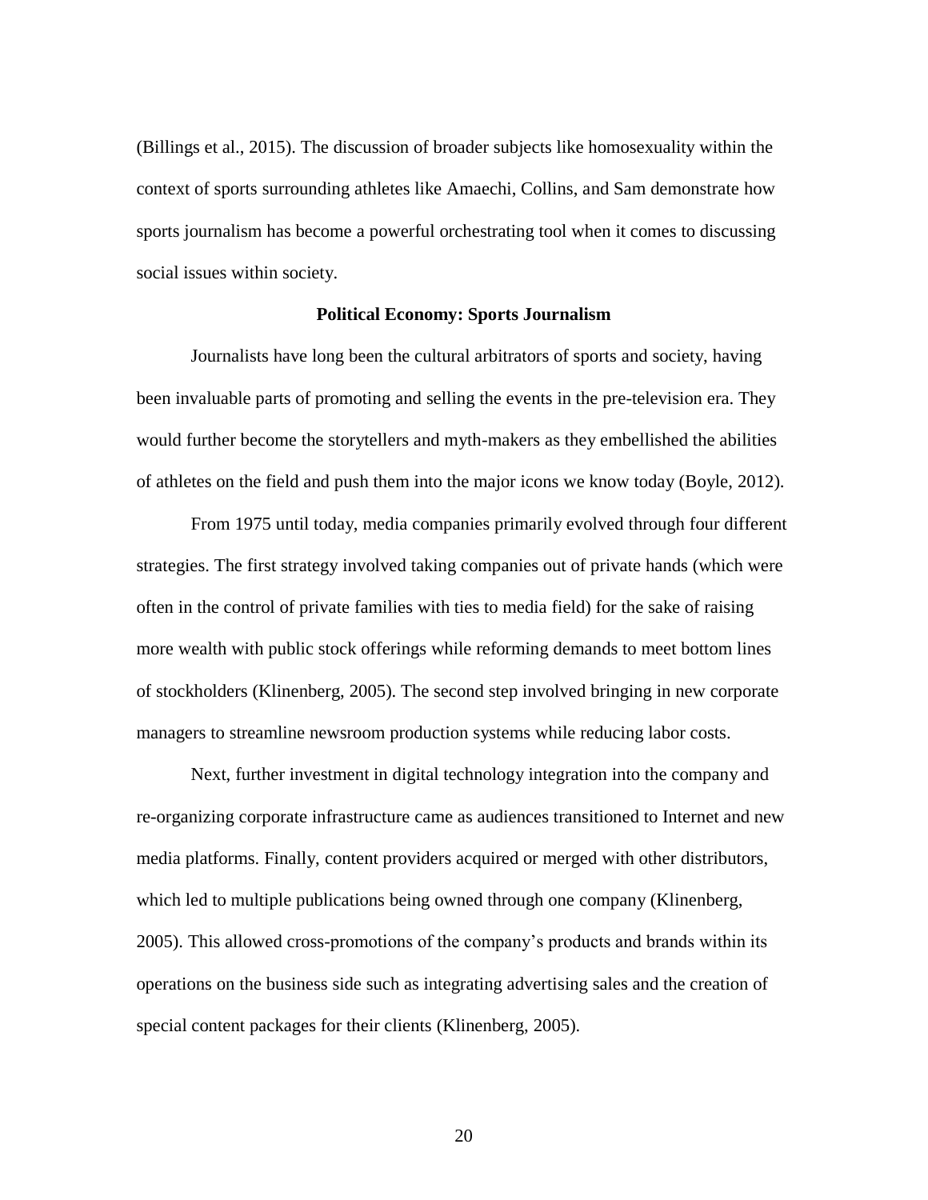(Billings et al., 2015). The discussion of broader subjects like homosexuality within the context of sports surrounding athletes like Amaechi, Collins, and Sam demonstrate how sports journalism has become a powerful orchestrating tool when it comes to discussing social issues within society.

## Political Economy: Sports Journalism

Journalists have long been the cultural arbitrators of sports and society, having been invaluable parts of promoting and selling the events in the pre-television era. They would further become the storytellers and myth-makers as they embellished the abilities of athletes on the field and push them into the major icons we know today (Boyle, 2012).

From 1975 until today, media companies primarily evolved through four different strategies. The first strategy involved taking companies out of private hands (which were often in the control of private families with ties to media field) for the sake of raising more wealth with public stock offerings while reforming demands to meet bottom lines of stockholders (Klinenberg, 2005). The second step involved bringing in new corporate managers to streamline newsroom production systems while reducing labor costs.

Next, further investment in digital technology integration into the company and re-organizing corporate infrastructure came as audiences transitioned to Internet and new media platforms. Finally, content providers acquired or merged with other distributors, which led to multiple publications being owned through one company (Klinenberg, 2005). This allowed cross-promotions of the company's products and brands within its operations on the business side such as integrating advertising sales and the creation of special content packages for their clients (Klinenberg, 2005).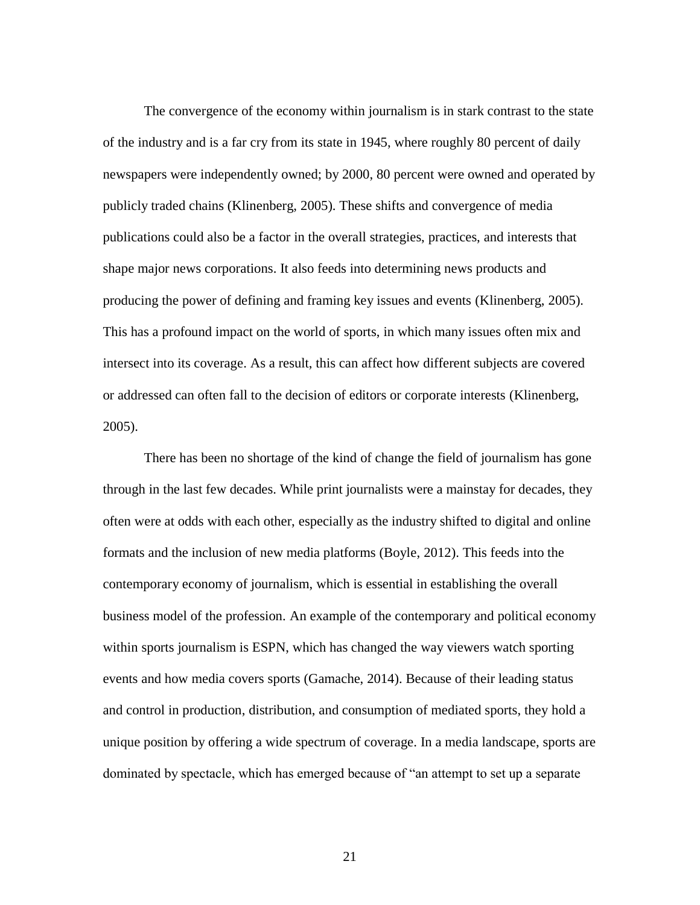The convergence of the economy within journalism is in stark contrast to the state of the industry and is a far cry from its state in 1945, where roughly 80 percent of daily newspapers were independently owned; by 2000, 80 percent were owned and operated by publicly traded chains (Klinenberg, 2005). These shifts and convergence of media publications could also be a factor in the overall strategies, practices, and interests that shape major news corporations. It also feeds into determining news products and producing the power of defining and framing key issues and events (Klinenberg, 2005). This has a profound impact on the world of sports, in which many issues often mix and intersect into its coverage. As a result, this can affect how different subjects are covered or addressed can often fall to the decision of editors or corporate interests (Klinenberg, 2005).

There has been no shortage of the kind of change the field of journalism has gone through in the last few decades. While print journalists were a mainstay for decades, they often were at odds with each other, especially as the industry shifted to digital and online formats and the inclusion of new media platforms (Boyle, 2012). This feeds into the contemporary economy of journalism, which is essential in establishing the overall business model of the profession. An example of the contemporary and political economy within sports journalism is ESPN, which has changed the way viewers watch sporting events and how media covers sports (Gamache, 2014). Because of their leading status and control in production, distribution, and consumption of mediated sports, they hold a unique position by offering a wide spectrum of coverage. In a media landscape, sports are dominated by spectacle, which has emerged because of "an attempt to set up a separate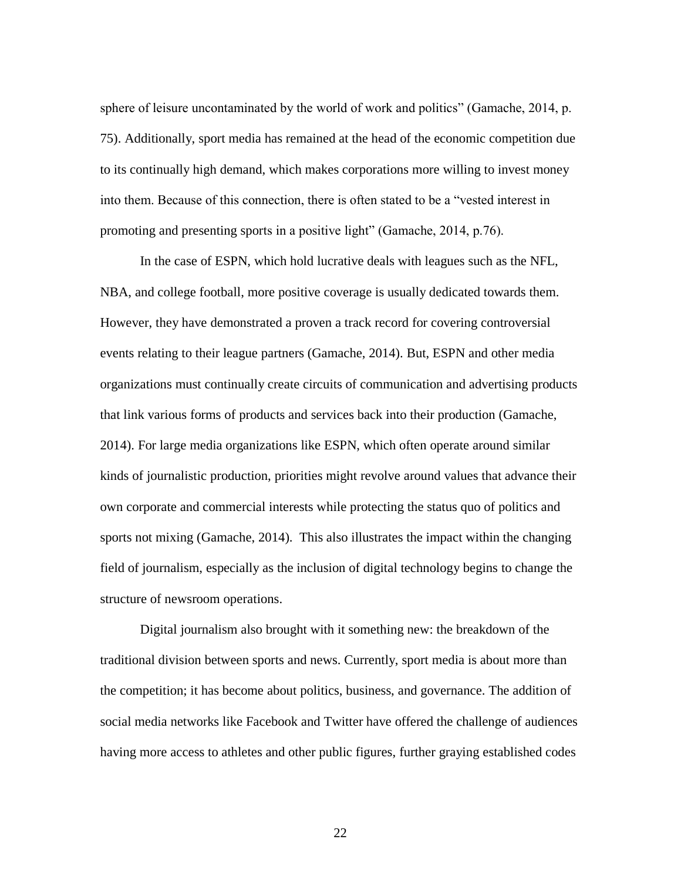sphere of leisure uncontaminated by the world of work and politics" (Gamache, 2014, p. 75). Additionally, sport media has remained at the head of the economic competition due to its continually high demand, which makes corporations more willing to invest money into them. Because of this connection, there is often stated to be a "vested interest in promoting and presenting sports in a positive light" (Gamache, 2014, p.76).

In the case of ESPN, which hold lucrative deals with leagues such as the NFL, NBA, and college football, more positive coverage is usually dedicated towards them. However, they have demonstrated a proven a track record for covering controversial events relating to their league partners (Gamache, 2014). But, ESPN and other media organizations must continually create circuits of communication and advertising products that link various forms of products and services back into their production (Gamache, 2014). For large media organizations like ESPN, which often operate around similar kinds of journalistic production, priorities might revolve around values that advance their own corporate and commercial interests while protecting the status quo of politics and sports not mixing (Gamache, 2014). This also illustrates the impact within the changing field of journalism, especially as the inclusion of digital technology begins to change the structure of newsroom operations.

Digital journalism also brought with it something new: the breakdown of the traditional division between sports and news. Currently, sport media is about more than the competition; it has become about politics, business, and governance. The addition of social media networks like Facebook and Twitter have offered the challenge of audiences having more access to athletes and other public figures, further graying established codes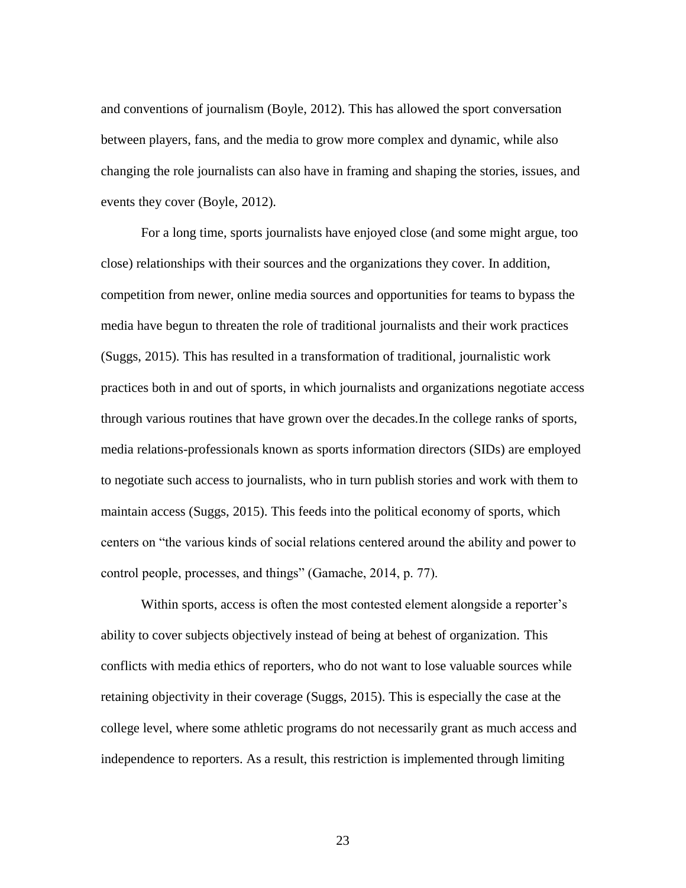and conventions of journalism (Boyle, 2012). This has allowed the sport conversation between players, fans, and the media to grow more complex and dynamic, while also changing the role journalists can also have in framing and shaping the stories, issues, and events they cover (Boyle, 2012).

For a long time, sports journalists have enjoyed close (and some might argue, too close) relationships with their sources and the organizations they cover. In addition, competition from newer, online media sources and opportunities for teams to bypass the media have begun to threaten the role of traditional journalists and their work practices (Suggs, 2015). This has resulted in a transformation of traditional, journalistic work practices both in and out of sports, in which journalists and organizations negotiate access through various routines that have grown over the decades.In the college ranks of sports, media relations-professionals known as sports information directors (SIDs) are employed to negotiate such access to journalists, who in turn publish stories and work with them to maintain access (Suggs, 2015). This feeds into the political economy of sports, which centers on "the various kinds of social relations centered around the ability and power to control people, processes, and things" (Gamache, 2014, p. 77).

Within sports, access is often the most contested element alongside a reporter's ability to cover subjects objectively instead of being at behest of organization. This conflicts with media ethics of reporters, who do not want to lose valuable sources while retaining objectivity in their coverage (Suggs, 2015). This is especially the case at the college level, where some athletic programs do not necessarily grant as much access and independence to reporters. As a result, this restriction is implemented through limiting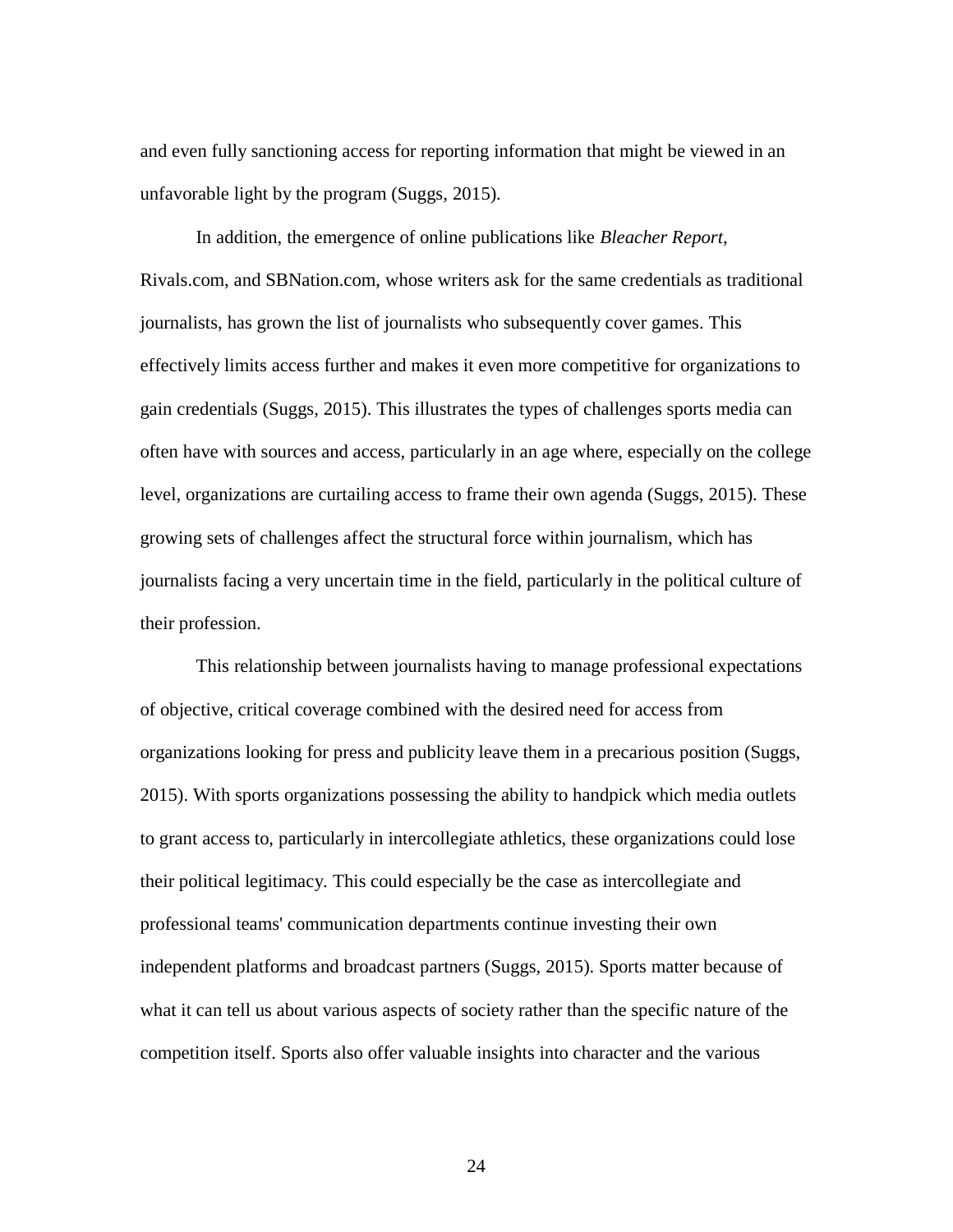and even fully sanctioning access for reporting information that might be viewed in an unfavorable light by the program (Suggs, 2015).

In addition, the emergence of online publications like *Bleacher Report*, Rivals.com, and SBNation.com, whose writers ask for the same credentials as traditional journalists, has grown the list of journalists who subsequently cover games. This effectively limits access further and makes it even more competitive for organizations to gain credentials (Suggs, 2015). This illustrates the types of challenges sports media can often have with sources and access, particularly in an age where, especially on the college level, organizations are curtailing access to frame their own agenda (Suggs, 2015). These growing sets of challenges affect the structural force within journalism, which has journalists facing a very uncertain time in the field, particularly in the political culture of their profession.

This relationship between journalists having to manage professional expectations of objective, critical coverage combined with the desired need for access from organizations looking for press and publicity leave them in a precarious position (Suggs, 2015). With sports organizations possessing the ability to handpick which media outlets to grant access to, particularly in intercollegiate athletics, these organizations could lose their political legitimacy. This could especially be the case as intercollegiate and professional teams' communication departments continue investing their own independent platforms and broadcast partners (Suggs, 2015). Sports matter because of what it can tell us about various aspects of society rather than the specific nature of the competition itself. Sports also offer valuable insights into character and the various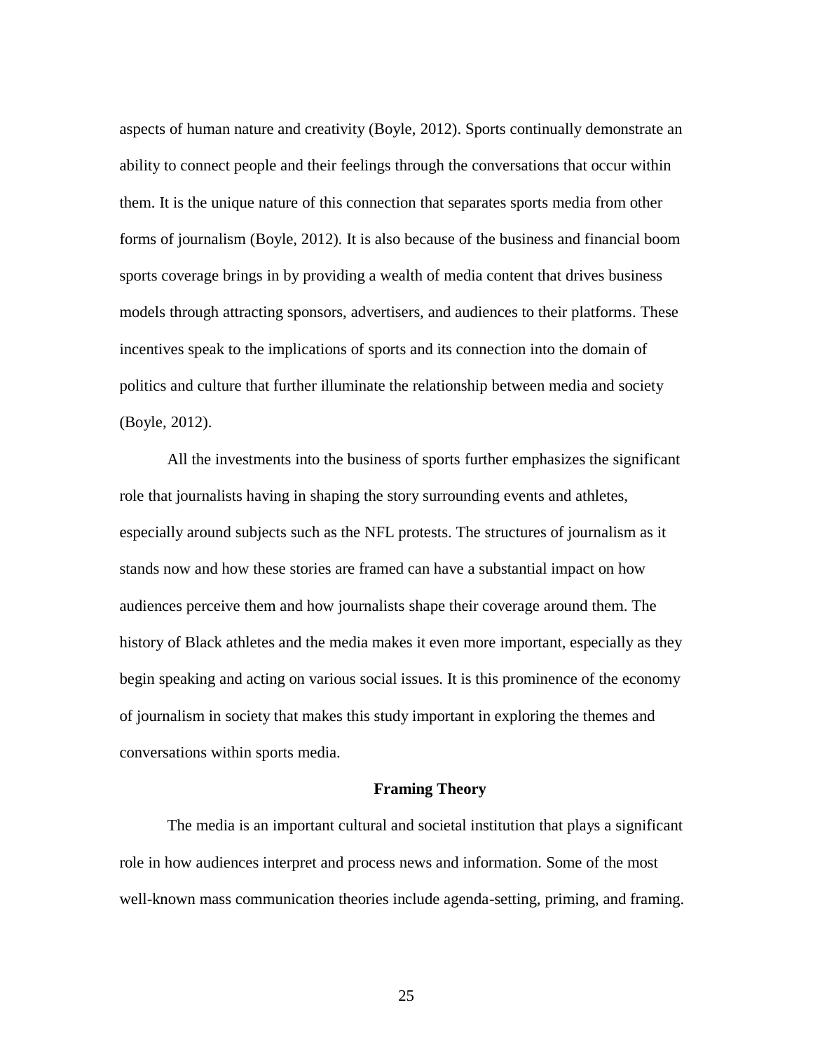aspects of human nature and creativity (Boyle, 2012). Sports continually demonstrate an ability to connect people and their feelings through the conversations that occur within them. It is the unique nature of this connection that separates sports media from other forms of journalism (Boyle, 2012). It is also because of the business and financial boom sports coverage brings in by providing a wealth of media content that drives business models through attracting sponsors, advertisers, and audiences to their platforms. These incentives speak to the implications of sports and its connection into the domain of politics and culture that further illuminate the relationship between media and society (Boyle, 2012).

All the investments into the business of sports further emphasizes the significant role that journalists having in shaping the story surrounding events and athletes, especially around subjects such as the NFL protests. The structures of journalism as it stands now and how these stories are framed can have a substantial impact on how audiences perceive them and how journalists shape their coverage around them. The history of Black athletes and the media makes it even more important, especially as they begin speaking and acting on various social issues. It is this prominence of the economy of journalism in society that makes this study important in exploring the themes and conversations within sports media.

## Framing Theory

The media is an important cultural and societal institution that plays a significant role in how audiences interpret and process news and information. Some of the most well-known mass communication theories include agenda-setting, priming, and framing.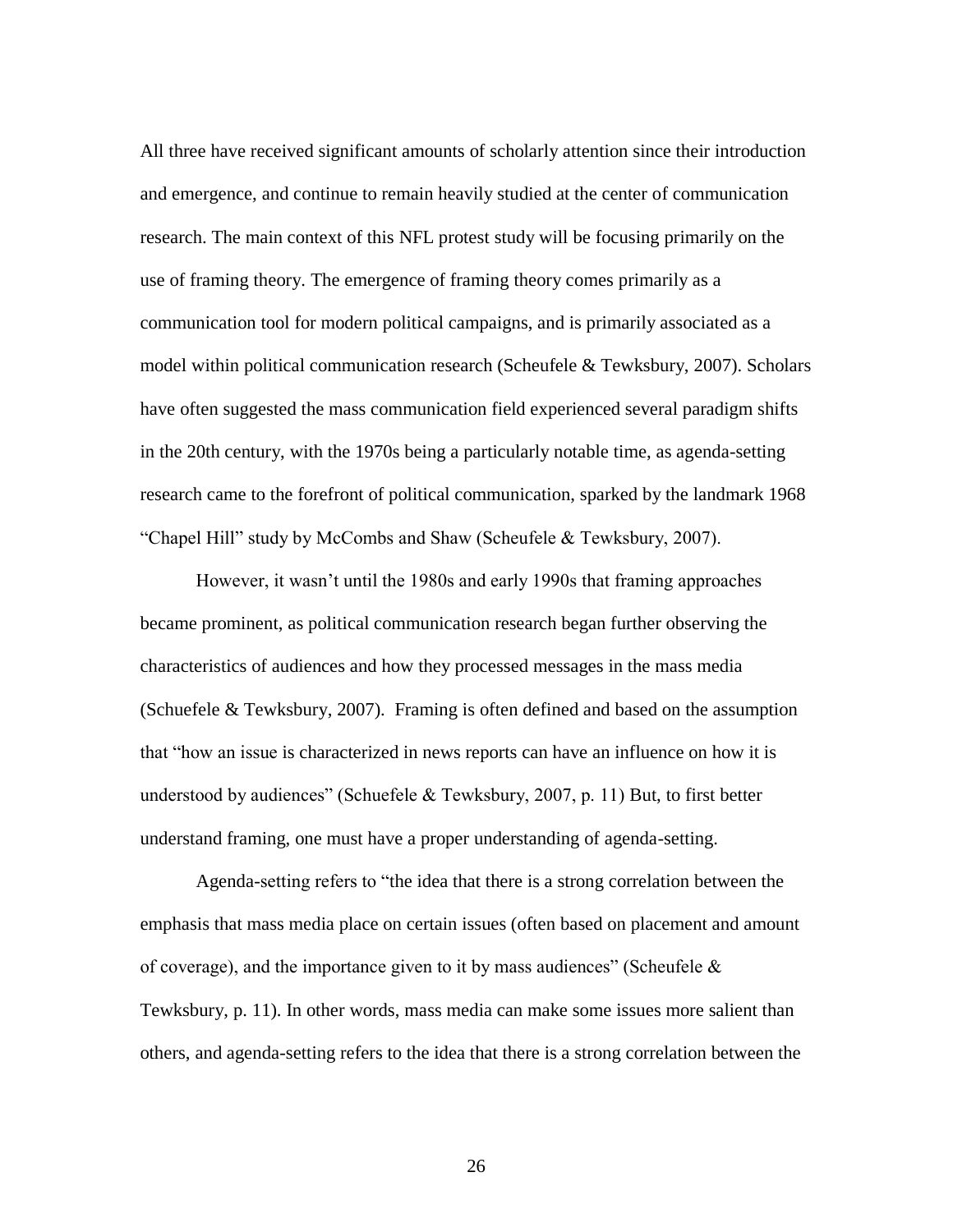All three have received significant amounts of scholarly attention since their introduction and emergence, and continue to remain heavily studied at the center of communication research. The main context of this NFL protest study will be focusing primarily on the use of framing theory. The emergence of framing theory comes primarily as a communication tool for modern political campaigns, and is primarily associated as a model within political communication research (Scheufele & Tewksbury, 2007). Scholars have often suggested the mass communication field experienced several paradigm shifts in the 20th century, with the 1970s being a particularly notable time, as agenda-setting research came to the forefront of political communication, sparked by the landmark 1968 "Chapel Hill" study by McCombs and Shaw (Scheufele & Tewksbury, 2007).

However, it wasn't until the 1980s and early 1990s that framing approaches became prominent, as political communication research began further observing the characteristics of audiences and how they processed messages in the mass media (Schuefele & Tewksbury, 2007). Framing is often defined and based on the assumption that "how an issue is characterized in news reports can have an influence on how it is understood by audiences" (Schuefele & Tewksbury, 2007, p. 11) But, to first better understand framing, one must have a proper understanding of agenda-setting.

Agenda-setting refers to "the idea that there is a strong correlation between the emphasis that mass media place on certain issues (often based on placement and amount of coverage), and the importance given to it by mass audiences" (Scheufele & Tewksbury, p. 11). In other words, mass media can make some issues more salient than others, and agenda-setting refers to the idea that there is a strong correlation between the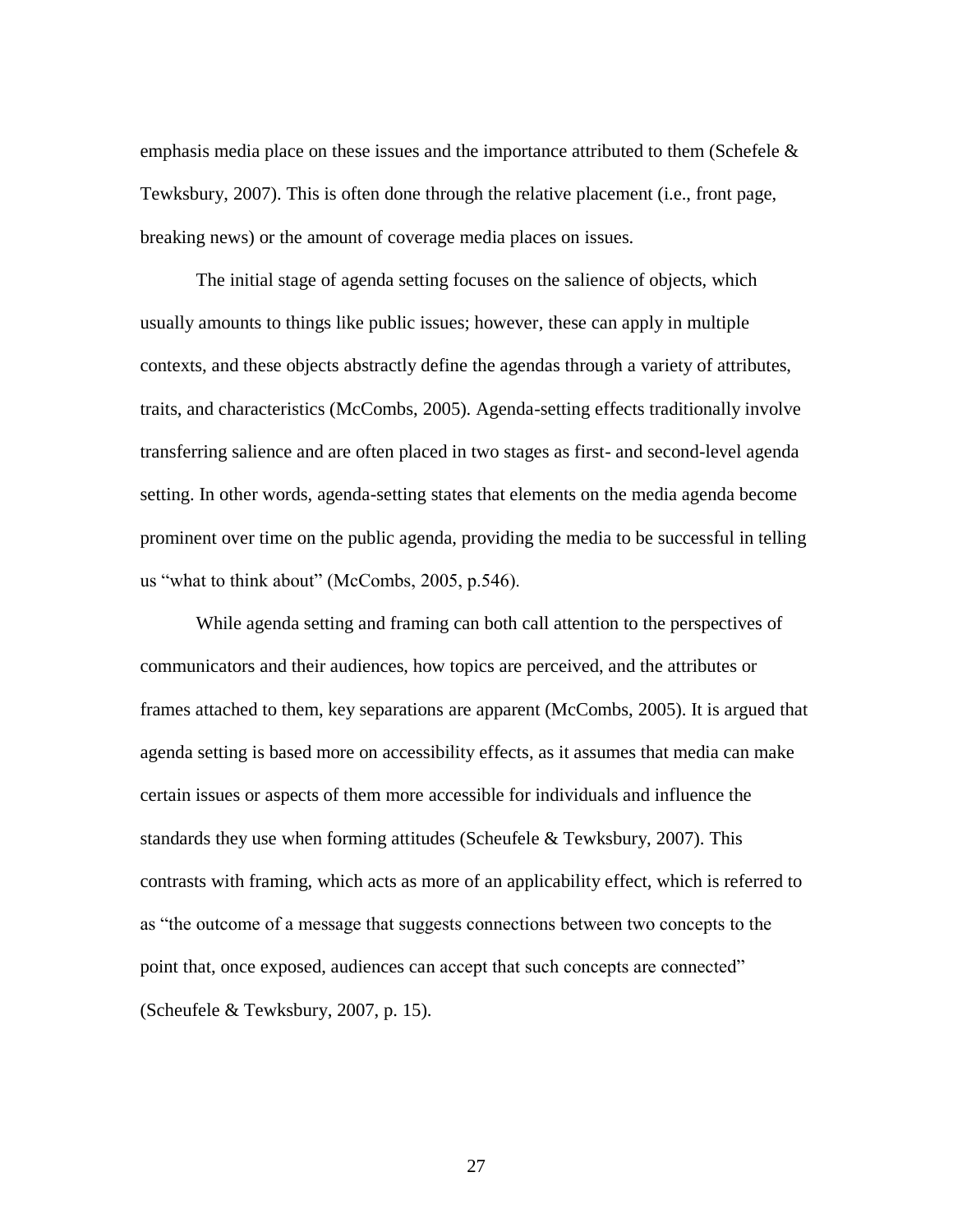emphasis media place on these issues and the importance attributed to them (Schefele & Tewksbury, 2007). This is often done through the relative placement (i.e., front page, breaking news) or the amount of coverage media places on issues.

The initial stage of agenda setting focuses on the salience of objects, which usually amounts to things like public issues; however, these can apply in multiple contexts, and these objects abstractly define the agendas through a variety of attributes, traits, and characteristics (McCombs, 2005). Agenda-setting effects traditionally involve transferring salience and are often placed in two stages as first- and second-level agenda setting. In other words, agenda-setting states that elements on the media agenda become prominent over time on the public agenda, providing the media to be successful in telling us "what to think about" (McCombs, 2005, p.546).

While agenda setting and framing can both call attention to the perspectives of communicators and their audiences, how topics are perceived, and the attributes or frames attached to them, key separations are apparent (McCombs, 2005). It is argued that agenda setting is based more on accessibility effects, as it assumes that media can make certain issues or aspects of them more accessible for individuals and influence the standards they use when forming attitudes (Scheufele & Tewksbury, 2007). This contrasts with framing, which acts as more of an applicability effect, which is referred to as "the outcome of a message that suggests connections between two concepts to the point that, once exposed, audiences can accept that such concepts are connected" (Scheufele & Tewksbury, 2007, p. 15).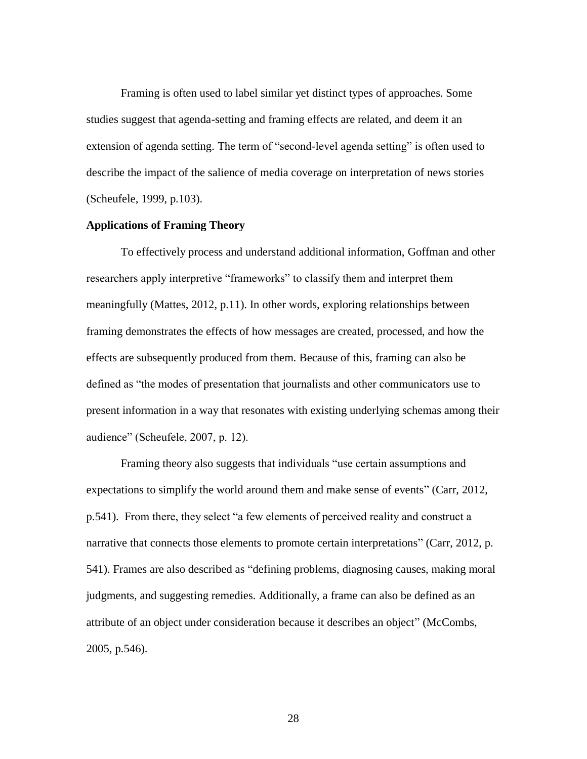Framing is often used to label similar yet distinct types of approaches. Some studies suggest that agenda-setting and framing effects are related, and deem it an extension of agenda setting. The term of "second-level agenda setting" is often used to describe the impact of the salience of media coverage on interpretation of news stories (Scheufele, 1999, p.103).

**Applications of Framing Theory**

To effectively process and understand additional information, Goffman and other researchers apply interpretive "frameworks" to classify them and interpret them meaningfully (Mattes, 2012, p.11). In other words, exploring relationships between framing demonstrates the effects of how messages are created, processed, and how the effects are subsequently produced from them. Because of this, framing can also be defined as "the modes of presentation that journalists and other communicators use to present information in a way that resonates with existing underlying schemas among their audience" (Scheufele, 2007, p. 12).

Framing theory also suggests that individuals "use certain assumptions and expectations to simplify the world around them and make sense of events" (Carr, 2012, p.541). From there, they select "a few elements of perceived reality and construct a narrative that connects those elements to promote certain interpretations" (Carr, 2012, p. 541). Frames are also described as "defining problems, diagnosing causes, making moral judgments, and suggesting remedies. Additionally, a frame can also be defined as an attribute of an object under consideration because it describes an object" (McCombs, 2005, p.546).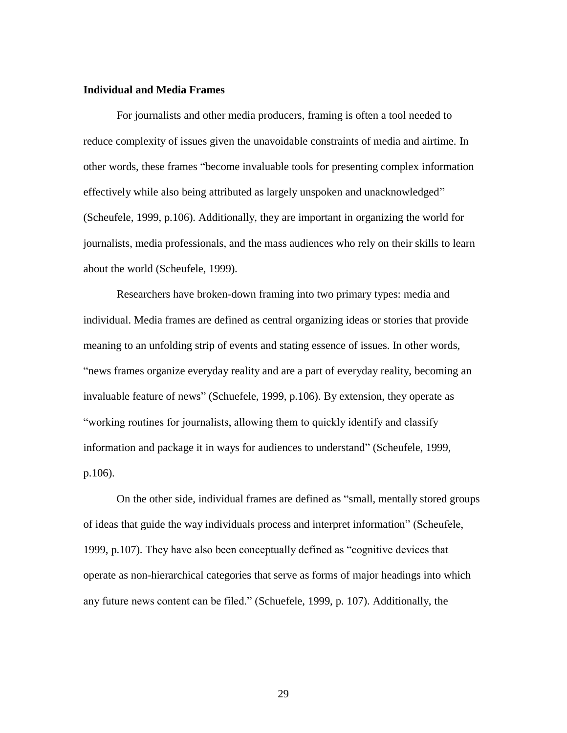**Individual and Media Frames**

For journalists and other media producers, framing is often a tool needed to reduce complexity of issues given the unavoidable constraints of media and airtime. In other words, these frames "become invaluable tools for presenting complex information effectively while also being attributed as largely unspoken and unacknowledged" (Scheufele, 1999, p.106). Additionally, they are important in organizing the world for journalists, media professionals, and the mass audiences who rely on their skills to learn about the world (Scheufele, 1999).

Researchers have broken-down framing into two primary types: media and individual. Media frames are defined as central organizing ideas or stories that provide meaning to an unfolding strip of events and stating essence of issues. In other words, "news frames organize everyday reality and are a part of everyday reality, becoming an invaluable feature of news" (Schuefele, 1999, p.106). By extension, they operate as "working routines for journalists, allowing them to quickly identify and classify information and package it in ways for audiences to understand" (Scheufele, 1999, p.106).

On the other side, individual frames are defined as "small, mentally stored groups of ideas that guide the way individuals process and interpret information" (Scheufele, 1999, p.107). They have also been conceptually defined as "cognitive devices that operate as non-hierarchical categories that serve as forms of major headings into which any future news content can be filed." (Schuefele, 1999, p. 107). Additionally, the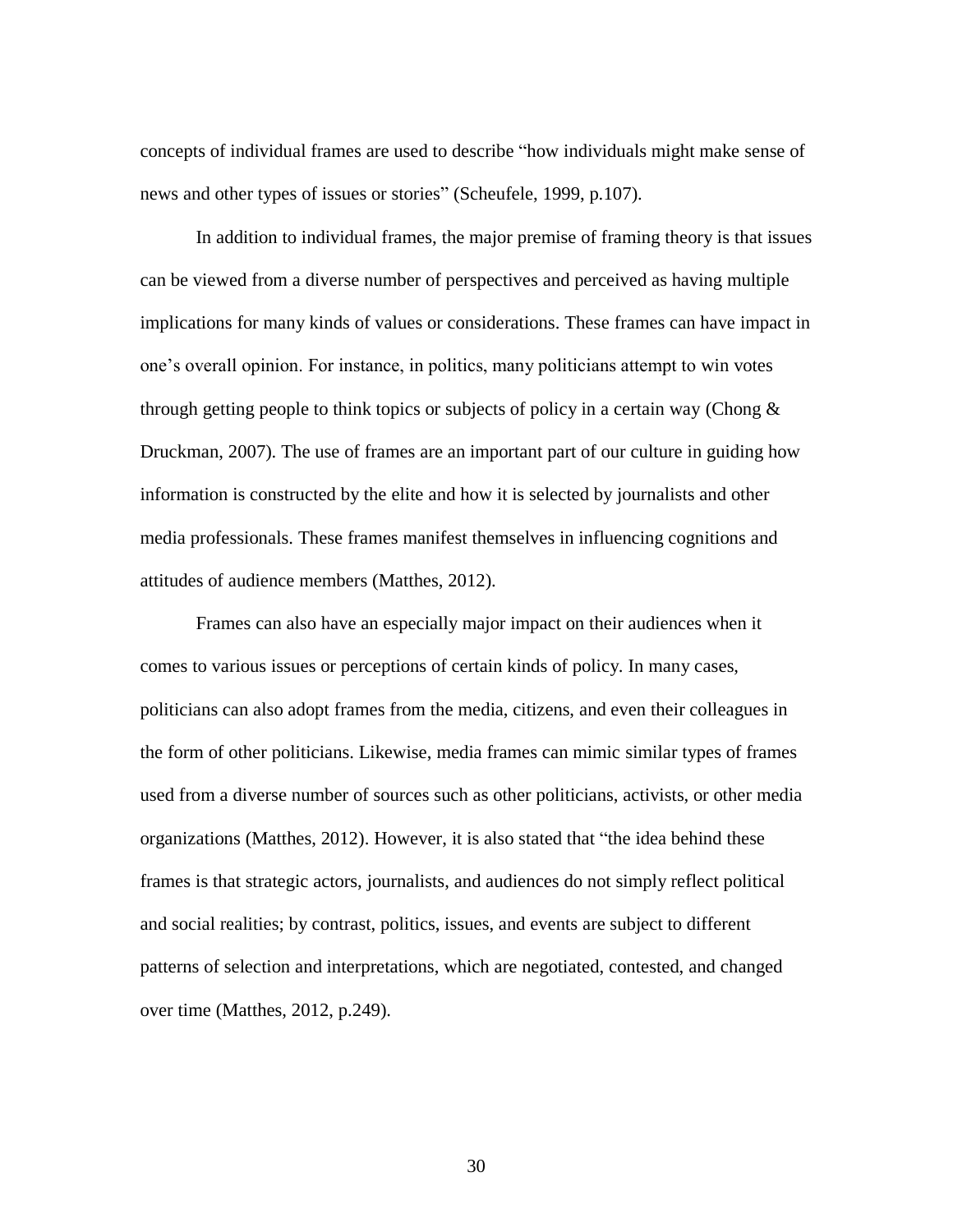concepts of individual frames are used to describe "how individuals might make sense of news and other types of issues or stories" (Scheufele, 1999, p.107).

In addition to individual frames, the major premise of framing theory is that issues can be viewed from a diverse number of perspectives and perceived as having multiple implications for many kinds of values or considerations. These frames can have impact in one's overall opinion. For instance, in politics, many politicians attempt to win votes through getting people to think topics or subjects of policy in a certain way (Chong & Druckman, 2007). The use of frames are an important part of our culture in guiding how information is constructed by the elite and how it is selected by journalists and other media professionals. These frames manifest themselves in influencing cognitions and attitudes of audience members (Matthes, 2012).

Frames can also have an especially major impact on their audiences when it comes to various issues or perceptions of certain kinds of policy. In many cases, politicians can also adopt frames from the media, citizens, and even their colleagues in the form of other politicians. Likewise, media frames can mimic similar types of frames used from a diverse number of sources such as other politicians, activists, or other media organizations (Matthes, 2012). However, it is also stated that "the idea behind these frames is that strategic actors, journalists, and audiences do not simply reflect political and social realities; by contrast, politics, issues, and events are subject to different patterns of selection and interpretations, which are negotiated, contested, and changed over time (Matthes, 2012, p.249).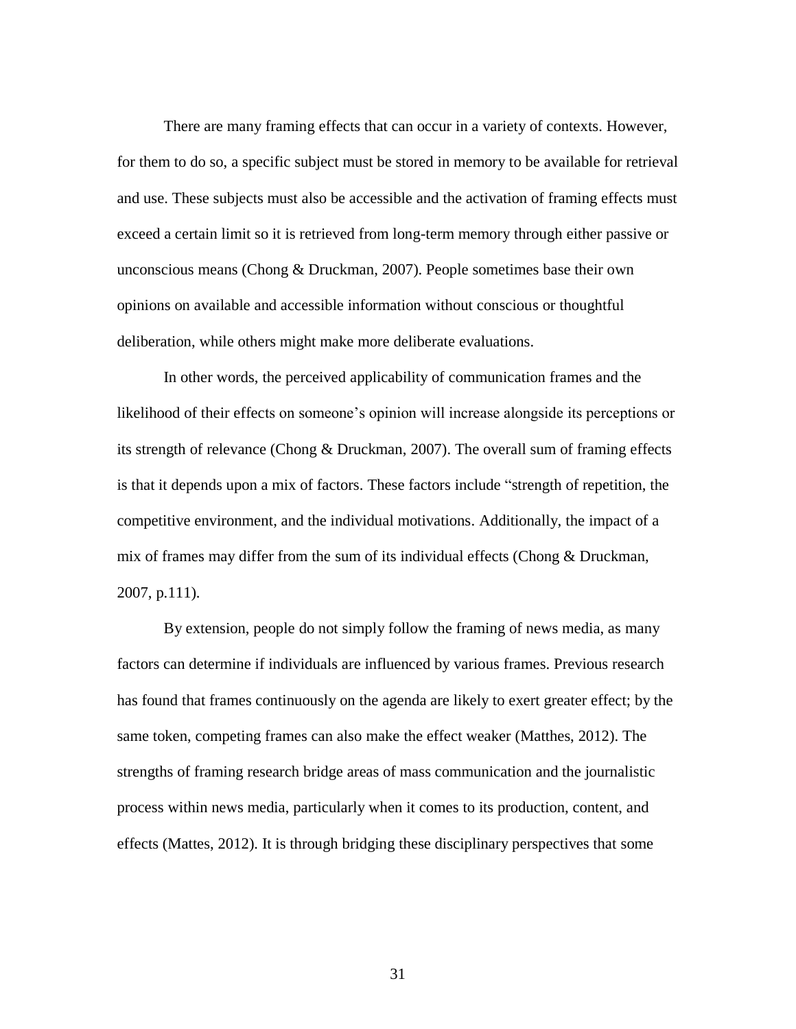There are many framing effects that can occur in a variety of contexts. However, for them to do so, a specific subject must be stored in memory to be available for retrieval and use. These subjects must also be accessible and the activation of framing effects must exceed a certain limit so it is retrieved from long-term memory through either passive or unconscious means (Chong & Druckman, 2007). People sometimes base their own opinions on available and accessible information without conscious or thoughtful deliberation, while others might make more deliberate evaluations.

In other words, the perceived applicability of communication frames and the likelihood of their effects on someone's opinion will increase alongside its perceptions or its strength of relevance (Chong & Druckman, 2007). The overall sum of framing effects is that it depends upon a mix of factors. These factors include "strength of repetition, the competitive environment, and the individual motivations. Additionally, the impact of a mix of frames may differ from the sum of its individual effects (Chong & Druckman, 2007, p.111).

By extension, people do not simply follow the framing of news media, as many factors can determine if individuals are influenced by various frames. Previous research has found that frames continuously on the agenda are likely to exert greater effect; by the same token, competing frames can also make the effect weaker (Matthes, 2012). The strengths of framing research bridge areas of mass communication and the journalistic process within news media, particularly when it comes to its production, content, and effects (Mattes, 2012). It is through bridging these disciplinary perspectives that some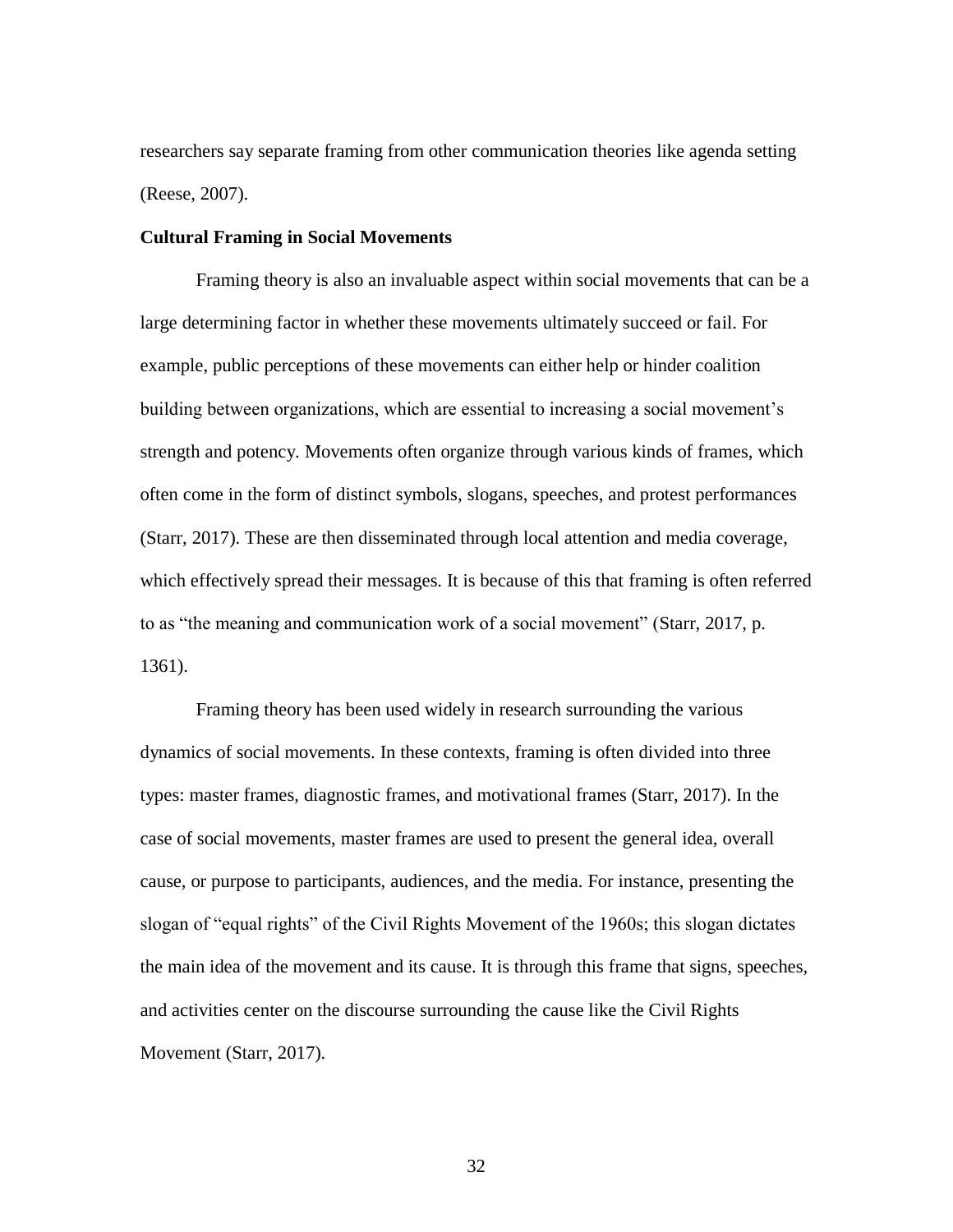researchers say separate framing from other communication theories like agenda setting (Reese, 2007).

**Cultural Framing in Social Movements**

Framing theory is also an invaluable aspect within social movements that can be a large determining factor in whether these movements ultimately succeed or fail. For example, public perceptions of these movements can either help or hinder coalition building between organizations, which are essential to increasing a social movement's strength and potency. Movements often organize through various kinds of frames, which often come in the form of distinct symbols, slogans, speeches, and protest performances (Starr, 2017). These are then disseminated through local attention and media coverage, which effectively spread their messages. It is because of this that framing is often referred to as "the meaning and communication work of a social movement" (Starr, 2017, p. 1361).

Framing theory has been used widely in research surrounding the various dynamics of social movements. In these contexts, framing is often divided into three types: master frames, diagnostic frames, and motivational frames (Starr, 2017). In the case of social movements, master frames are used to present the general idea, overall cause, or purpose to participants, audiences, and the media. For instance, presenting the slogan of "equal rights" of the Civil Rights Movement of the 1960s; this slogan dictates the main idea of the movement and its cause. It is through this frame that signs, speeches, and activities center on the discourse surrounding the cause like the Civil Rights Movement (Starr, 2017).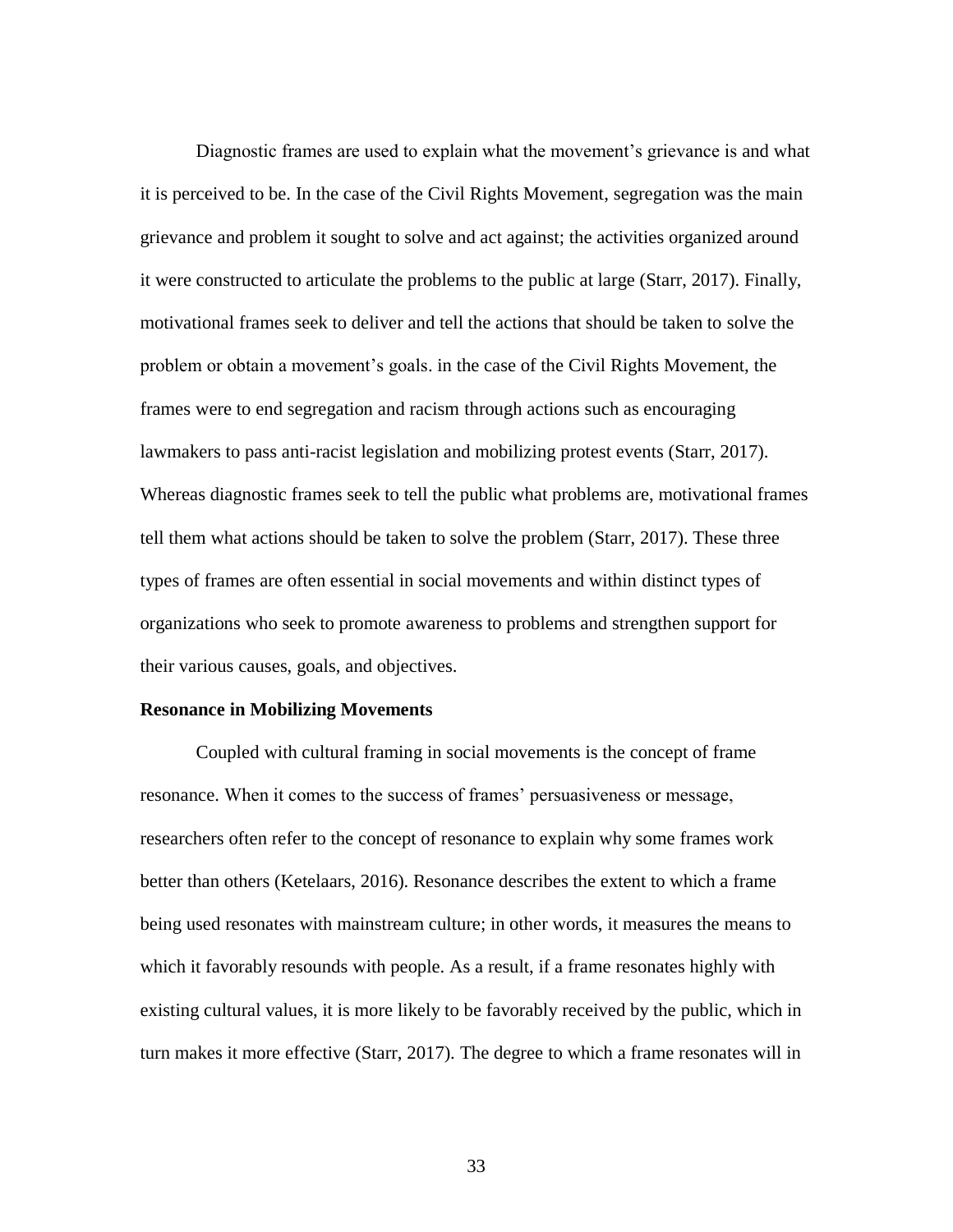Diagnostic frames are used to explain what the movement's grievance is and what it is perceived to be. In the case of the Civil Rights Movement, segregation was the main grievance and problem it sought to solve and act against; the activities organized around it were constructed to articulate the problems to the public at large (Starr, 2017). Finally, motivational frames seek to deliver and tell the actions that should be taken to solve the problem or obtain a movement's goals. in the case of the Civil Rights Movement, the frames were to end segregation and racism through actions such as encouraging lawmakers to pass anti-racist legislation and mobilizing protest events (Starr, 2017). Whereas diagnostic frames seek to tell the public what problems are, motivational frames tell them what actions should be taken to solve the problem (Starr, 2017). These three types of frames are often essential in social movements and within distinct types of organizations who seek to promote awareness to problems and strengthen support for their various causes, goals, and objectives.

**Resonance in Mobilizing Movements**

Coupled with cultural framing in social movements is the concept of frame resonance. When it comes to the success of frames' persuasiveness or message, researchers often refer to the concept of resonance to explain why some frames work better than others (Ketelaars, 2016). Resonance describes the extent to which a frame being used resonates with mainstream culture; in other words, it measures the means to which it favorably resounds with people. As a result, if a frame resonates highly with existing cultural values, it is more likely to be favorably received by the public, which in turn makes it more effective (Starr, 2017). The degree to which a frame resonates will in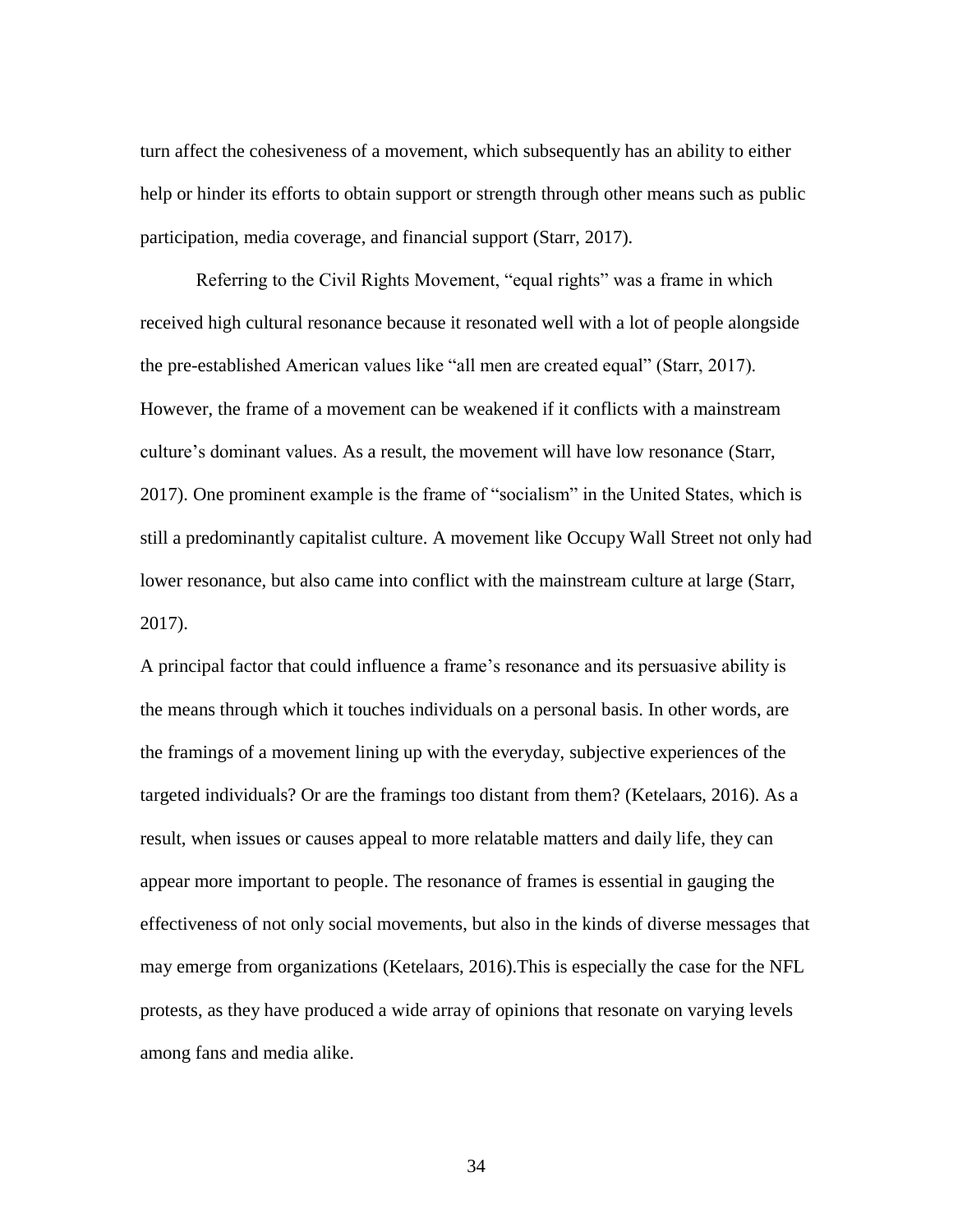turn affect the cohesiveness of a movement, which subsequently has an ability to either help or hinder its efforts to obtain support or strength through other means such as public participation, media coverage, and financial support (Starr, 2017).

Referring to the Civil Rights Movement, “equal rights” was a frame in which received high cultural resonance because it resonated well with a lot of people alongside the pre-established American values like “all men are created equal” (Starr, 2017). However, the frame of a movement can be weakened if it conflicts with a mainstream culture’s dominant values. As a result, the movement will have low resonance (Starr, 2017). One prominent example is the frame of “socialism” in the United States, which is still a predominantly capitalist culture. A movement like Occupy Wall Street not only had lower resonance, but also came into conflict with the mainstream culture at large (Starr, 2017).

A principal factor that could influence a frame’s resonance and its persuasive ability is the means through which it touches individuals on a personal basis. In other words, are the framings of a movement lining up with the everyday, subjective experiences of the targeted individuals? Or are the framings too distant from them? (Ketelaars, 2016). As a result, when issues or causes appeal to more relatable matters and daily life, they can appear more important to people. The resonance of frames is essential in gauging the effectiveness of not only social movements, but also in the kinds of diverse messages that may emerge from organizations (Ketelaars, 2016).This is especially the case for the NFL protests, as they have produced a wide array of opinions that resonate on varying levels among fans and media alike.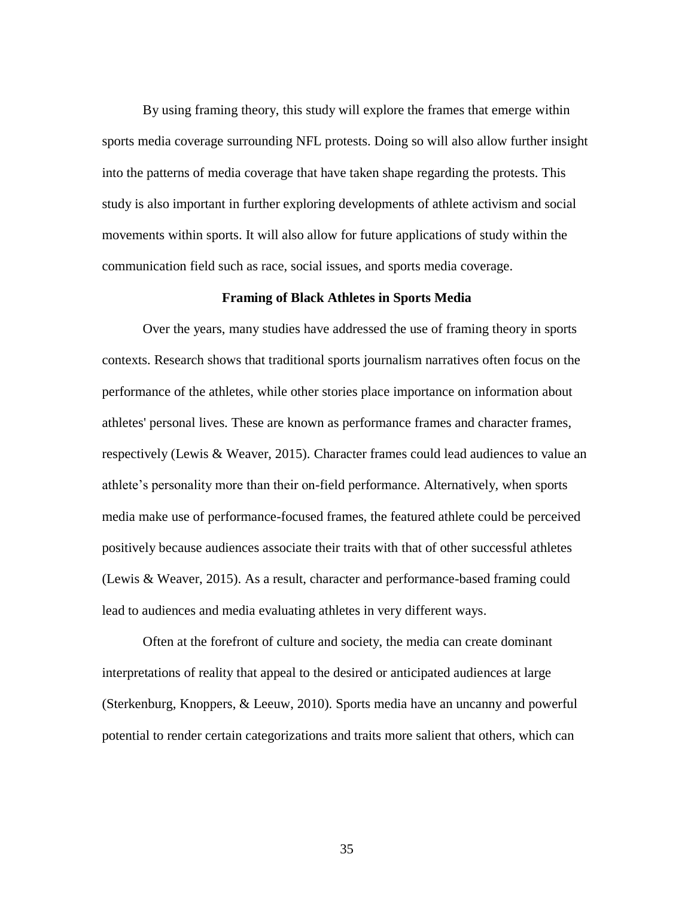By using framing theory, this study will explore the frames that emerge within sports media coverage surrounding NFL protests. Doing so will also allow further insight into the patterns of media coverage that have taken shape regarding the protests. This study is also important in further exploring developments of athlete activism and social movements within sports. It will also allow for future applications of study within the communication field such as race, social issues, and sports media coverage.

## Framing of Black Athletes in Sports Media

Over the years, many studies have addressed the use of framing theory in sports contexts. Research shows that traditional sports journalism narratives often focus on the performance of the athletes, while other stories place importance on information about athletes' personal lives. These are known as performance frames and character frames, respectively (Lewis & Weaver, 2015). Character frames could lead audiences to value an athlete's personality more than their on-field performance. Alternatively, when sports media make use of performance-focused frames, the featured athlete could be perceived positively because audiences associate their traits with that of other successful athletes (Lewis & Weaver, 2015). As a result, character and performance-based framing could lead to audiences and media evaluating athletes in very different ways.

Often at the forefront of culture and society, the media can create dominant interpretations of reality that appeal to the desired or anticipated audiences at large (Sterkenburg, Knoppers, & Leeuw, 2010). Sports media have an uncanny and powerful potential to render certain categorizations and traits more salient that others, which can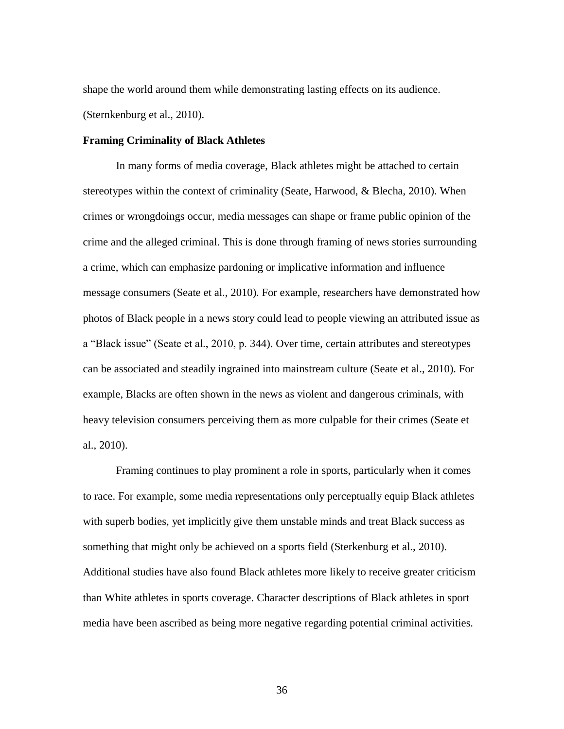shape the world around them while demonstrating lasting effects on its audience. (Sternkenburg et al., 2010).

**Framing Criminality of Black Athletes**

In many forms of media coverage, Black athletes might be attached to certain stereotypes within the context of criminality (Seate, Harwood, & Blecha, 2010). When crimes or wrongdoings occur, media messages can shape or frame public opinion of the crime and the alleged criminal. This is done through framing of news stories surrounding a crime, which can emphasize pardoning or implicative information and influence message consumers (Seate et al., 2010). For example, researchers have demonstrated how photos of Black people in a news story could lead to people viewing an attributed issue as a "Black issue" (Seate et al., 2010, p. 344). Over time, certain attributes and stereotypes can be associated and steadily ingrained into mainstream culture (Seate et al., 2010). For example, Blacks are often shown in the news as violent and dangerous criminals, with heavy television consumers perceiving them as more culpable for their crimes (Seate et al., 2010).

Framing continues to play prominent a role in sports, particularly when it comes to race. For example, some media representations only perceptually equip Black athletes with superb bodies, yet implicitly give them unstable minds and treat Black success as something that might only be achieved on a sports field (Sterkenburg et al., 2010). Additional studies have also found Black athletes more likely to receive greater criticism than White athletes in sports coverage. Character descriptions of Black athletes in sport media have been ascribed as being more negative regarding potential criminal activities.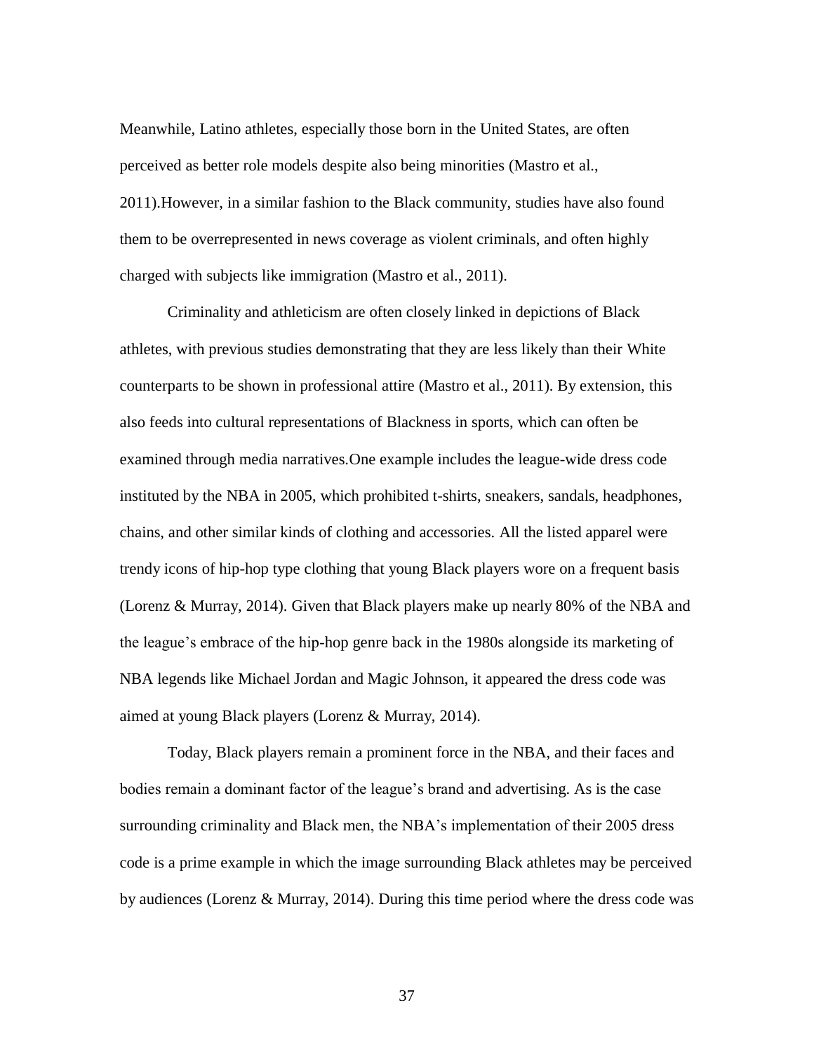Meanwhile, Latino athletes, especially those born in the United States, are often perceived as better role models despite also being minorities (Mastro et al., 2011).However, in a similar fashion to the Black community, studies have also found them to be overrepresented in news coverage as violent criminals, and often highly charged with subjects like immigration (Mastro et al., 2011).

Criminality and athleticism are often closely linked in depictions of Black athletes, with previous studies demonstrating that they are less likely than their White counterparts to be shown in professional attire (Mastro et al., 2011). By extension, this also feeds into cultural representations of Blackness in sports, which can often be examined through media narratives.One example includes the league-wide dress code instituted by the NBA in 2005, which prohibited t-shirts, sneakers, sandals, headphones, chains, and other similar kinds of clothing and accessories. All the listed apparel were trendy icons of hip-hop type clothing that young Black players wore on a frequent basis (Lorenz & Murray, 2014). Given that Black players make up nearly 80% of the NBA and the league's embrace of the hip-hop genre back in the 1980s alongside its marketing of NBA legends like Michael Jordan and Magic Johnson, it appeared the dress code was aimed at young Black players (Lorenz & Murray, 2014).

Today, Black players remain a prominent force in the NBA, and their faces and bodies remain a dominant factor of the league's brand and advertising. As is the case surrounding criminality and Black men, the NBA's implementation of their 2005 dress code is a prime example in which the image surrounding Black athletes may be perceived by audiences (Lorenz & Murray, 2014). During this time period where the dress code was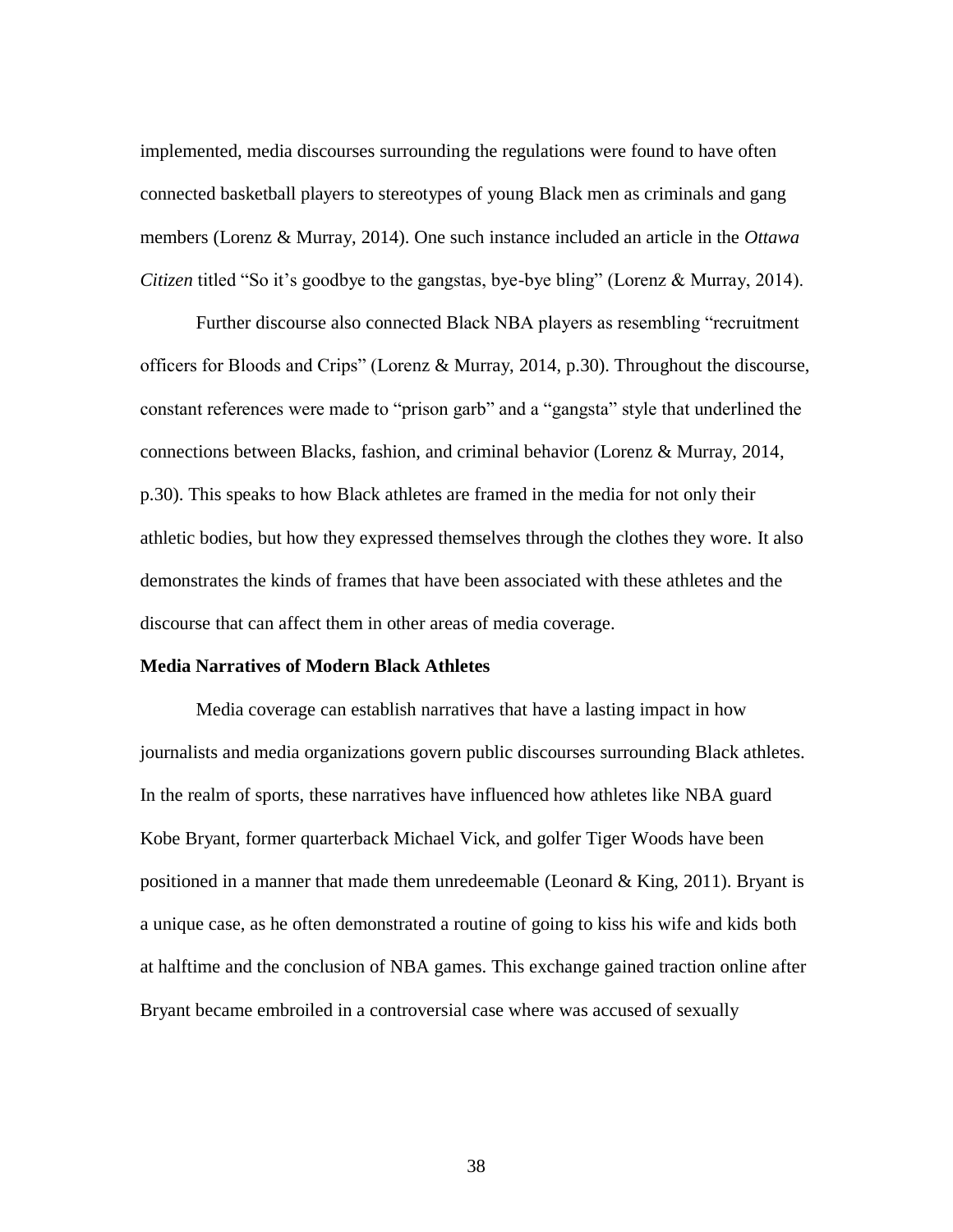implemented, media discourses surrounding the regulations were found to have often connected basketball players to stereotypes of young Black men as criminals and gang members (Lorenz & Murray, 2014). One such instance included an article in the *Ottawa Citizen* titled "So it's goodbye to the gangstas, bye-bye bling" (Lorenz & Murray, 2014).

Further discourse also connected Black NBA players as resembling "recruitment officers for Bloods and Crips" (Lorenz & Murray, 2014, p.30). Throughout the discourse, constant references were made to "prison garb" and a "gangsta" style that underlined the connections between Blacks, fashion, and criminal behavior (Lorenz & Murray, 2014, p.30). This speaks to how Black athletes are framed in the media for not only their athletic bodies, but how they expressed themselves through the clothes they wore. It also demonstrates the kinds of frames that have been associated with these athletes and the discourse that can affect them in other areas of media coverage.

**Media Narratives of Modern Black Athletes**

Media coverage can establish narratives that have a lasting impact in how journalists and media organizations govern public discourses surrounding Black athletes. In the realm of sports, these narratives have influenced how athletes like NBA guard Kobe Bryant, former quarterback Michael Vick, and golfer Tiger Woods have been positioned in a manner that made them unredeemable (Leonard & King, 2011). Bryant is a unique case, as he often demonstrated a routine of going to kiss his wife and kids both at halftime and the conclusion of NBA games. This exchange gained traction online after Bryant became embroiled in a controversial case where was accused of sexually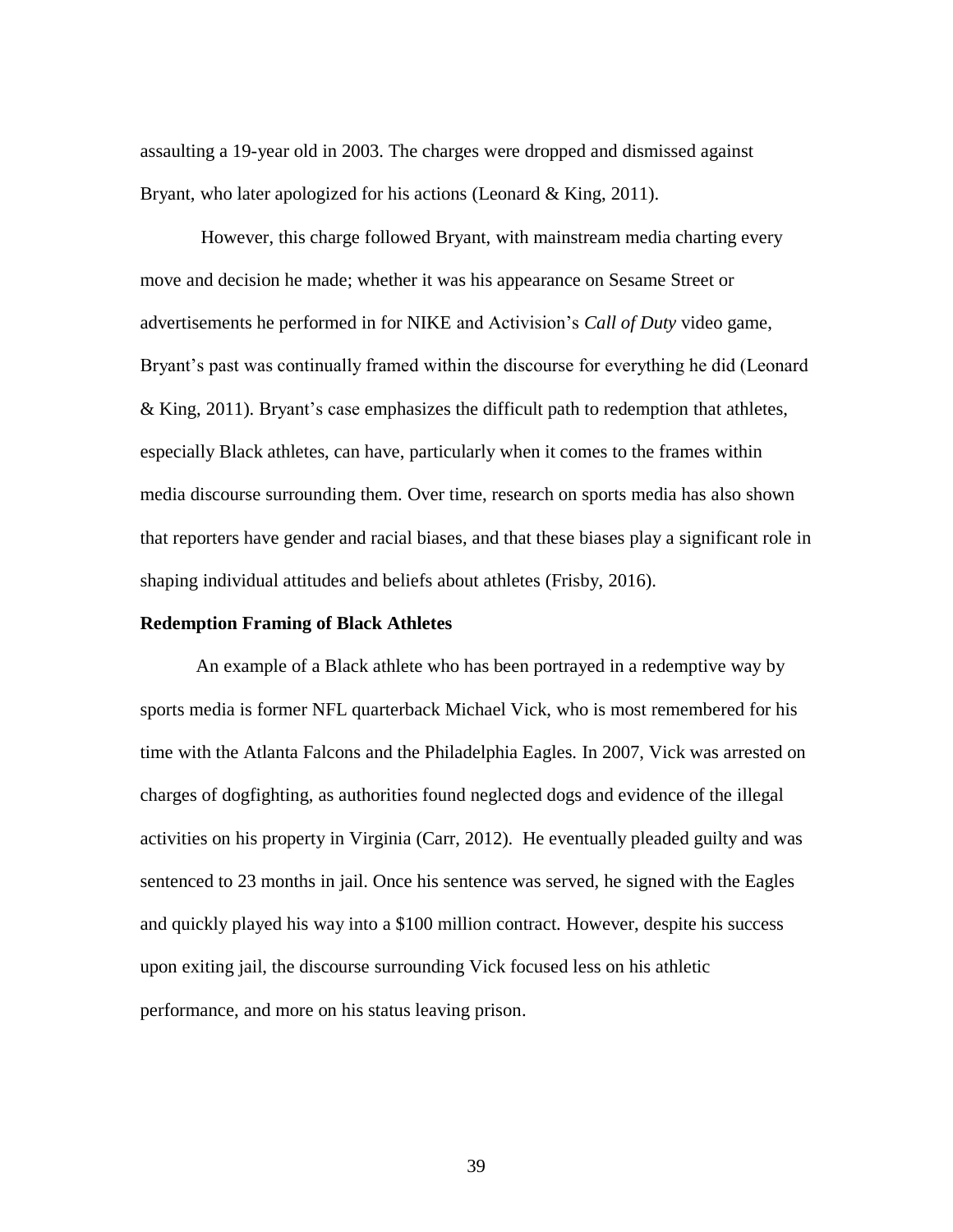assaulting a 19-year old in 2003. The charges were dropped and dismissed against Bryant, who later apologized for his actions (Leonard & King, 2011).

However, this charge followed Bryant, with mainstream media charting every move and decision he made; whether it was his appearance on Sesame Street or advertisements he performed in for NIKE and Activision's *Call of Duty* video game, Bryant's past was continually framed within the discourse for everything he did (Leonard & King, 2011). Bryant's case emphasizes the difficult path to redemption that athletes, especially Black athletes, can have, particularly when it comes to the frames within media discourse surrounding them. Over time, research on sports media has also shown that reporters have gender and racial biases, and that these biases play a significant role in shaping individual attitudes and beliefs about athletes (Frisby, 2016).

**Redemption Framing of Black Athletes**

An example of a Black athlete who has been portrayed in a redemptive way by sports media is former NFL quarterback Michael Vick, who is most remembered for his time with the Atlanta Falcons and the Philadelphia Eagles. In 2007, Vick was arrested on charges of dogfighting, as authorities found neglected dogs and evidence of the illegal activities on his property in Virginia (Carr, 2012). He eventually pleaded guilty and was sentenced to 23 months in jail. Once his sentence was served, he signed with the Eagles and quickly played his way into a $100 million contract. However, despite his success upon exiting jail, the discourse surrounding Vick focused less on his athletic performance, and more on his status leaving prison.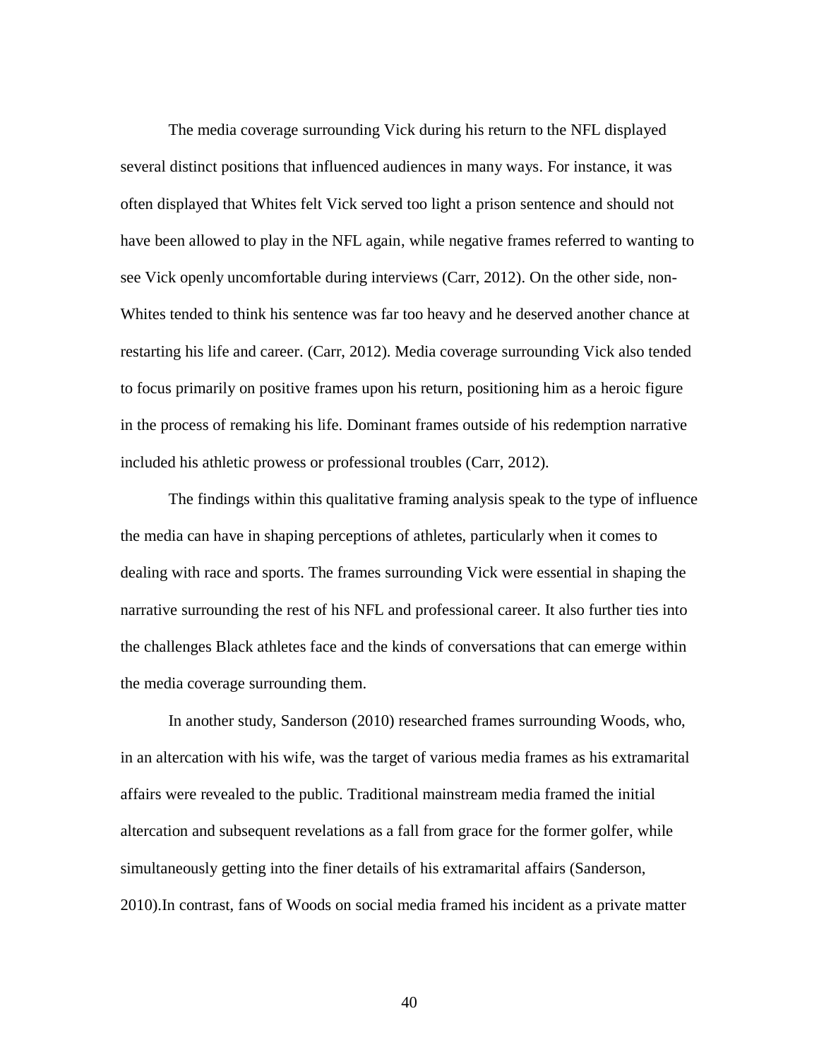The media coverage surrounding Vick during his return to the NFL displayed several distinct positions that influenced audiences in many ways. For instance, it was often displayed that Whites felt Vick served too light a prison sentence and should not have been allowed to play in the NFL again, while negative frames referred to wanting to see Vick openly uncomfortable during interviews (Carr, 2012). On the other side, non-Whites tended to think his sentence was far too heavy and he deserved another chance at restarting his life and career. (Carr, 2012). Media coverage surrounding Vick also tended to focus primarily on positive frames upon his return, positioning him as a heroic figure in the process of remaking his life. Dominant frames outside of his redemption narrative included his athletic prowess or professional troubles (Carr, 2012).

The findings within this qualitative framing analysis speak to the type of influence the media can have in shaping perceptions of athletes, particularly when it comes to dealing with race and sports. The frames surrounding Vick were essential in shaping the narrative surrounding the rest of his NFL and professional career. It also further ties into the challenges Black athletes face and the kinds of conversations that can emerge within the media coverage surrounding them.

In another study, Sanderson (2010) researched frames surrounding Woods, who, in an altercation with his wife, was the target of various media frames as his extramarital affairs were revealed to the public. Traditional mainstream media framed the initial altercation and subsequent revelations as a fall from grace for the former golfer, while simultaneously getting into the finer details of his extramarital affairs (Sanderson, 2010).In contrast, fans of Woods on social media framed his incident as a private matter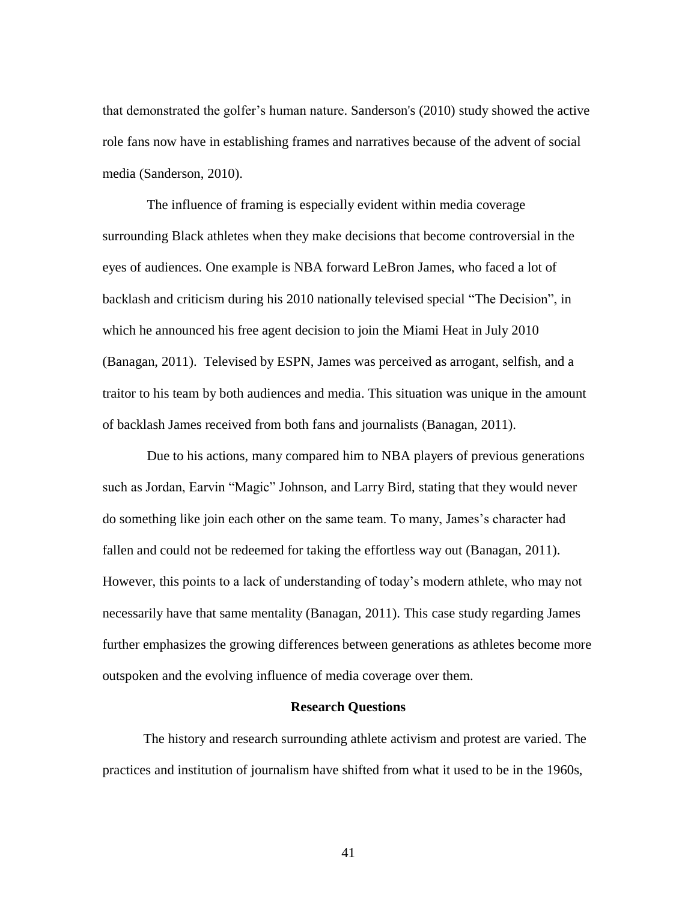that demonstrated the golfer's human nature. Sanderson's (2010) study showed the active role fans now have in establishing frames and narratives because of the advent of social media (Sanderson, 2010).

The influence of framing is especially evident within media coverage surrounding Black athletes when they make decisions that become controversial in the eyes of audiences. One example is NBA forward LeBron James, who faced a lot of backlash and criticism during his 2010 nationally televised special "The Decision", in which he announced his free agent decision to join the Miami Heat in July 2010 (Banagan, 2011). Televised by ESPN, James was perceived as arrogant, selfish, and a traitor to his team by both audiences and media. This situation was unique in the amount of backlash James received from both fans and journalists (Banagan, 2011).

Due to his actions, many compared him to NBA players of previous generations such as Jordan, Earvin "Magic" Johnson, and Larry Bird, stating that they would never do something like join each other on the same team. To many, James's character had fallen and could not be redeemed for taking the effortless way out (Banagan, 2011). However, this points to a lack of understanding of today's modern athlete, who may not necessarily have that same mentality (Banagan, 2011). This case study regarding James further emphasizes the growing differences between generations as athletes become more outspoken and the evolving influence of media coverage over them.

## Research Questions

The history and research surrounding athlete activism and protest are varied. The practices and institution of journalism have shifted from what it used to be in the 1960s,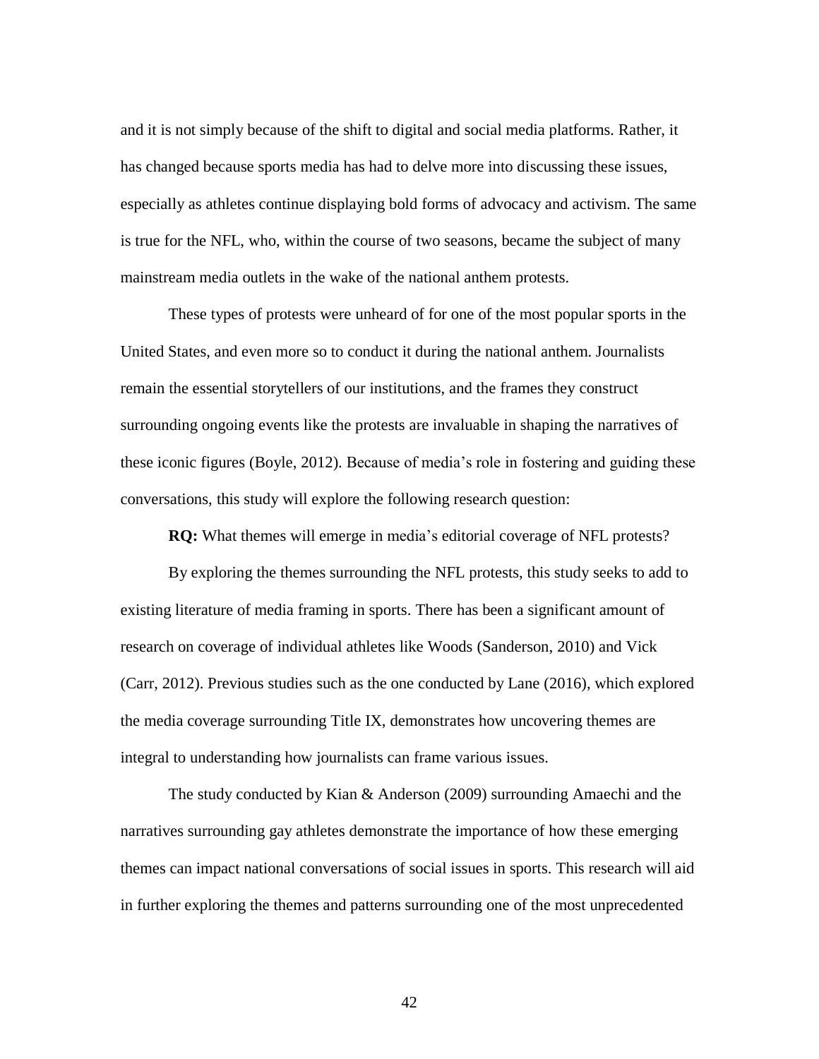and it is not simply because of the shift to digital and social media platforms. Rather, it has changed because sports media has had to delve more into discussing these issues, especially as athletes continue displaying bold forms of advocacy and activism. The same is true for the NFL, who, within the course of two seasons, became the subject of many mainstream media outlets in the wake of the national anthem protests.

These types of protests were unheard of for one of the most popular sports in the United States, and even more so to conduct it during the national anthem. Journalists remain the essential storytellers of our institutions, and the frames they construct surrounding ongoing events like the protests are invaluable in shaping the narratives of these iconic figures (Boyle, 2012). Because of media's role in fostering and guiding these conversations, this study will explore the following research question:

**RQ:** What themes will emerge in media's editorial coverage of NFL protests?

By exploring the themes surrounding the NFL protests, this study seeks to add to existing literature of media framing in sports. There has been a significant amount of research on coverage of individual athletes like Woods (Sanderson, 2010) and Vick (Carr, 2012). Previous studies such as the one conducted by Lane (2016), which explored the media coverage surrounding Title IX, demonstrates how uncovering themes are integral to understanding how journalists can frame various issues.

The study conducted by Kian & Anderson (2009) surrounding Amaechi and the narratives surrounding gay athletes demonstrate the importance of how these emerging themes can impact national conversations of social issues in sports. This research will aid in further exploring the themes and patterns surrounding one of the most unprecedented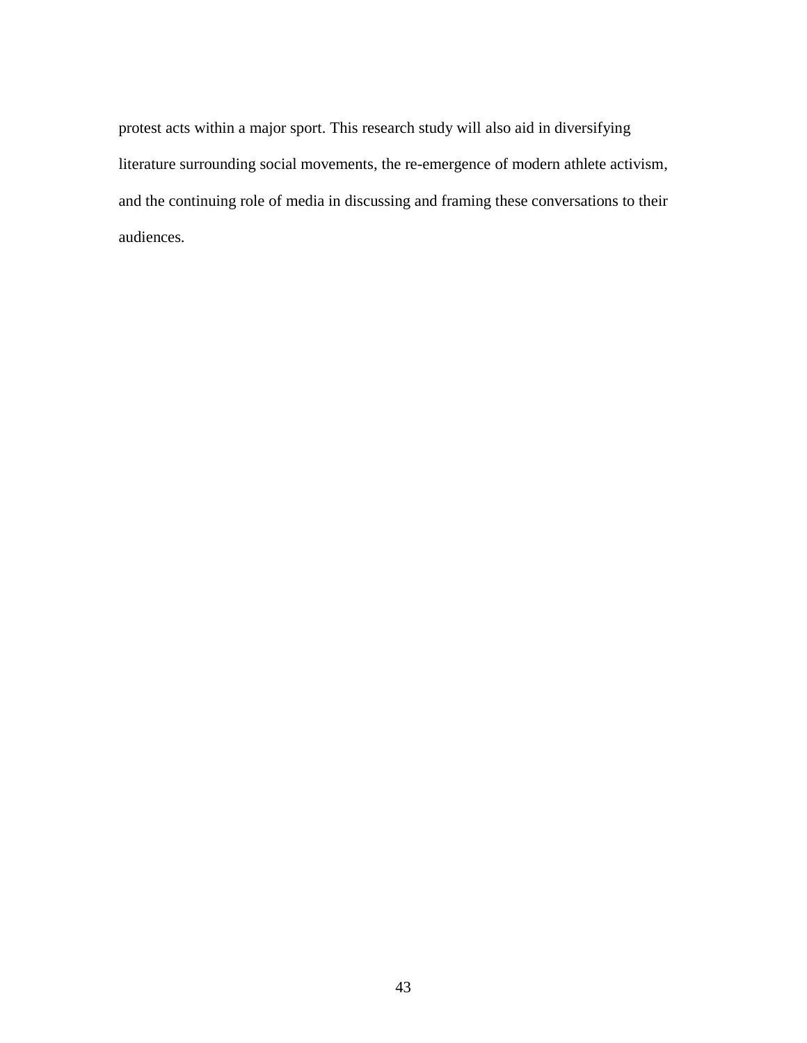protest acts within a major sport. This research study will also aid in diversifying literature surrounding social movements, the re-emergence of modern athlete activism, and the continuing role of media in discussing and framing these conversations to their audiences.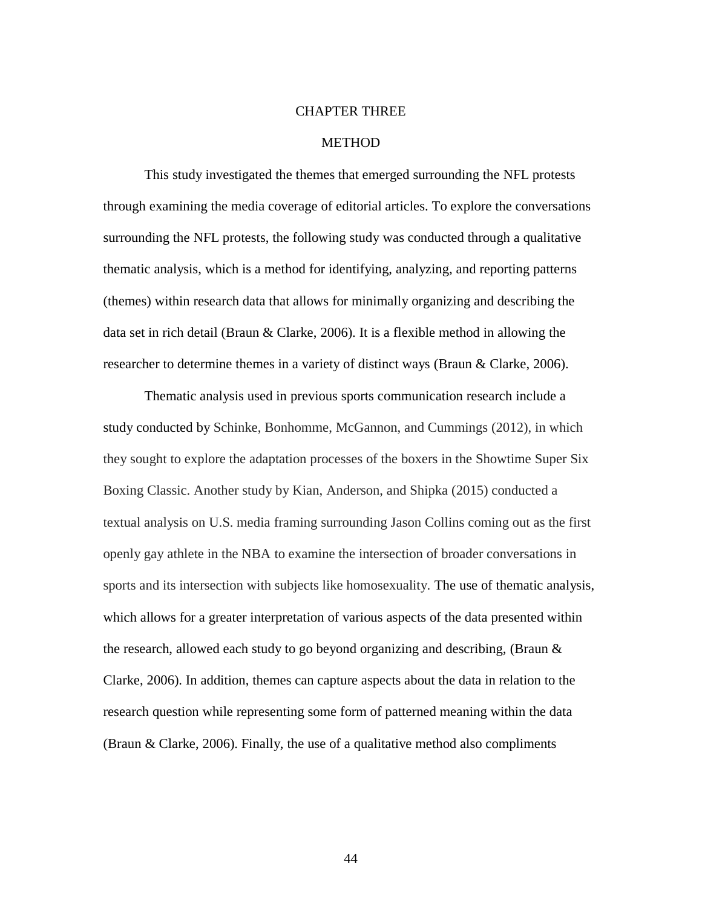# CHAPTER THREE

## METHOD

This study investigated the themes that emerged surrounding the NFL protests through examining the media coverage of editorial articles. To explore the conversations surrounding the NFL protests, the following study was conducted through a qualitative thematic analysis, which is a method for identifying, analyzing, and reporting patterns (themes) within research data that allows for minimally organizing and describing the data set in rich detail (Braun & Clarke, 2006). It is a flexible method in allowing the researcher to determine themes in a variety of distinct ways (Braun & Clarke, 2006).

Thematic analysis used in previous sports communication research include a study conducted by Schinke, Bonhomme, McGannon, and Cummings (2012), in which they sought to explore the adaptation processes of the boxers in the Showtime Super Six Boxing Classic. Another study by Kian, Anderson, and Shipka (2015) conducted a textual analysis on U.S. media framing surrounding Jason Collins coming out as the first openly gay athlete in the NBA to examine the intersection of broader conversations in sports and its intersection with subjects like homosexuality. The use of thematic analysis, which allows for a greater interpretation of various aspects of the data presented within the research, allowed each study to go beyond organizing and describing, (Braun & Clarke, 2006). In addition, themes can capture aspects about the data in relation to the research question while representing some form of patterned meaning within the data (Braun & Clarke, 2006). Finally, the use of a qualitative method also compliments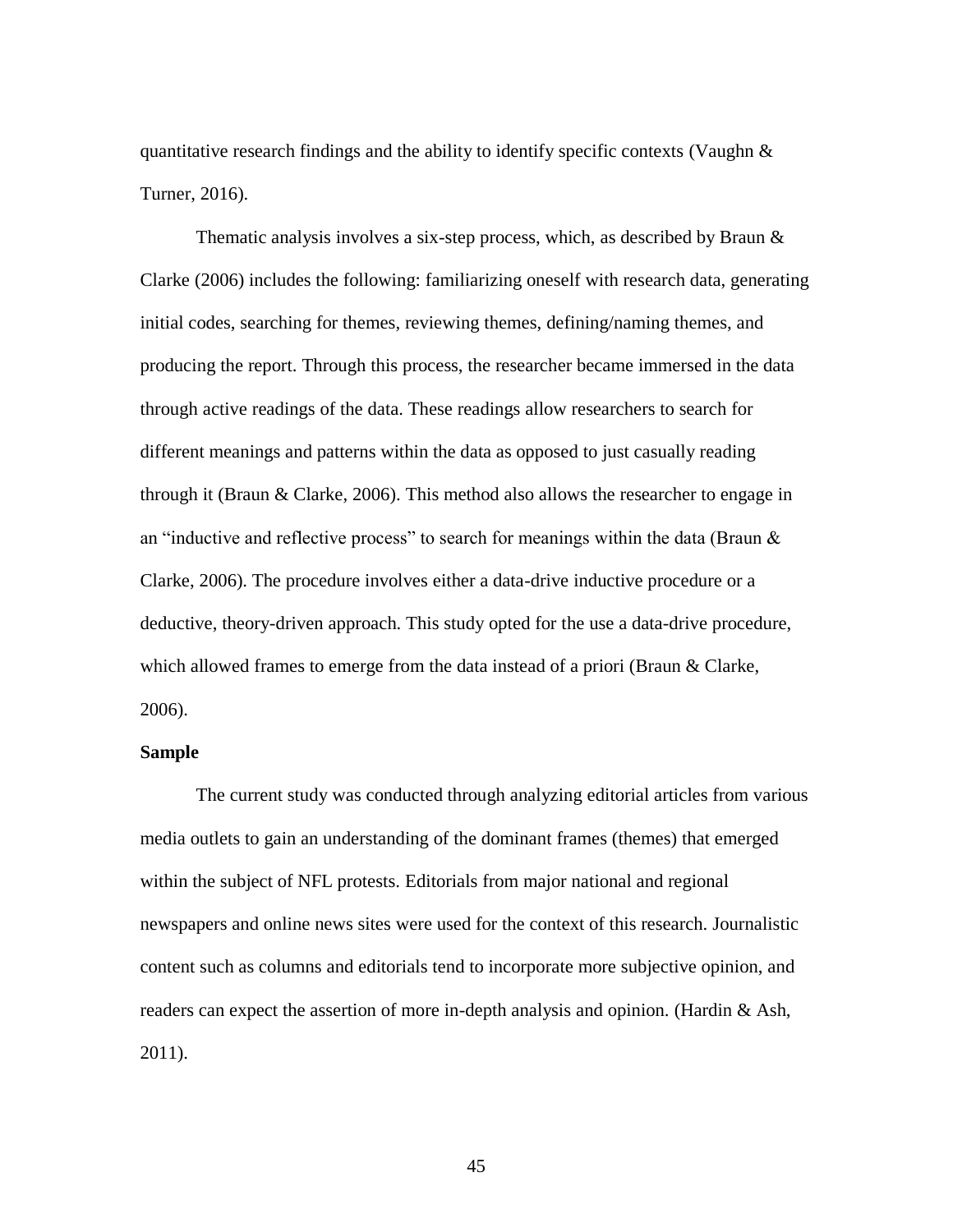quantitative research findings and the ability to identify specific contexts (Vaughn & Turner, 2016).

Thematic analysis involves a six-step process, which, as described by Braun & Clarke (2006) includes the following: familiarizing oneself with research data, generating initial codes, searching for themes, reviewing themes, defining/naming themes, and producing the report. Through this process, the researcher became immersed in the data through active readings of the data. These readings allow researchers to search for different meanings and patterns within the data as opposed to just casually reading through it (Braun & Clarke, 2006). This method also allows the researcher to engage in an "inductive and reflective process" to search for meanings within the data (Braun & Clarke, 2006). The procedure involves either a data-drive inductive procedure or a deductive, theory-driven approach. This study opted for the use a data-drive procedure, which allowed frames to emerge from the data instead of a priori (Braun & Clarke, 2006).

**Sample**

The current study was conducted through analyzing editorial articles from various media outlets to gain an understanding of the dominant frames (themes) that emerged within the subject of NFL protests. Editorials from major national and regional newspapers and online news sites were used for the context of this research. Journalistic content such as columns and editorials tend to incorporate more subjective opinion, and readers can expect the assertion of more in-depth analysis and opinion. (Hardin & Ash, 2011).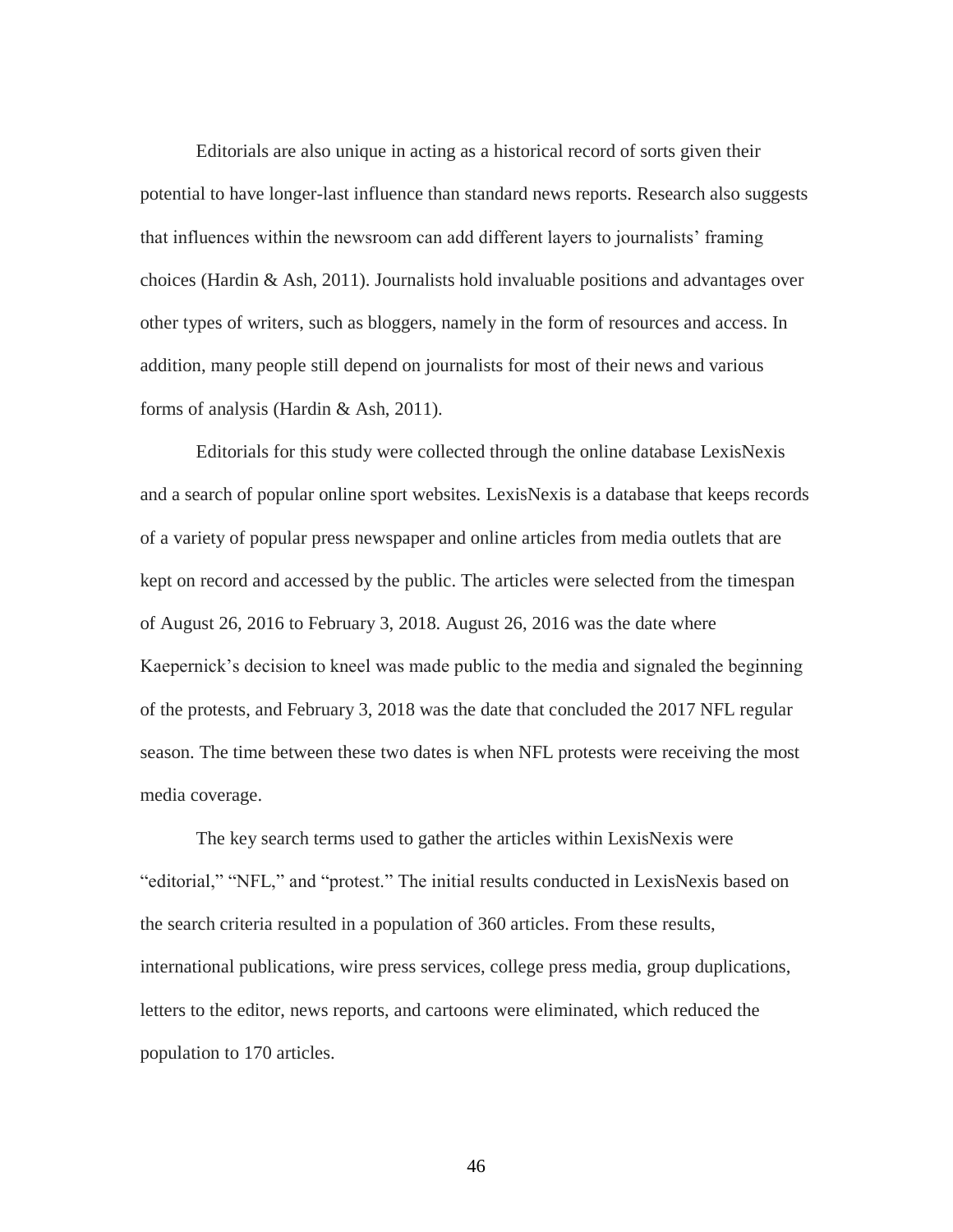Editorials are also unique in acting as a historical record of sorts given their potential to have longer-last influence than standard news reports. Research also suggests that influences within the newsroom can add different layers to journalists' framing choices (Hardin & Ash, 2011). Journalists hold invaluable positions and advantages over other types of writers, such as bloggers, namely in the form of resources and access. In addition, many people still depend on journalists for most of their news and various forms of analysis (Hardin & Ash, 2011).

Editorials for this study were collected through the online database LexisNexis and a search of popular online sport websites. LexisNexis is a database that keeps records of a variety of popular press newspaper and online articles from media outlets that are kept on record and accessed by the public. The articles were selected from the timespan of August 26, 2016 to February 3, 2018. August 26, 2016 was the date where Kaepernick's decision to kneel was made public to the media and signaled the beginning of the protests, and February 3, 2018 was the date that concluded the 2017 NFL regular season. The time between these two dates is when NFL protests were receiving the most media coverage.

The key search terms used to gather the articles within LexisNexis were "editorial," "NFL," and "protest." The initial results conducted in LexisNexis based on the search criteria resulted in a population of 360 articles. From these results, international publications, wire press services, college press media, group duplications, letters to the editor, news reports, and cartoons were eliminated, which reduced the population to 170 articles.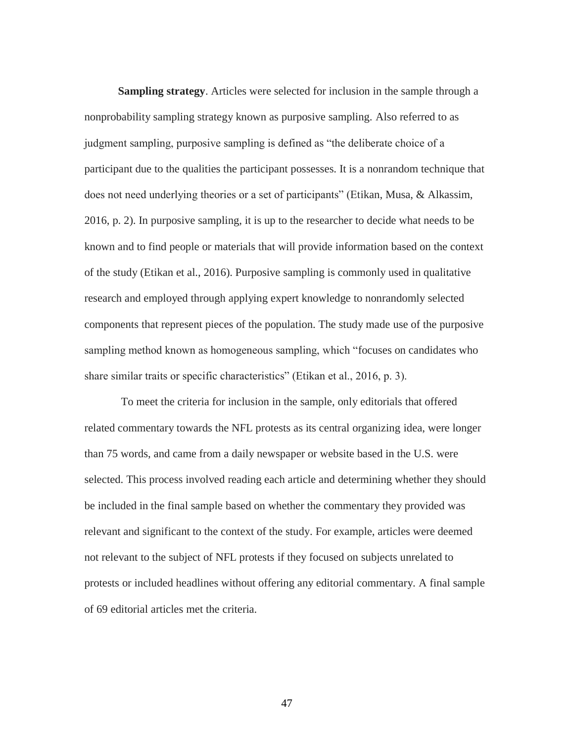**Sampling strategy**. Articles were selected for inclusion in the sample through a nonprobability sampling strategy known as purposive sampling. Also referred to as judgment sampling, purposive sampling is defined as "the deliberate choice of a participant due to the qualities the participant possesses. It is a nonrandom technique that does not need underlying theories or a set of participants" (Etikan, Musa, & Alkassim, 2016, p. 2). In purposive sampling, it is up to the researcher to decide what needs to be known and to find people or materials that will provide information based on the context of the study (Etikan et al., 2016). Purposive sampling is commonly used in qualitative research and employed through applying expert knowledge to nonrandomly selected components that represent pieces of the population. The study made use of the purposive sampling method known as homogeneous sampling, which "focuses on candidates who share similar traits or specific characteristics" (Etikan et al., 2016, p. 3).

To meet the criteria for inclusion in the sample, only editorials that offered related commentary towards the NFL protests as its central organizing idea, were longer than 75 words, and came from a daily newspaper or website based in the U.S. were selected. This process involved reading each article and determining whether they should be included in the final sample based on whether the commentary they provided was relevant and significant to the context of the study. For example, articles were deemed not relevant to the subject of NFL protests if they focused on subjects unrelated to protests or included headlines without offering any editorial commentary. A final sample of 69 editorial articles met the criteria.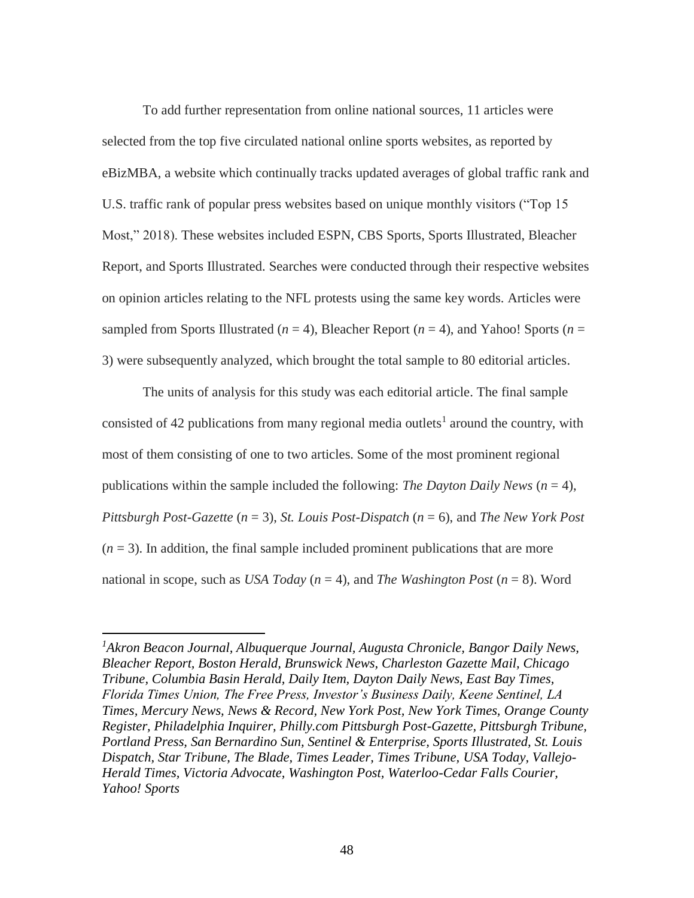To add further representation from online national sources, 11 articles were selected from the top five circulated national online sports websites, as reported by eBizMBA, a website which continually tracks updated averages of global traffic rank and U.S. traffic rank of popular press websites based on unique monthly visitors ("Top 15 Most," 2018). These websites included ESPN, CBS Sports, Sports Illustrated, Bleacher Report, and Sports Illustrated. Searches were conducted through their respective websites on opinion articles relating to the NFL protests using the same key words. Articles were sampled from Sports Illustrated ($n$ = 4), Bleacher Report ($n$ = 4), and Yahoo! Sports ($n$ = 3) were subsequently analyzed, which brought the total sample to 80 editorial articles.

The units of analysis for this study was each editorial article. The final sample consisted of 42 publications from many regional media outlets[1] around the country, with most of them consisting of one to two articles. Some of the most prominent regional publications within the sample included the following: *The Dayton Daily News* ($n$ = 4), *Pittsburgh Post-Gazette* ($n$ = 3), *St. Louis Post-Dispatch* ($n$ = 6), and *The New York Post* ($n$ = 3). In addition, the final sample included prominent publications that are more national in scope, such as *USA Today* ($n$ = 4), and *The Washington Post* ($n$ = 8). Word

---

[1]*Akron Beacon Journal, Albuquerque Journal, Augusta Chronicle, Bangor Daily News, Bleacher Report, Boston Herald, Brunswick News, Charleston Gazette Mail, Chicago Tribune, Columbia Basin Herald, Daily Item, Dayton Daily News, East Bay Times, Florida Times Union, The Free Press, Investor's Business Daily, Keene Sentinel, LA Times, Mercury News, News & Record, New York Post, New York Times, Orange County Register, Philadelphia Inquirer, Philly.com Pittsburgh Post-Gazette, Pittsburgh Tribune, Portland Press, San Bernardino Sun, Sentinel & Enterprise, Sports Illustrated, St. Louis Dispatch, Star Tribune, The Blade, Times Leader, Times Tribune, USA Today, Vallejo-Herald Times, Victoria Advocate, Washington Post, Waterloo-Cedar Falls Courier, Yahoo! Sports*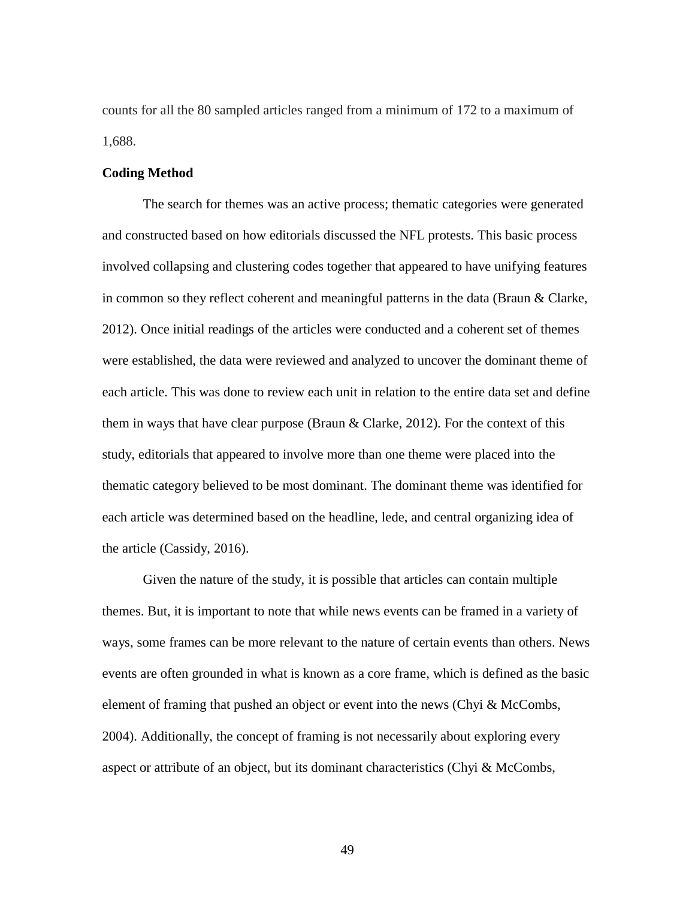counts for all the 80 sampled articles ranged from a minimum of 172 to a maximum of 1,688.

**Coding Method**

The search for themes was an active process; thematic categories were generated and constructed based on how editorials discussed the NFL protests. This basic process involved collapsing and clustering codes together that appeared to have unifying features in common so they reflect coherent and meaningful patterns in the data (Braun & Clarke, 2012). Once initial readings of the articles were conducted and a coherent set of themes were established, the data were reviewed and analyzed to uncover the dominant theme of each article. This was done to review each unit in relation to the entire data set and define them in ways that have clear purpose (Braun & Clarke, 2012). For the context of this study, editorials that appeared to involve more than one theme were placed into the thematic category believed to be most dominant. The dominant theme was identified for each article was determined based on the headline, lede, and central organizing idea of the article (Cassidy, 2016).

Given the nature of the study, it is possible that articles can contain multiple themes. But, it is important to note that while news events can be framed in a variety of ways, some frames can be more relevant to the nature of certain events than others. News events are often grounded in what is known as a core frame, which is defined as the basic element of framing that pushed an object or event into the news (Chyi & McCombs, 2004). Additionally, the concept of framing is not necessarily about exploring every aspect or attribute of an object, but its dominant characteristics (Chyi & McCombs,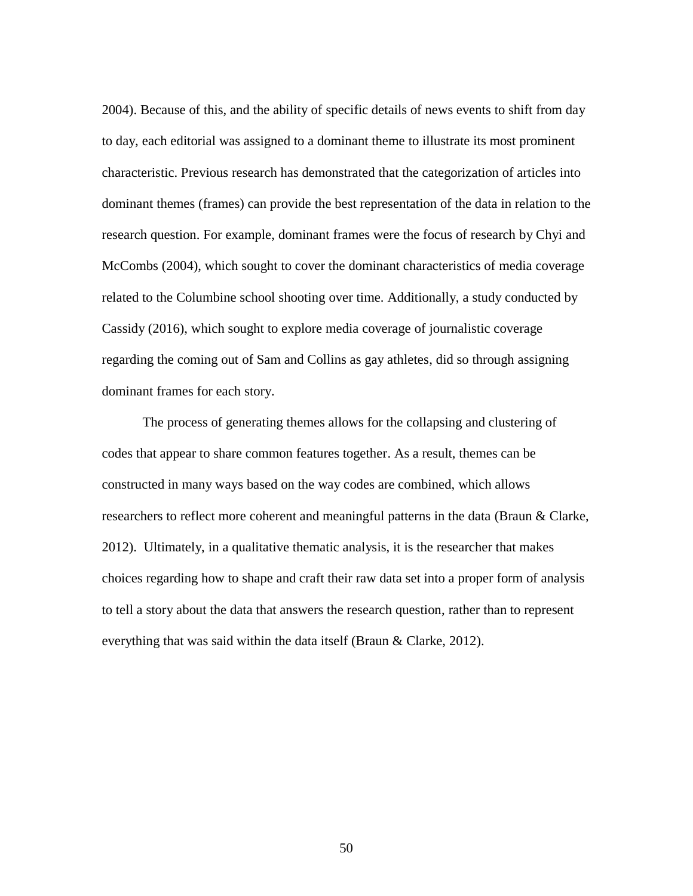2004). Because of this, and the ability of specific details of news events to shift from day to day, each editorial was assigned to a dominant theme to illustrate its most prominent characteristic. Previous research has demonstrated that the categorization of articles into dominant themes (frames) can provide the best representation of the data in relation to the research question. For example, dominant frames were the focus of research by Chyi and McCombs (2004), which sought to cover the dominant characteristics of media coverage related to the Columbine school shooting over time. Additionally, a study conducted by Cassidy (2016), which sought to explore media coverage of journalistic coverage regarding the coming out of Sam and Collins as gay athletes, did so through assigning dominant frames for each story.

The process of generating themes allows for the collapsing and clustering of codes that appear to share common features together. As a result, themes can be constructed in many ways based on the way codes are combined, which allows researchers to reflect more coherent and meaningful patterns in the data (Braun & Clarke, 2012). Ultimately, in a qualitative thematic analysis, it is the researcher that makes choices regarding how to shape and craft their raw data set into a proper form of analysis to tell a story about the data that answers the research question, rather than to represent everything that was said within the data itself (Braun & Clarke, 2012).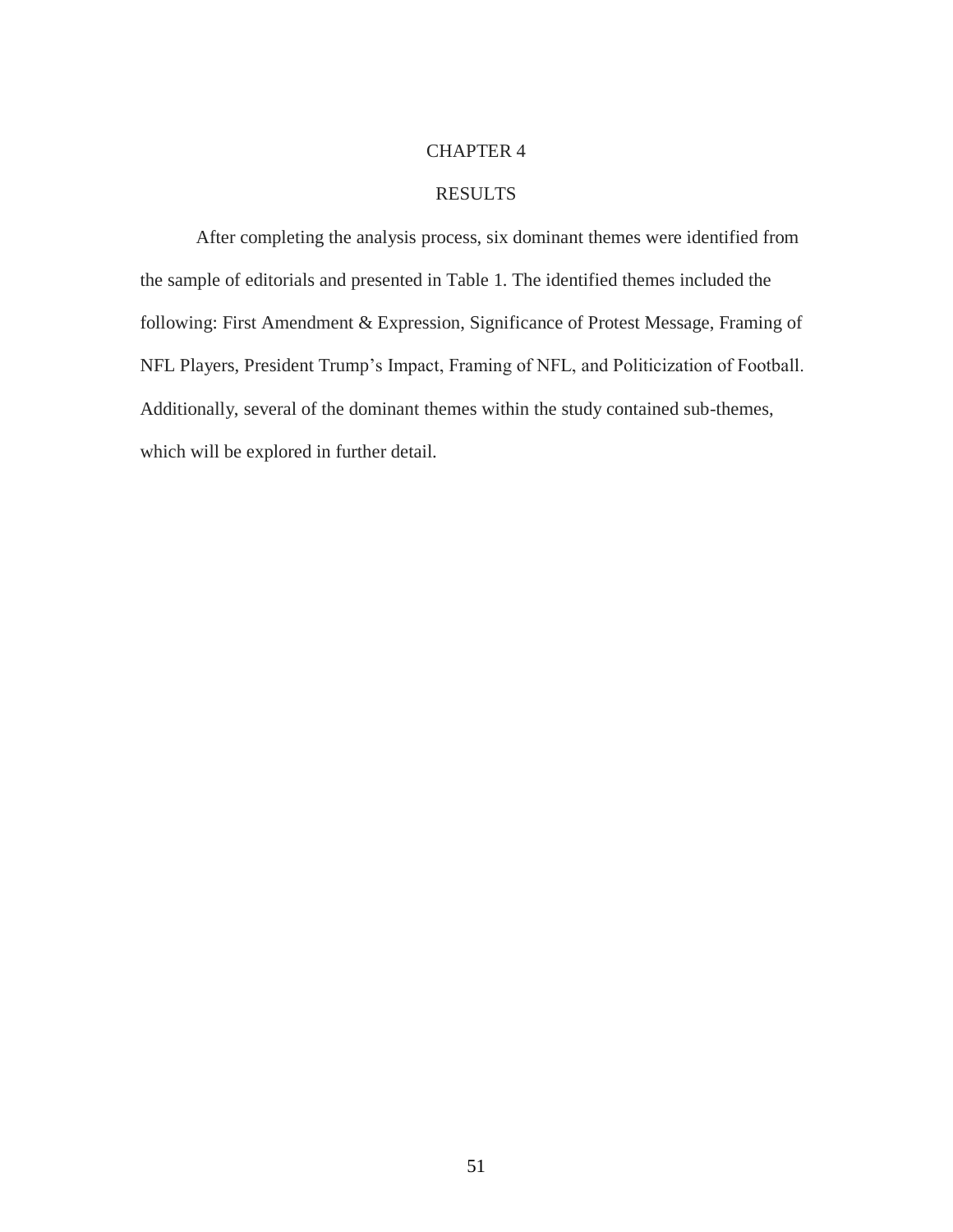# CHAPTER 4

## RESULTS

After completing the analysis process, six dominant themes were identified from the sample of editorials and presented in Table 1. The identified themes included the following: First Amendment & Expression, Significance of Protest Message, Framing of NFL Players, President Trump's Impact, Framing of NFL, and Politicization of Football. Additionally, several of the dominant themes within the study contained sub-themes, which will be explored in further detail.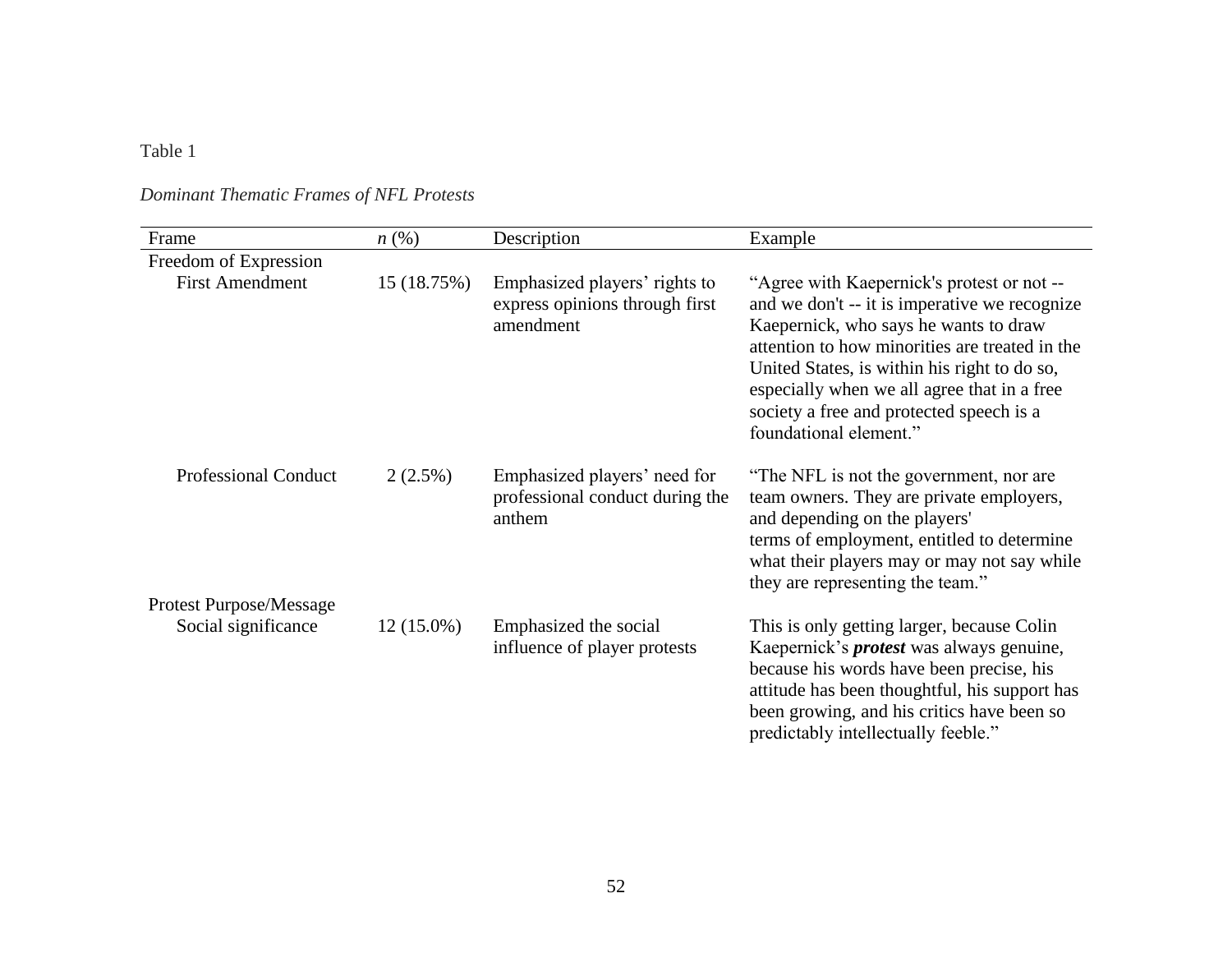Table 1

*Dominant Thematic Frames of NFL Protests*

| Frame | *n* (%) | Description | Example |
|---|---|---|---|
| Freedom of Expression | | | |
| First Amendment | 15 (18.75%) | Emphasized players' rights to express opinions through first amendment | "Agree with Kaepernick's protest or not -- and we don't -- it is imperative we recognize Kaepernick, who says he wants to draw attention to how minorities are treated in the United States, is within his right to do so, especially when we all agree that in a free society a free and protected speech is a foundational element." |
| Professional Conduct | 2 (2.5%) | Emphasized players' need for professional conduct during the anthem | "The NFL is not the government, nor are team owners. They are private employers, and depending on the players' terms of employment, entitled to determine what their players may or may not say while they are representing the team." |
| Protest Purpose/Message | | | |
| Social significance | 12 (15.0%) | Emphasized the social influence of player protests | This is only getting larger, because Colin Kaepernick's ***protest*** was always genuine, because his words have been precise, his attitude has been thoughtful, his support has been growing, and his critics have been so predictably intellectually feeble." |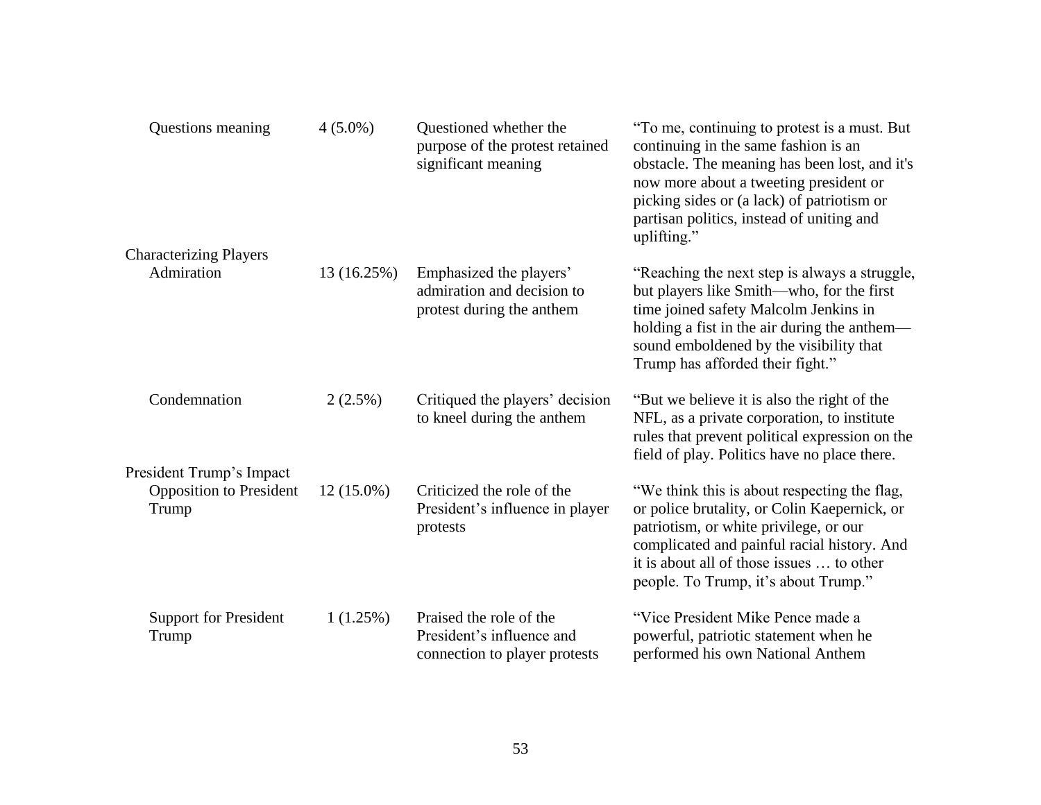| | | | |
|---|---|---|---|
| Questions meaning | 4 (5.0%) | Questioned whether the purpose of the protest retained significant meaning | "To me, continuing to protest is a must. But continuing in the same fashion is an obstacle. The meaning has been lost, and it's now more about a tweeting president or picking sides or (a lack) of patriotism or partisan politics, instead of uniting and uplifting." |
| Characterizing Players | | | |
| Admiration | 13 (16.25%) | Emphasized the players' admiration and decision to protest during the anthem | "Reaching the next step is always a struggle, but players like Smith—who, for the first time joined safety Malcolm Jenkins in holding a fist in the air during the anthem—sound emboldened by the visibility that Trump has afforded their fight." |
| Condemnation | 2 (2.5%) | Critiqued the players' decision to kneel during the anthem | "But we believe it is also the right of the NFL, as a private corporation, to institute rules that prevent political expression on the field of play. Politics have no place there. |
| President Trump's Impact | | | |
| Opposition to President Trump | 12 (15.0%) | Criticized the role of the President's influence in player protests | "We think this is about respecting the flag, or police brutality, or Colin Kaepernick, or patriotism, or white privilege, or our complicated and painful racial history. And it is about all of those issues … to other people. To Trump, it's about Trump." |
| Support for President Trump | 1 (1.25%) | Praised the role of the President's influence and connection to player protests | "Vice President Mike Pence made a powerful, patriotic statement when he performed his own National Anthem |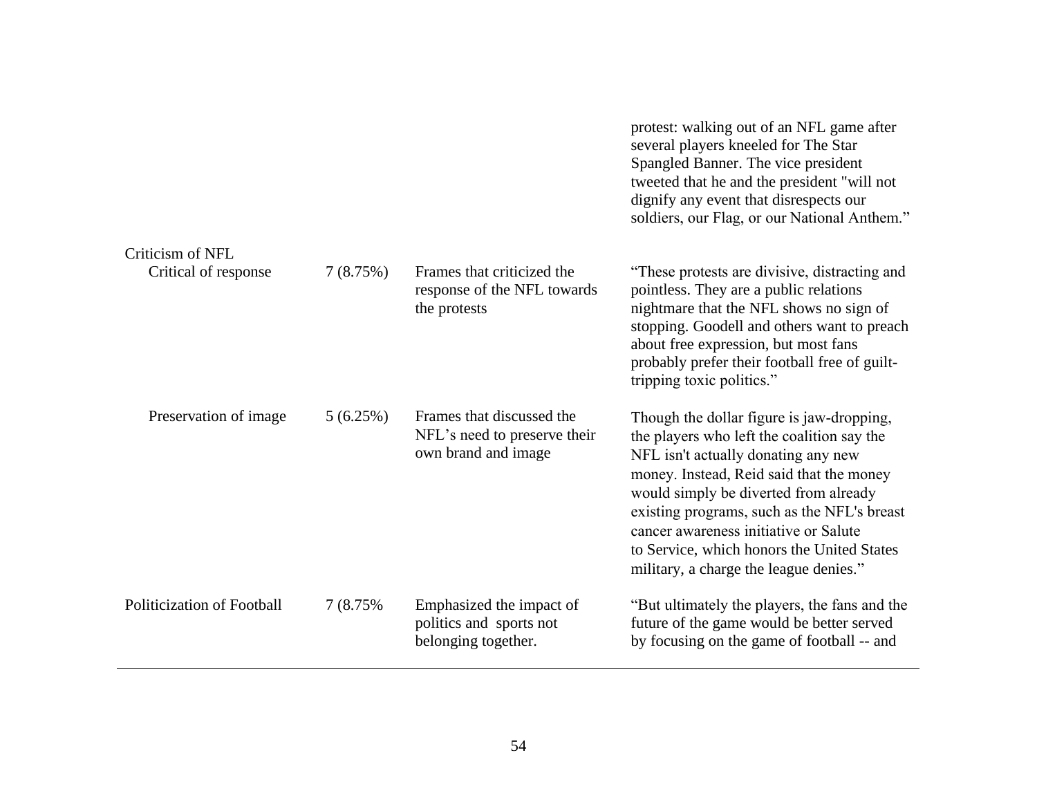| | | | |
|---|---|---|---|
| | | | protest: walking out of an NFL game after several players kneeled for The Star Spangled Banner. The vice president tweeted that he and the president "will not dignify any event that disrespects our soldiers, our Flag, or our National Anthem." |
| Criticism of NFL | | | |
| Critical of response | 7 (8.75%) | Frames that criticized the response of the NFL towards the protests | "These protests are divisive, distracting and pointless. They are a public relations nightmare that the NFL shows no sign of stopping. Goodell and others want to preach about free expression, but most fans probably prefer their football free of guilt-tripping toxic politics." |
| Preservation of image | 5 (6.25%) | Frames that discussed the NFL's need to preserve their own brand and image | Though the dollar figure is jaw-dropping, the players who left the coalition say the NFL isn't actually donating any new money. Instead, Reid said that the money would simply be diverted from already existing programs, such as the NFL's breast cancer awareness initiative or Salute to Service, which honors the United States military, a charge the league denies." |
| Politicization of Football | 7 (8.75% | Emphasized the impact of politics and sports not belonging together. | "But ultimately the players, the fans and the future of the game would be better served by focusing on the game of football -- and |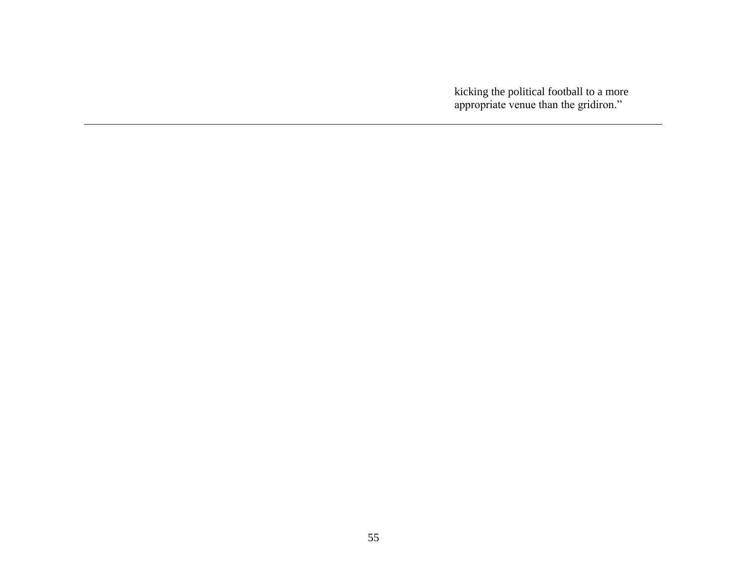kicking the political football to a more appropriate venue than the gridiron."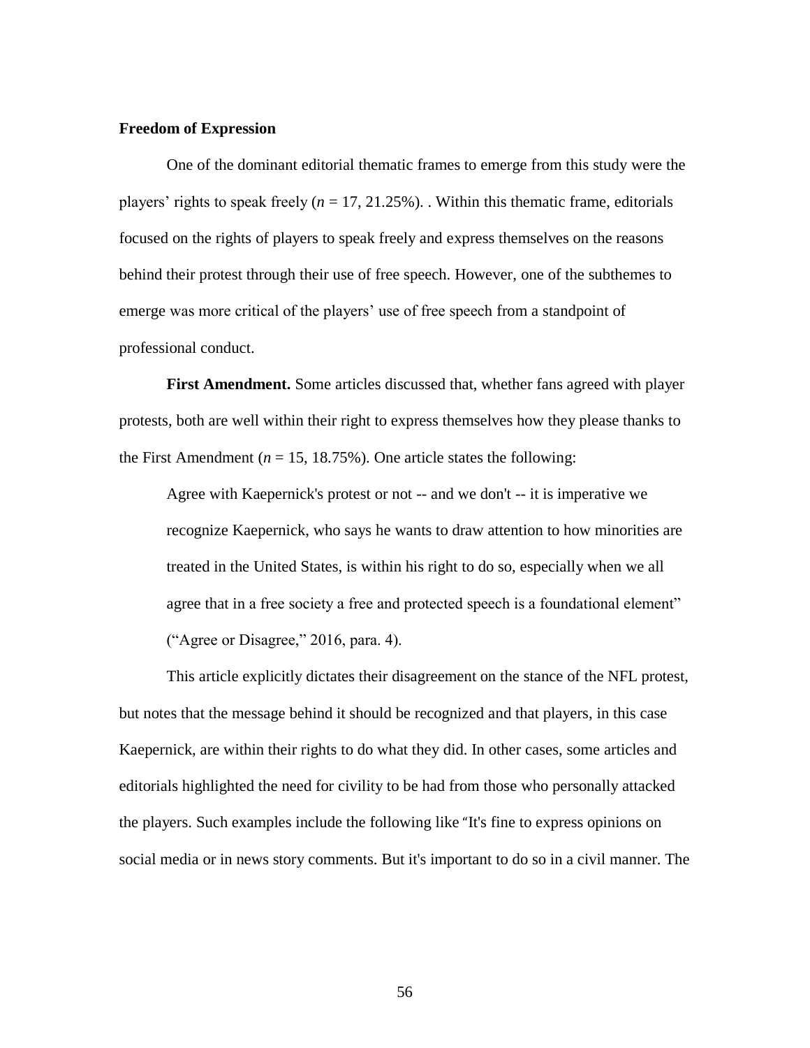### Freedom of Expression

One of the dominant editorial thematic frames to emerge from this study were the players' rights to speak freely (*n* = 17, 21.25%). . Within this thematic frame, editorials focused on the rights of players to speak freely and express themselves on the reasons behind their protest through their use of free speech. However, one of the subthemes to emerge was more critical of the players' use of free speech from a standpoint of professional conduct.

**First Amendment.** Some articles discussed that, whether fans agreed with player protests, both are well within their right to express themselves how they please thanks to the First Amendment (*n* = 15, 18.75%). One article states the following:

> Agree with Kaepernick's protest or not -- and we don't -- it is imperative we recognize Kaepernick, who says he wants to draw attention to how minorities are treated in the United States, is within his right to do so, especially when we all agree that in a free society a free and protected speech is a foundational element" ("Agree or Disagree," 2016, para. 4).

This article explicitly dictates their disagreement on the stance of the NFL protest, but notes that the message behind it should be recognized and that players, in this case Kaepernick, are within their rights to do what they did. In other cases, some articles and editorials highlighted the need for civility to be had from those who personally attacked the players. Such examples include the following like "It's fine to express opinions on social media or in news story comments. But it's important to do so in a civil manner. The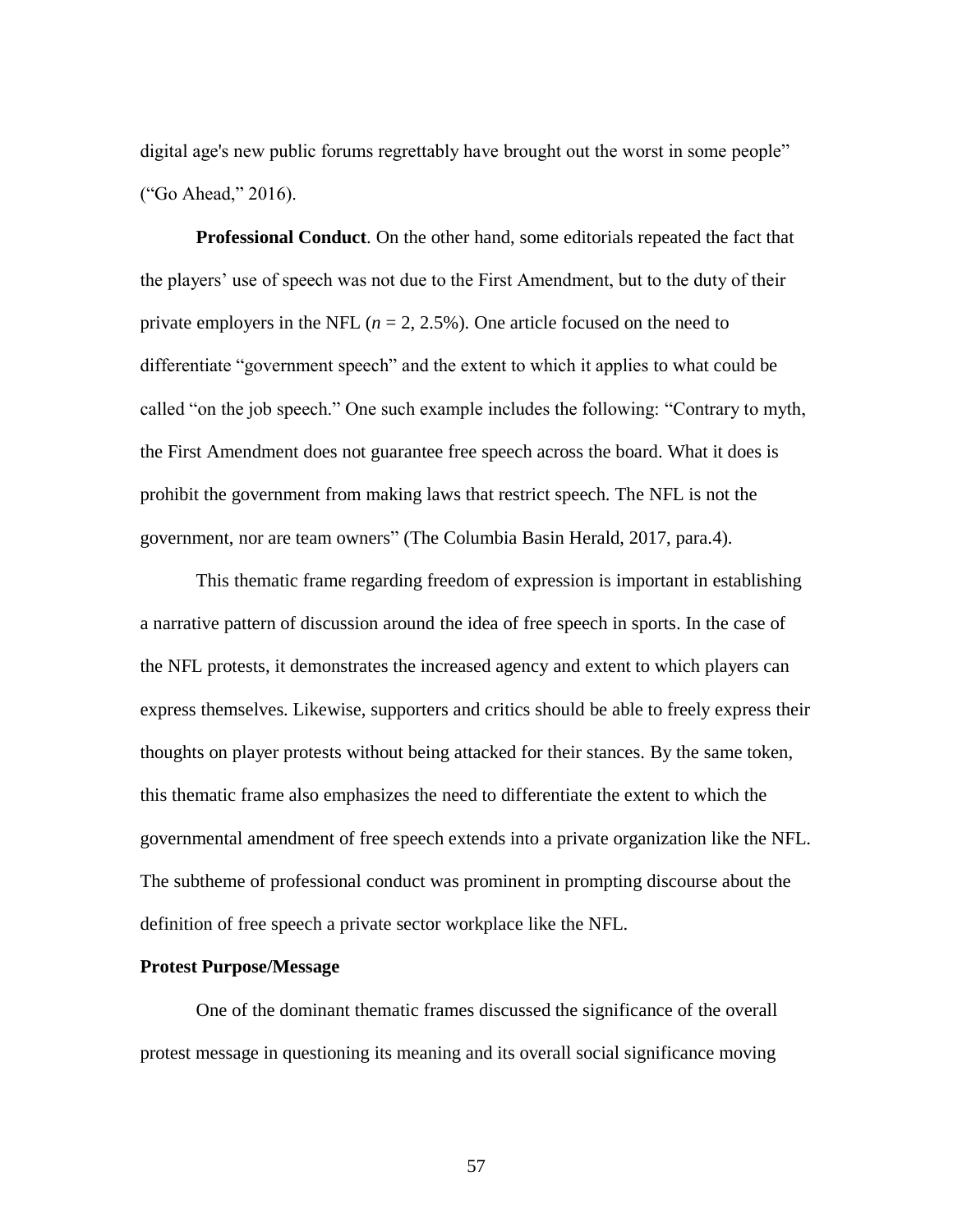digital age's new public forums regrettably have brought out the worst in some people" ("Go Ahead," 2016).

**Professional Conduct**. On the other hand, some editorials repeated the fact that the players' use of speech was not due to the First Amendment, but to the duty of their private employers in the NFL ($n$ = 2, 2.5%). One article focused on the need to differentiate "government speech" and the extent to which it applies to what could be called "on the job speech." One such example includes the following: "Contrary to myth, the First Amendment does not guarantee free speech across the board. What it does is prohibit the government from making laws that restrict speech. The NFL is not the government, nor are team owners" (The Columbia Basin Herald, 2017, para.4).

This thematic frame regarding freedom of expression is important in establishing a narrative pattern of discussion around the idea of free speech in sports. In the case of the NFL protests, it demonstrates the increased agency and extent to which players can express themselves. Likewise, supporters and critics should be able to freely express their thoughts on player protests without being attacked for their stances. By the same token, this thematic frame also emphasizes the need to differentiate the extent to which the governmental amendment of free speech extends into a private organization like the NFL. The subtheme of professional conduct was prominent in prompting discourse about the definition of free speech a private sector workplace like the NFL.

**Protest Purpose/Message**

One of the dominant thematic frames discussed the significance of the overall protest message in questioning its meaning and its overall social significance moving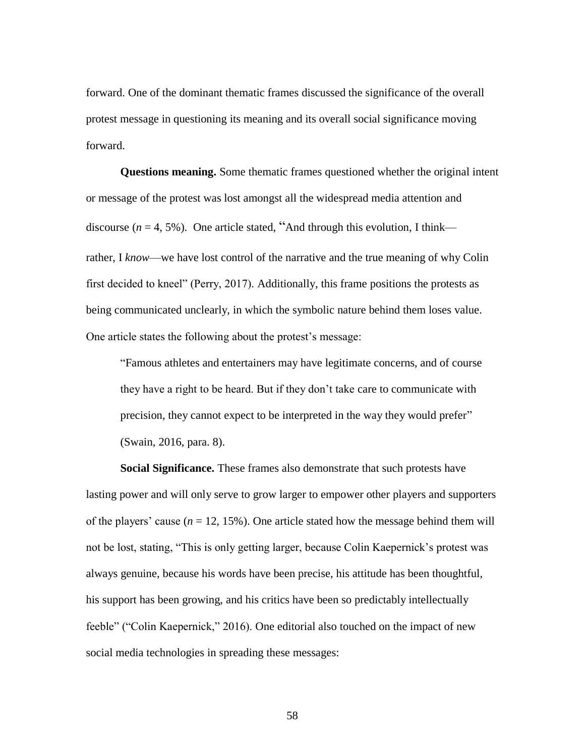forward. One of the dominant thematic frames discussed the significance of the overall protest message in questioning its meaning and its overall social significance moving forward.

**Questions meaning.** Some thematic frames questioned whether the original intent or message of the protest was lost amongst all the widespread media attention and discourse (*n* = 4, 5%). One article stated, "And through this evolution, I think—rather, I *know*—we have lost control of the narrative and the true meaning of why Colin first decided to kneel" (Perry, 2017). Additionally, this frame positions the protests as being communicated unclearly, in which the symbolic nature behind them loses value. One article states the following about the protest's message:

> "Famous athletes and entertainers may have legitimate concerns, and of course they have a right to be heard. But if they don't take care to communicate with precision, they cannot expect to be interpreted in the way they would prefer" (Swain, 2016, para. 8).

**Social Significance.** These frames also demonstrate that such protests have lasting power and will only serve to grow larger to empower other players and supporters of the players' cause (*n* = 12, 15%). One article stated how the message behind them will not be lost, stating, "This is only getting larger, because Colin Kaepernick's protest was always genuine, because his words have been precise, his attitude has been thoughtful, his support has been growing, and his critics have been so predictably intellectually feeble" ("Colin Kaepernick," 2016). One editorial also touched on the impact of new social media technologies in spreading these messages: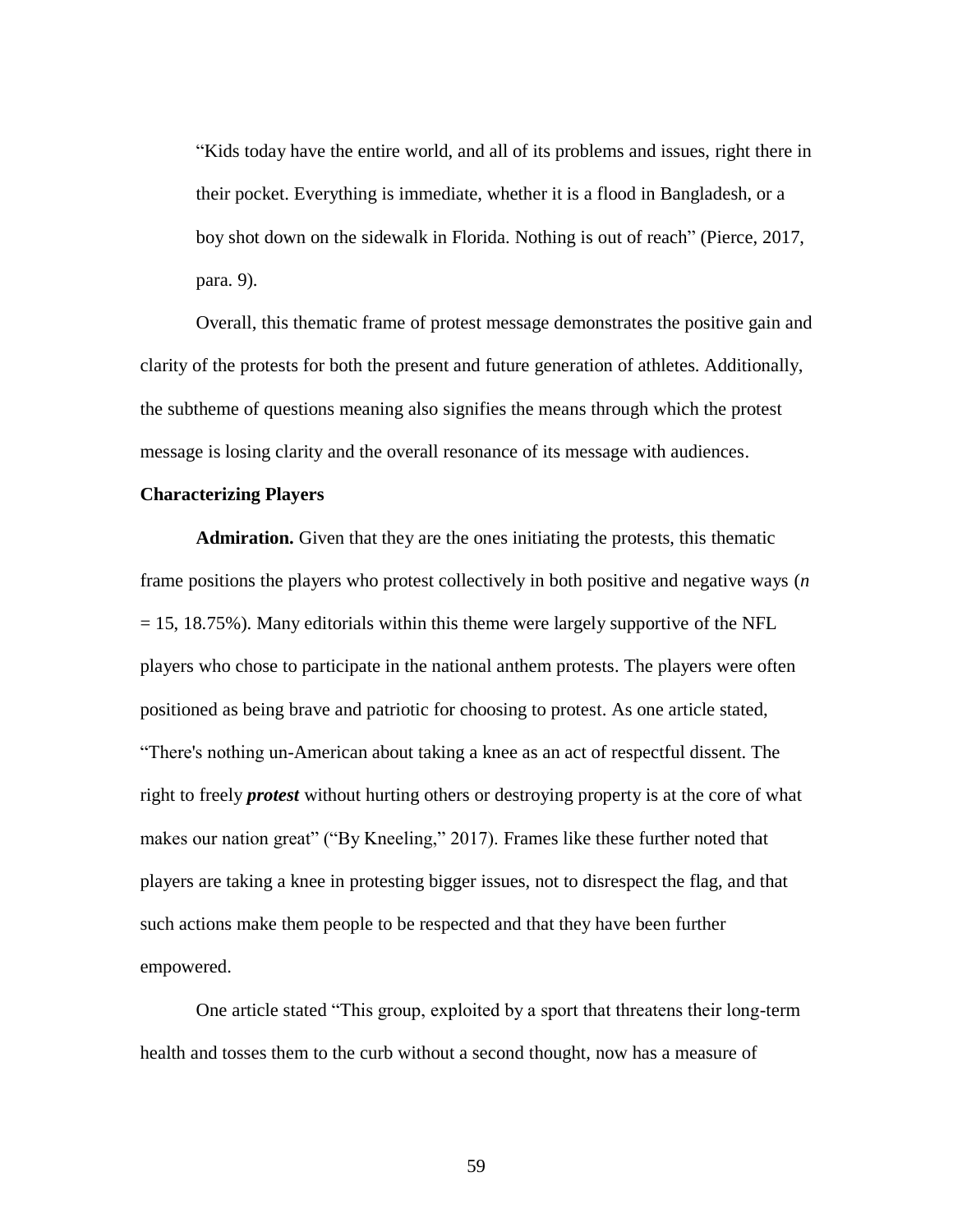> "Kids today have the entire world, and all of its problems and issues, right there in their pocket. Everything is immediate, whether it is a flood in Bangladesh, or a boy shot down on the sidewalk in Florida. Nothing is out of reach" (Pierce, 2017, para. 9).

Overall, this thematic frame of protest message demonstrates the positive gain and clarity of the protests for both the present and future generation of athletes. Additionally, the subtheme of questions meaning also signifies the means through which the protest message is losing clarity and the overall resonance of its message with audiences.

**Characterizing Players**

**Admiration.** Given that they are the ones initiating the protests, this thematic frame positions the players who protest collectively in both positive and negative ways ($n = 15$, 18.75%). Many editorials within this theme were largely supportive of the NFL players who chose to participate in the national anthem protests. The players were often positioned as being brave and patriotic for choosing to protest. As one article stated, "There's nothing un-American about taking a knee as an act of respectful dissent. The right to freely ***protest*** without hurting others or destroying property is at the core of what makes our nation great" ("By Kneeling," 2017). Frames like these further noted that players are taking a knee in protesting bigger issues, not to disrespect the flag, and that such actions make them people to be respected and that they have been further empowered.

One article stated "This group, exploited by a sport that threatens their long-term health and tosses them to the curb without a second thought, now has a measure of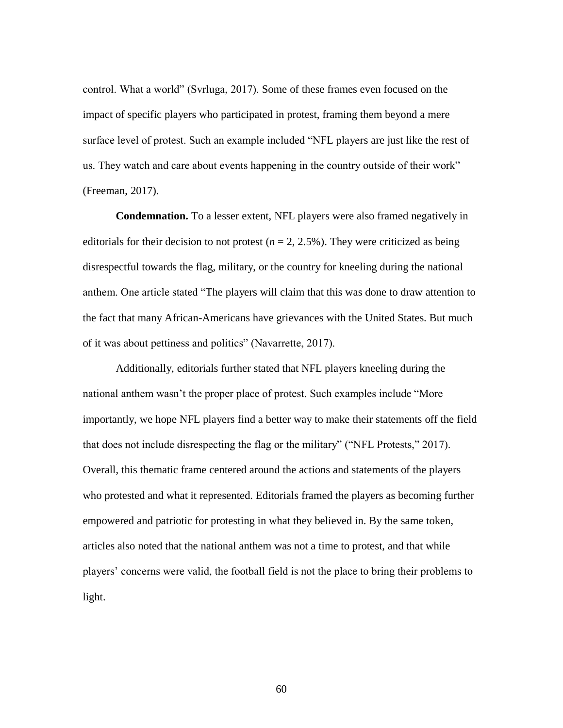control. What a world" (Svrluga, 2017). Some of these frames even focused on the impact of specific players who participated in protest, framing them beyond a mere surface level of protest. Such an example included "NFL players are just like the rest of us. They watch and care about events happening in the country outside of their work" (Freeman, 2017).

**Condemnation.** To a lesser extent, NFL players were also framed negatively in editorials for their decision to not protest (*n* = 2, 2.5%). They were criticized as being disrespectful towards the flag, military, or the country for kneeling during the national anthem. One article stated "The players will claim that this was done to draw attention to the fact that many African-Americans have grievances with the United States. But much of it was about pettiness and politics" (Navarrette, 2017).

Additionally, editorials further stated that NFL players kneeling during the national anthem wasn't the proper place of protest. Such examples include "More importantly, we hope NFL players find a better way to make their statements off the field that does not include disrespecting the flag or the military" ("NFL Protests," 2017). Overall, this thematic frame centered around the actions and statements of the players who protested and what it represented. Editorials framed the players as becoming further empowered and patriotic for protesting in what they believed in. By the same token, articles also noted that the national anthem was not a time to protest, and that while players' concerns were valid, the football field is not the place to bring their problems to light.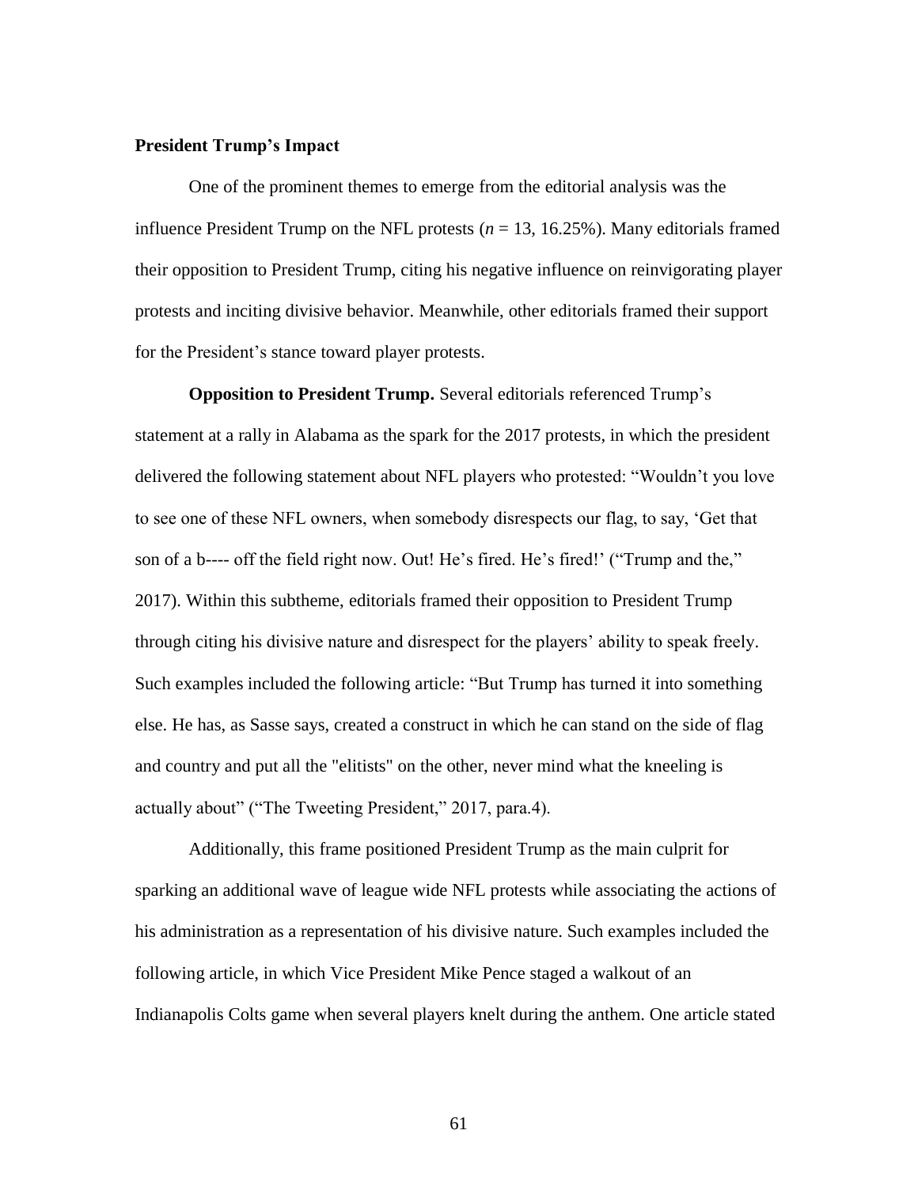### President Trump's Impact

One of the prominent themes to emerge from the editorial analysis was the influence President Trump on the NFL protests (*n* = 13, 16.25%). Many editorials framed their opposition to President Trump, citing his negative influence on reinvigorating player protests and inciting divisive behavior. Meanwhile, other editorials framed their support for the President's stance toward player protests.

**Opposition to President Trump.** Several editorials referenced Trump's statement at a rally in Alabama as the spark for the 2017 protests, in which the president delivered the following statement about NFL players who protested: "Wouldn't you love to see one of these NFL owners, when somebody disrespects our flag, to say, 'Get that son of a b---- off the field right now. Out! He's fired. He's fired!' ("Trump and the," 2017). Within this subtheme, editorials framed their opposition to President Trump through citing his divisive nature and disrespect for the players' ability to speak freely. Such examples included the following article: "But Trump has turned it into something else. He has, as Sasse says, created a construct in which he can stand on the side of flag and country and put all the "elitists" on the other, never mind what the kneeling is actually about" ("The Tweeting President," 2017, para.4).

Additionally, this frame positioned President Trump as the main culprit for sparking an additional wave of league wide NFL protests while associating the actions of his administration as a representation of his divisive nature. Such examples included the following article, in which Vice President Mike Pence staged a walkout of an Indianapolis Colts game when several players knelt during the anthem. One article stated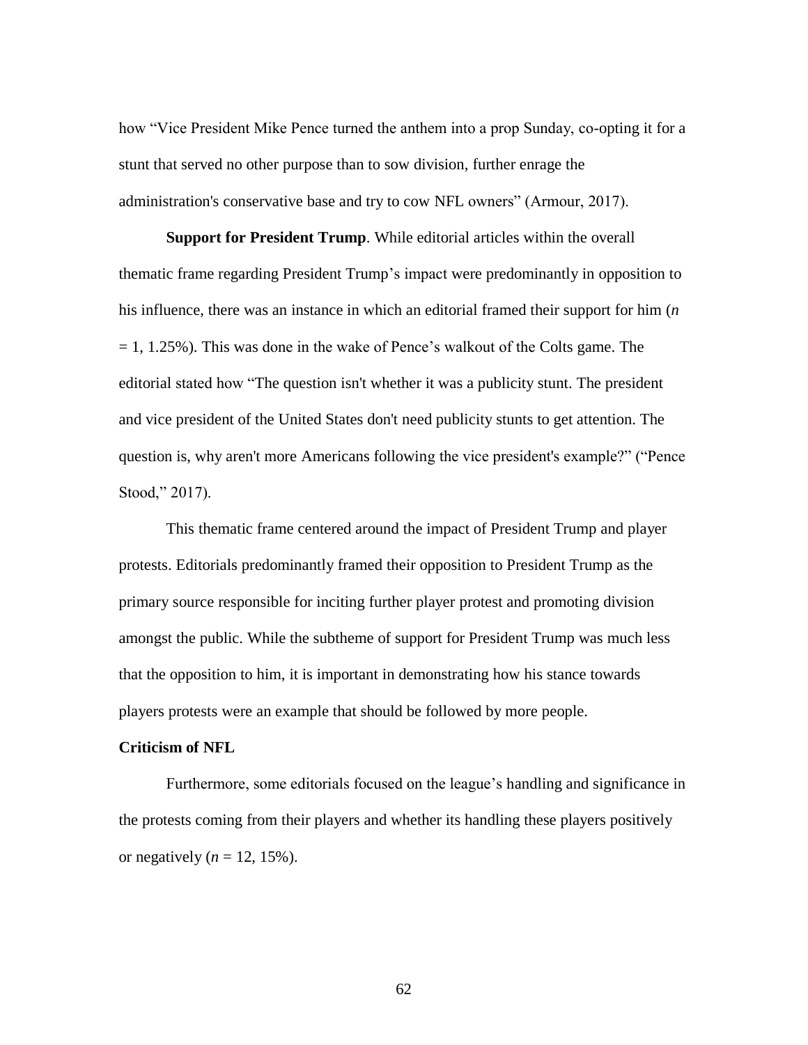how "Vice President Mike Pence turned the anthem into a prop Sunday, co-opting it for a stunt that served no other purpose than to sow division, further enrage the administration's conservative base and try to cow NFL owners" (Armour, 2017).

**Support for President Trump**. While editorial articles within the overall thematic frame regarding President Trump's impact were predominantly in opposition to his influence, there was an instance in which an editorial framed their support for him ($n = 1$, 1.25%). This was done in the wake of Pence's walkout of the Colts game. The editorial stated how "The question isn't whether it was a publicity stunt. The president and vice president of the United States don't need publicity stunts to get attention. The question is, why aren't more Americans following the vice president's example?" ("Pence Stood," 2017).

This thematic frame centered around the impact of President Trump and player protests. Editorials predominantly framed their opposition to President Trump as the primary source responsible for inciting further player protest and promoting division amongst the public. While the subtheme of support for President Trump was much less that the opposition to him, it is important in demonstrating how his stance towards players protests were an example that should be followed by more people.

### Criticism of NFL

Furthermore, some editorials focused on the league's handling and significance in the protests coming from their players and whether its handling these players positively or negatively ($n = 12$, 15%).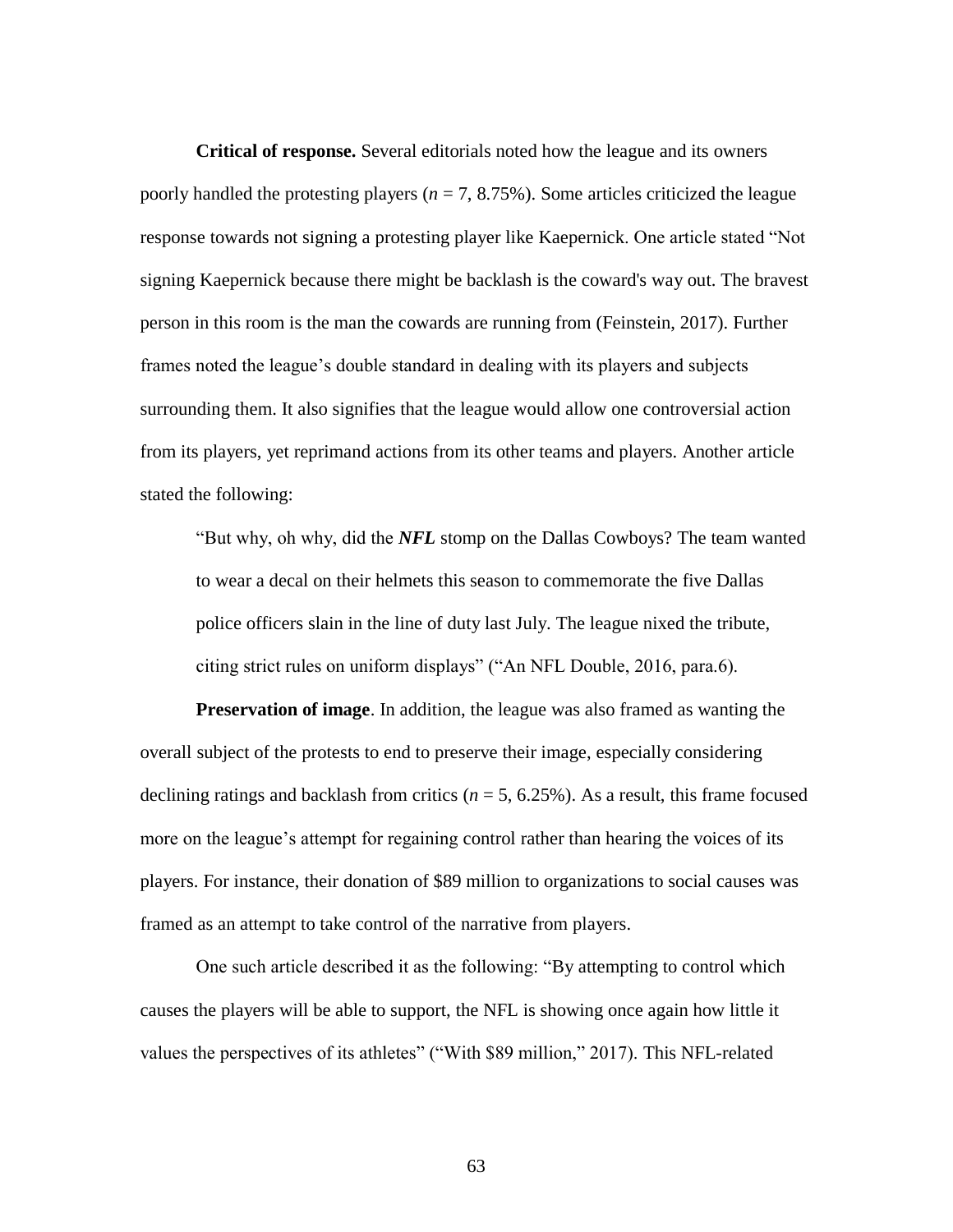**Critical of response.** Several editorials noted how the league and its owners poorly handled the protesting players ($n$ = 7, 8.75%). Some articles criticized the league response towards not signing a protesting player like Kaepernick. One article stated "Not signing Kaepernick because there might be backlash is the coward's way out. The bravest person in this room is the man the cowards are running from (Feinstein, 2017). Further frames noted the league's double standard in dealing with its players and subjects surrounding them. It also signifies that the league would allow one controversial action from its players, yet reprimand actions from its other teams and players. Another article stated the following:

> "But why, oh why, did the ***NFL*** stomp on the Dallas Cowboys? The team wanted to wear a decal on their helmets this season to commemorate the five Dallas police officers slain in the line of duty last July. The league nixed the tribute, citing strict rules on uniform displays" ("An NFL Double, 2016, para.6).

**Preservation of image**. In addition, the league was also framed as wanting the overall subject of the protests to end to preserve their image, especially considering declining ratings and backlash from critics ($n$ = 5, 6.25%). As a result, this frame focused more on the league's attempt for regaining control rather than hearing the voices of its players. For instance, their donation of $89 million to organizations to social causes was framed as an attempt to take control of the narrative from players.

One such article described it as the following: "By attempting to control which causes the players will be able to support, the NFL is showing once again how little it values the perspectives of its athletes" ("With $89 million," 2017). This NFL-related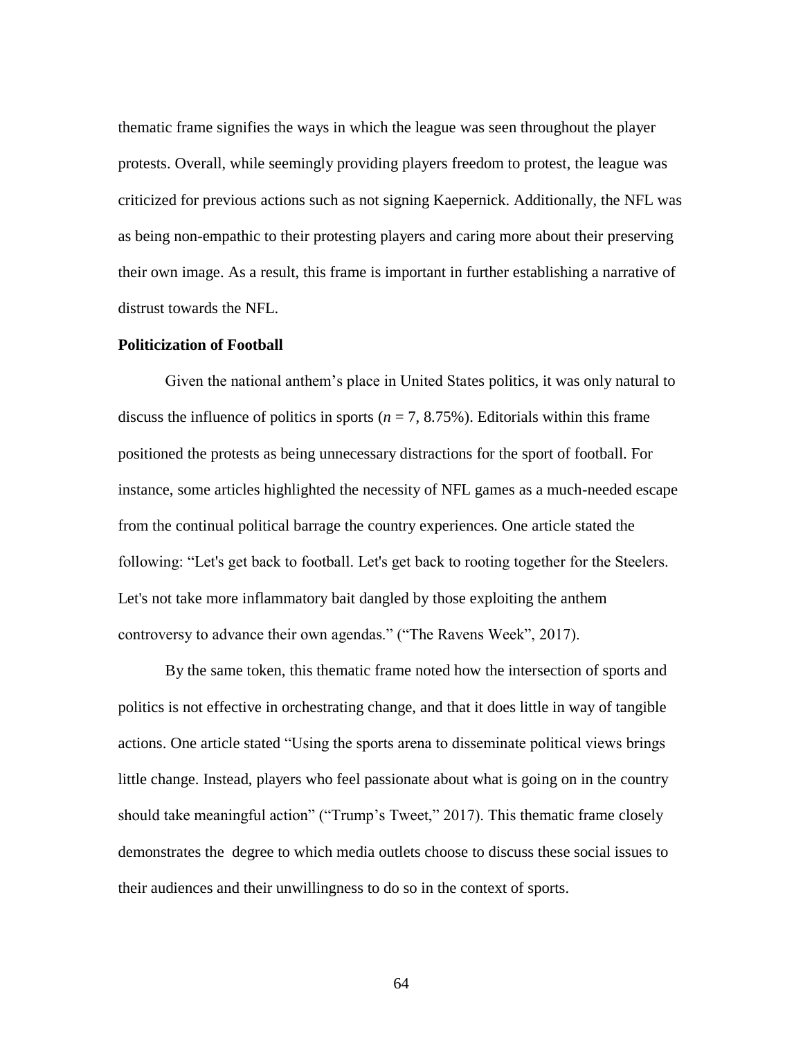thematic frame signifies the ways in which the league was seen throughout the player protests. Overall, while seemingly providing players freedom to protest, the league was criticized for previous actions such as not signing Kaepernick. Additionally, the NFL was as being non-empathic to their protesting players and caring more about their preserving their own image. As a result, this frame is important in further establishing a narrative of distrust towards the NFL.

**Politicization of Football**

Given the national anthem's place in United States politics, it was only natural to discuss the influence of politics in sports ($n = 7$, 8.75%). Editorials within this frame positioned the protests as being unnecessary distractions for the sport of football. For instance, some articles highlighted the necessity of NFL games as a much-needed escape from the continual political barrage the country experiences. One article stated the following: "Let's get back to football. Let's get back to rooting together for the Steelers. Let's not take more inflammatory bait dangled by those exploiting the anthem controversy to advance their own agendas." ("The Ravens Week", 2017).

By the same token, this thematic frame noted how the intersection of sports and politics is not effective in orchestrating change, and that it does little in way of tangible actions. One article stated "Using the sports arena to disseminate political views brings little change. Instead, players who feel passionate about what is going on in the country should take meaningful action" ("Trump's Tweet," 2017). This thematic frame closely demonstrates the degree to which media outlets choose to discuss these social issues to their audiences and their unwillingness to do so in the context of sports.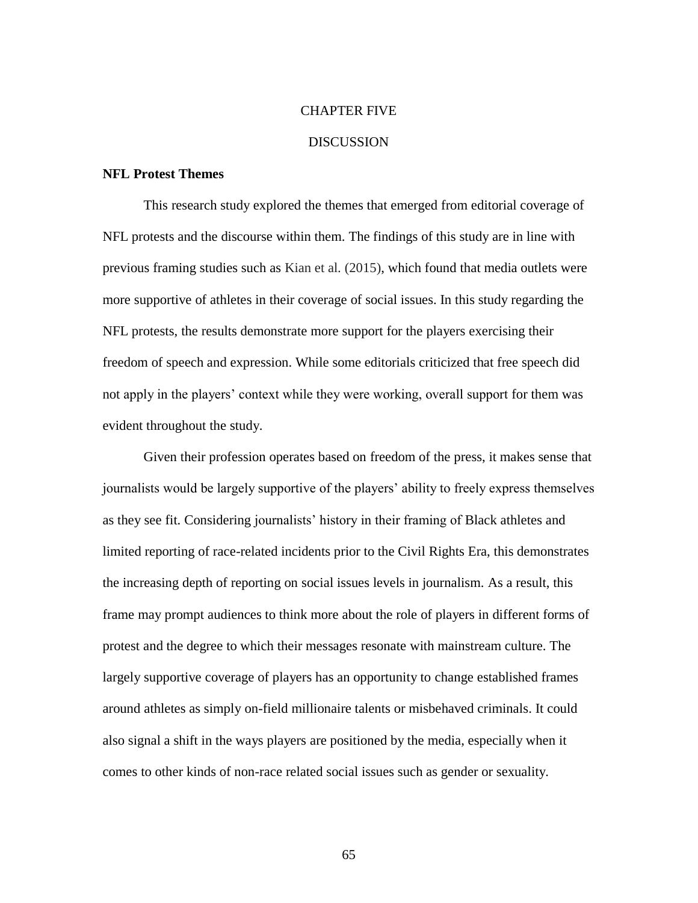# CHAPTER FIVE

# DISCUSSION

## NFL Protest Themes

This research study explored the themes that emerged from editorial coverage of NFL protests and the discourse within them. The findings of this study are in line with previous framing studies such as Kian et al. (2015), which found that media outlets were more supportive of athletes in their coverage of social issues. In this study regarding the NFL protests, the results demonstrate more support for the players exercising their freedom of speech and expression. While some editorials criticized that free speech did not apply in the players' context while they were working, overall support for them was evident throughout the study.

Given their profession operates based on freedom of the press, it makes sense that journalists would be largely supportive of the players' ability to freely express themselves as they see fit. Considering journalists' history in their framing of Black athletes and limited reporting of race-related incidents prior to the Civil Rights Era, this demonstrates the increasing depth of reporting on social issues levels in journalism. As a result, this frame may prompt audiences to think more about the role of players in different forms of protest and the degree to which their messages resonate with mainstream culture. The largely supportive coverage of players has an opportunity to change established frames around athletes as simply on-field millionaire talents or misbehaved criminals. It could also signal a shift in the ways players are positioned by the media, especially when it comes to other kinds of non-race related social issues such as gender or sexuality.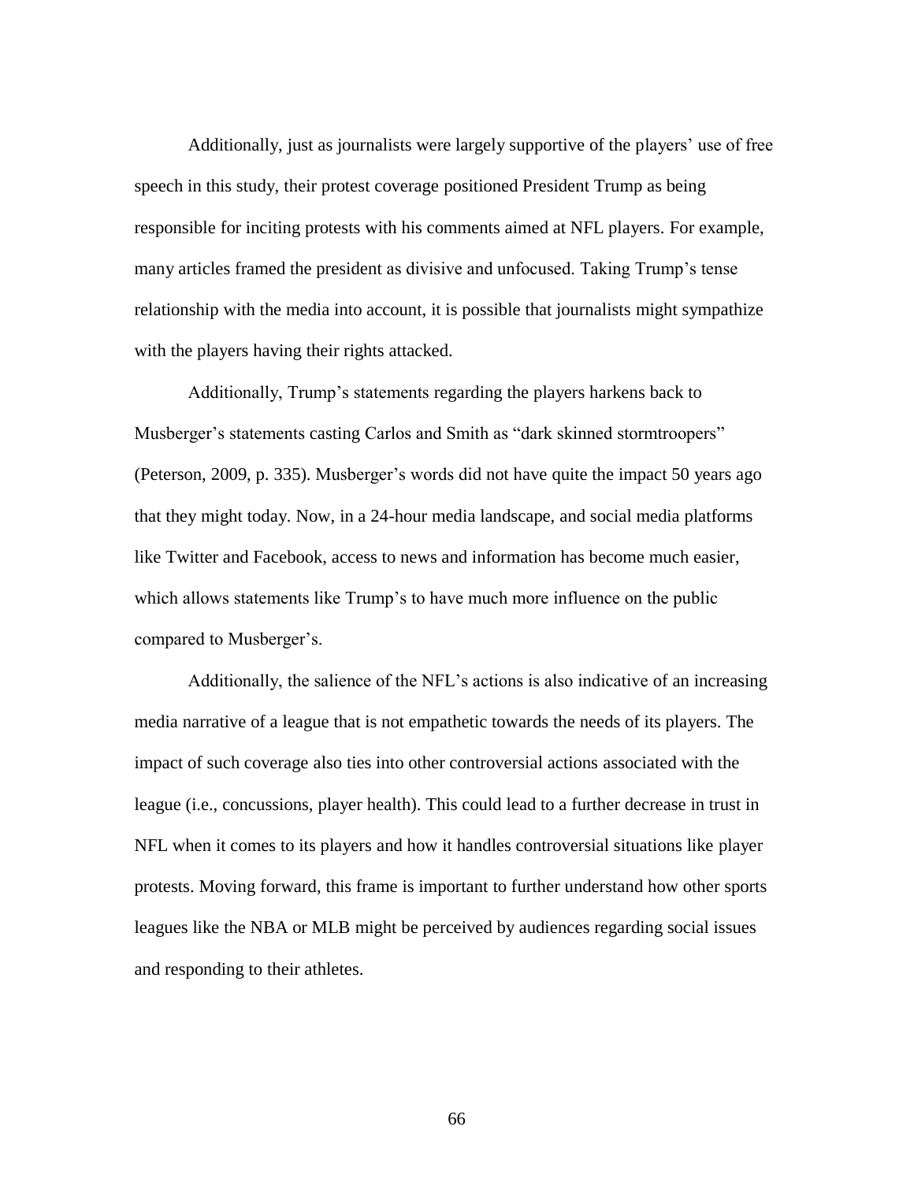Additionally, just as journalists were largely supportive of the players' use of free speech in this study, their protest coverage positioned President Trump as being responsible for inciting protests with his comments aimed at NFL players. For example, many articles framed the president as divisive and unfocused. Taking Trump's tense relationship with the media into account, it is possible that journalists might sympathize with the players having their rights attacked.

Additionally, Trump's statements regarding the players harkens back to Musberger's statements casting Carlos and Smith as "dark skinned stormtroopers" (Peterson, 2009, p. 335). Musberger's words did not have quite the impact 50 years ago that they might today. Now, in a 24-hour media landscape, and social media platforms like Twitter and Facebook, access to news and information has become much easier, which allows statements like Trump's to have much more influence on the public compared to Musberger's.

Additionally, the salience of the NFL's actions is also indicative of an increasing media narrative of a league that is not empathetic towards the needs of its players. The impact of such coverage also ties into other controversial actions associated with the league (i.e., concussions, player health). This could lead to a further decrease in trust in NFL when it comes to its players and how it handles controversial situations like player protests. Moving forward, this frame is important to further understand how other sports leagues like the NBA or MLB might be perceived by audiences regarding social issues and responding to their athletes.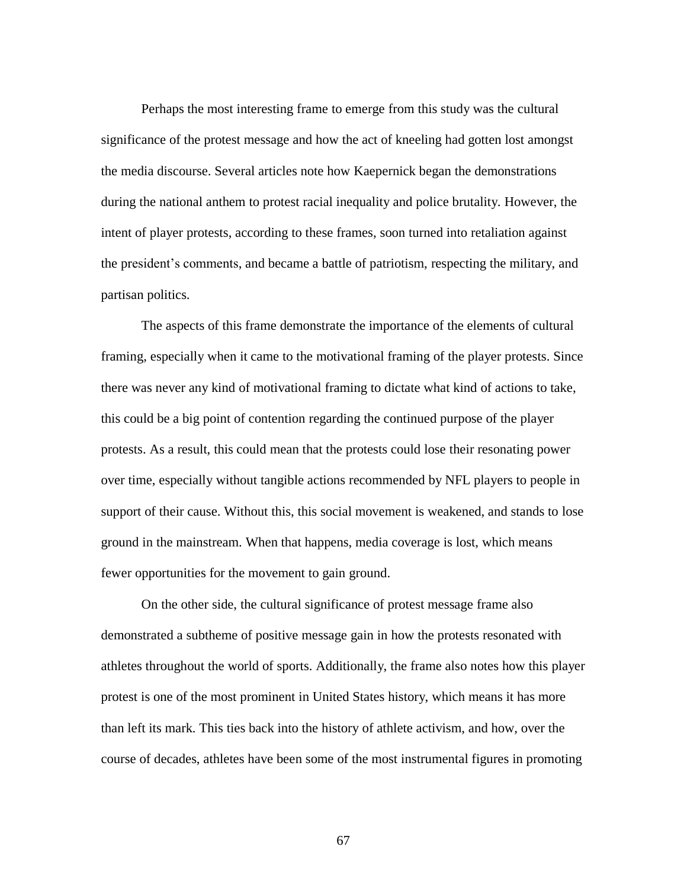Perhaps the most interesting frame to emerge from this study was the cultural significance of the protest message and how the act of kneeling had gotten lost amongst the media discourse. Several articles note how Kaepernick began the demonstrations during the national anthem to protest racial inequality and police brutality. However, the intent of player protests, according to these frames, soon turned into retaliation against the president's comments, and became a battle of patriotism, respecting the military, and partisan politics.

The aspects of this frame demonstrate the importance of the elements of cultural framing, especially when it came to the motivational framing of the player protests. Since there was never any kind of motivational framing to dictate what kind of actions to take, this could be a big point of contention regarding the continued purpose of the player protests. As a result, this could mean that the protests could lose their resonating power over time, especially without tangible actions recommended by NFL players to people in support of their cause. Without this, this social movement is weakened, and stands to lose ground in the mainstream. When that happens, media coverage is lost, which means fewer opportunities for the movement to gain ground.

On the other side, the cultural significance of protest message frame also demonstrated a subtheme of positive message gain in how the protests resonated with athletes throughout the world of sports. Additionally, the frame also notes how this player protest is one of the most prominent in United States history, which means it has more than left its mark. This ties back into the history of athlete activism, and how, over the course of decades, athletes have been some of the most instrumental figures in promoting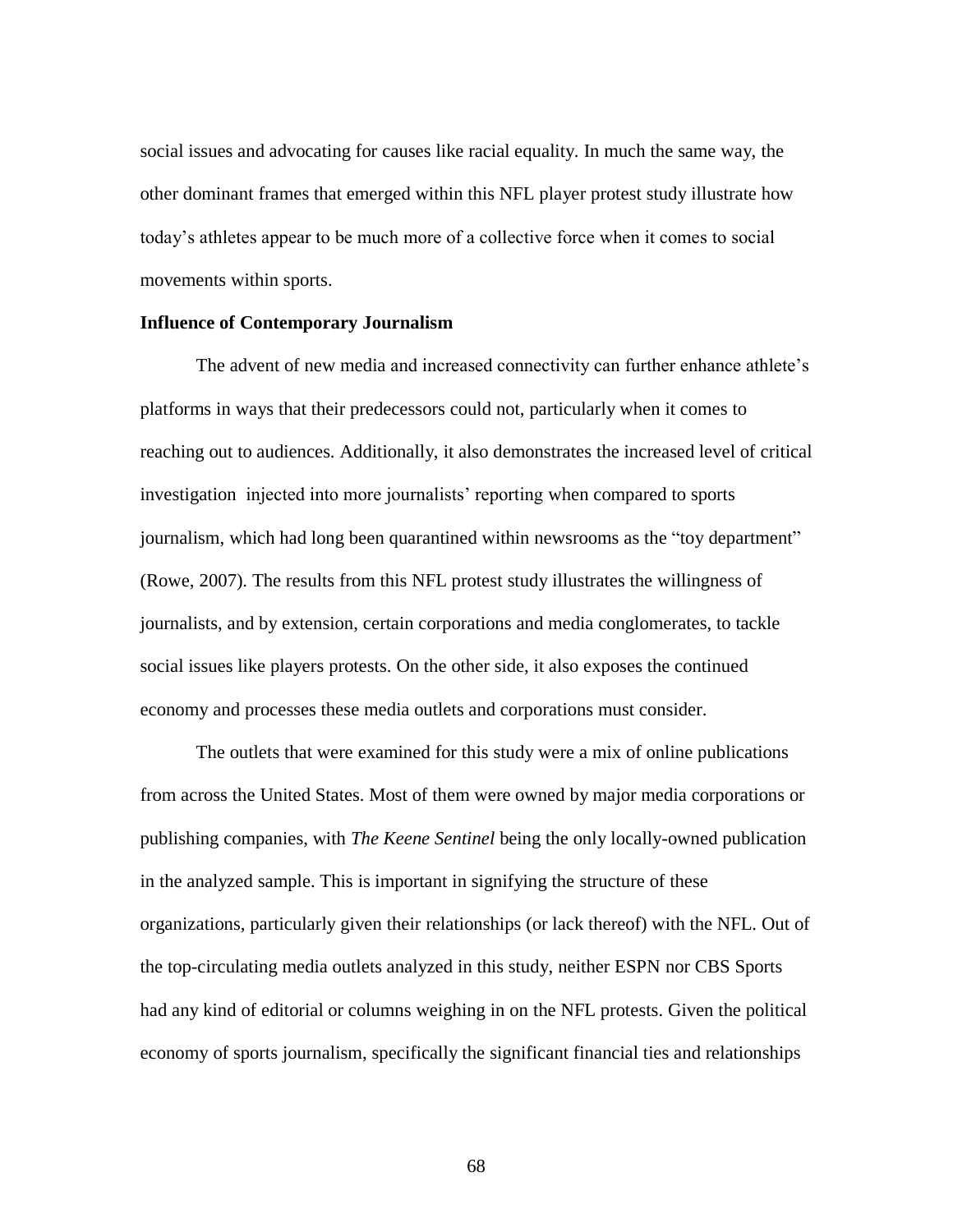social issues and advocating for causes like racial equality. In much the same way, the other dominant frames that emerged within this NFL player protest study illustrate how today's athletes appear to be much more of a collective force when it comes to social movements within sports.

**Influence of Contemporary Journalism**

The advent of new media and increased connectivity can further enhance athlete's platforms in ways that their predecessors could not, particularly when it comes to reaching out to audiences. Additionally, it also demonstrates the increased level of critical investigation injected into more journalists' reporting when compared to sports journalism, which had long been quarantined within newsrooms as the "toy department" (Rowe, 2007). The results from this NFL protest study illustrates the willingness of journalists, and by extension, certain corporations and media conglomerates, to tackle social issues like players protests. On the other side, it also exposes the continued economy and processes these media outlets and corporations must consider.

The outlets that were examined for this study were a mix of online publications from across the United States. Most of them were owned by major media corporations or publishing companies, with *The Keene Sentinel* being the only locally-owned publication in the analyzed sample. This is important in signifying the structure of these organizations, particularly given their relationships (or lack thereof) with the NFL. Out of the top-circulating media outlets analyzed in this study, neither ESPN nor CBS Sports had any kind of editorial or columns weighing in on the NFL protests. Given the political economy of sports journalism, specifically the significant financial ties and relationships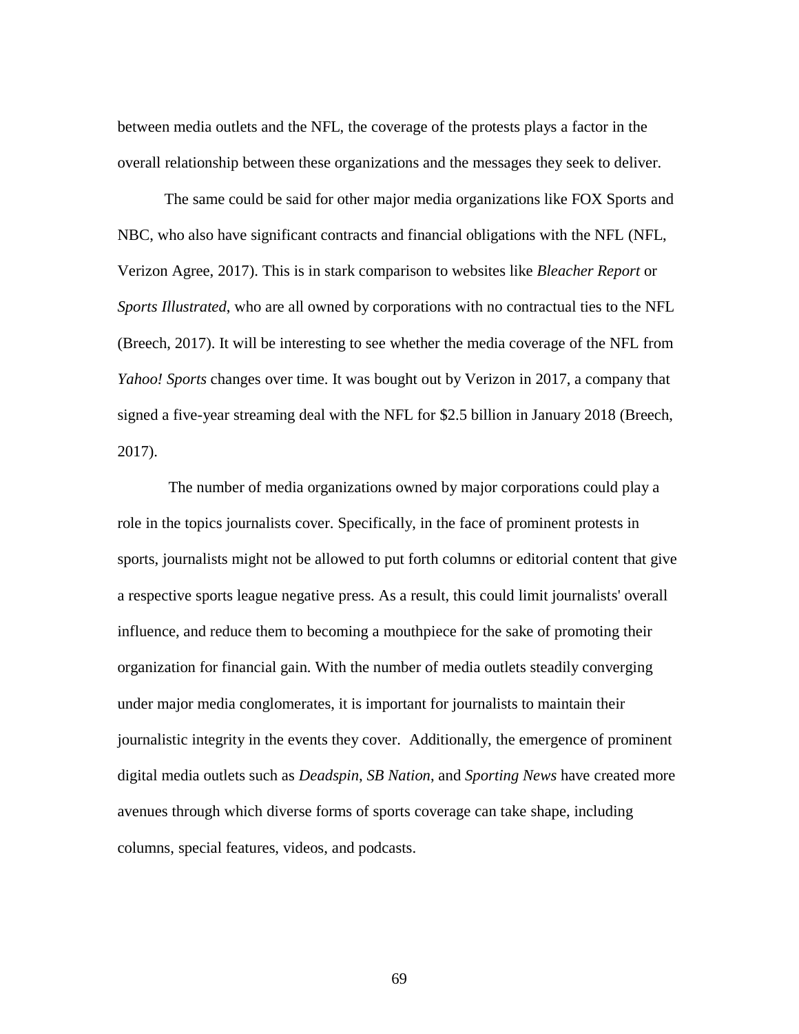between media outlets and the NFL, the coverage of the protests plays a factor in the overall relationship between these organizations and the messages they seek to deliver.

The same could be said for other major media organizations like FOX Sports and NBC, who also have significant contracts and financial obligations with the NFL (NFL, Verizon Agree, 2017). This is in stark comparison to websites like *Bleacher Report* or *Sports Illustrated*, who are all owned by corporations with no contractual ties to the NFL (Breech, 2017). It will be interesting to see whether the media coverage of the NFL from *Yahoo! Sports* changes over time. It was bought out by Verizon in 2017, a company that signed a five-year streaming deal with the NFL for $2.5 billion in January 2018 (Breech, 2017).

The number of media organizations owned by major corporations could play a role in the topics journalists cover. Specifically, in the face of prominent protests in sports, journalists might not be allowed to put forth columns or editorial content that give a respective sports league negative press. As a result, this could limit journalists' overall influence, and reduce them to becoming a mouthpiece for the sake of promoting their organization for financial gain. With the number of media outlets steadily converging under major media conglomerates, it is important for journalists to maintain their journalistic integrity in the events they cover. Additionally, the emergence of prominent digital media outlets such as *Deadspin*, *SB Nation*, and *Sporting News* have created more avenues through which diverse forms of sports coverage can take shape, including columns, special features, videos, and podcasts.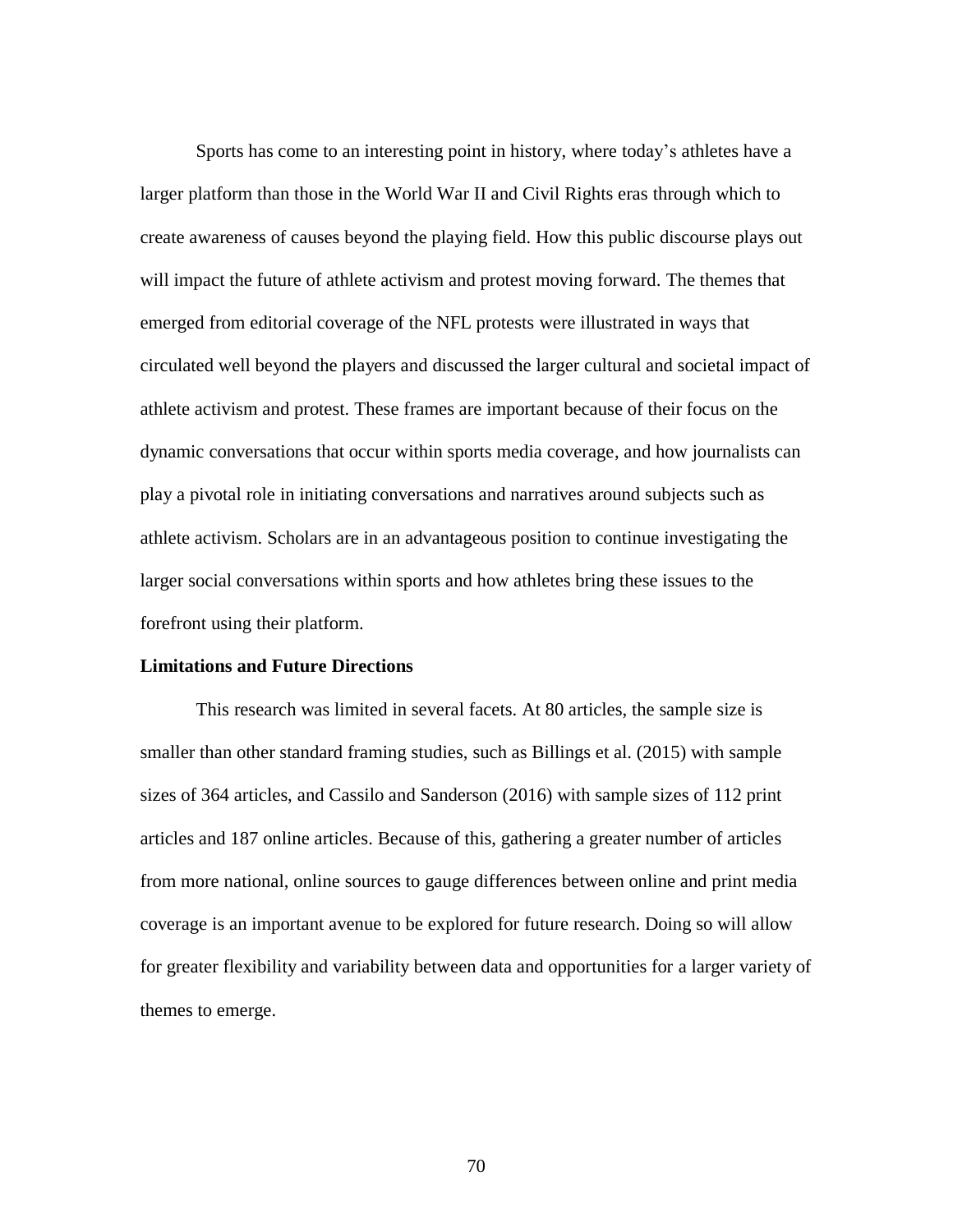Sports has come to an interesting point in history, where today's athletes have a larger platform than those in the World War II and Civil Rights eras through which to create awareness of causes beyond the playing field. How this public discourse plays out will impact the future of athlete activism and protest moving forward. The themes that emerged from editorial coverage of the NFL protests were illustrated in ways that circulated well beyond the players and discussed the larger cultural and societal impact of athlete activism and protest. These frames are important because of their focus on the dynamic conversations that occur within sports media coverage, and how journalists can play a pivotal role in initiating conversations and narratives around subjects such as athlete activism. Scholars are in an advantageous position to continue investigating the larger social conversations within sports and how athletes bring these issues to the forefront using their platform.

**Limitations and Future Directions**

This research was limited in several facets. At 80 articles, the sample size is smaller than other standard framing studies, such as Billings et al. (2015) with sample sizes of 364 articles, and Cassilo and Sanderson (2016) with sample sizes of 112 print articles and 187 online articles. Because of this, gathering a greater number of articles from more national, online sources to gauge differences between online and print media coverage is an important avenue to be explored for future research. Doing so will allow for greater flexibility and variability between data and opportunities for a larger variety of themes to emerge.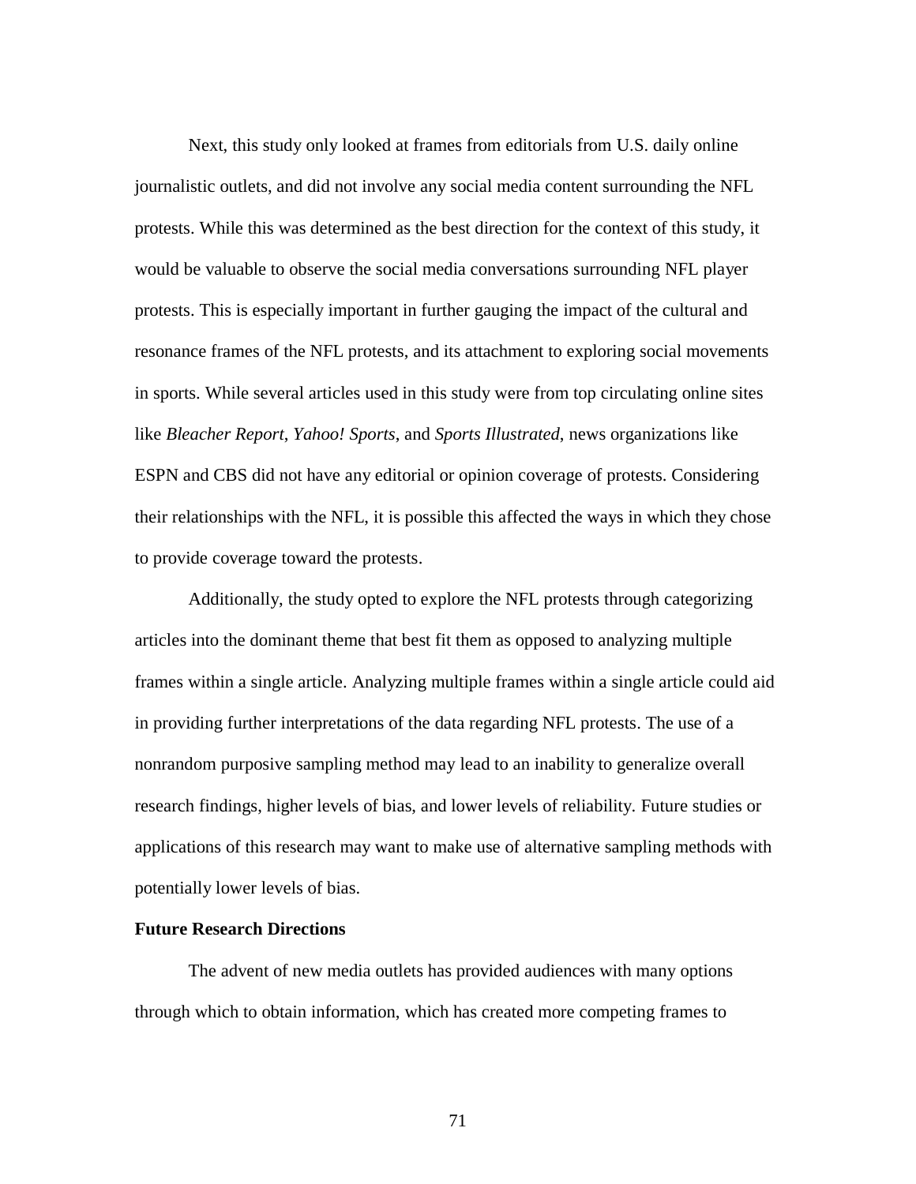Next, this study only looked at frames from editorials from U.S. daily online journalistic outlets, and did not involve any social media content surrounding the NFL protests. While this was determined as the best direction for the context of this study, it would be valuable to observe the social media conversations surrounding NFL player protests. This is especially important in further gauging the impact of the cultural and resonance frames of the NFL protests, and its attachment to exploring social movements in sports. While several articles used in this study were from top circulating online sites like *Bleacher Report, Yahoo! Sports,* and *Sports Illustrated*, news organizations like ESPN and CBS did not have any editorial or opinion coverage of protests. Considering their relationships with the NFL, it is possible this affected the ways in which they chose to provide coverage toward the protests.

Additionally, the study opted to explore the NFL protests through categorizing articles into the dominant theme that best fit them as opposed to analyzing multiple frames within a single article. Analyzing multiple frames within a single article could aid in providing further interpretations of the data regarding NFL protests. The use of a nonrandom purposive sampling method may lead to an inability to generalize overall research findings, higher levels of bias, and lower levels of reliability. Future studies or applications of this research may want to make use of alternative sampling methods with potentially lower levels of bias.

**Future Research Directions**

The advent of new media outlets has provided audiences with many options through which to obtain information, which has created more competing frames to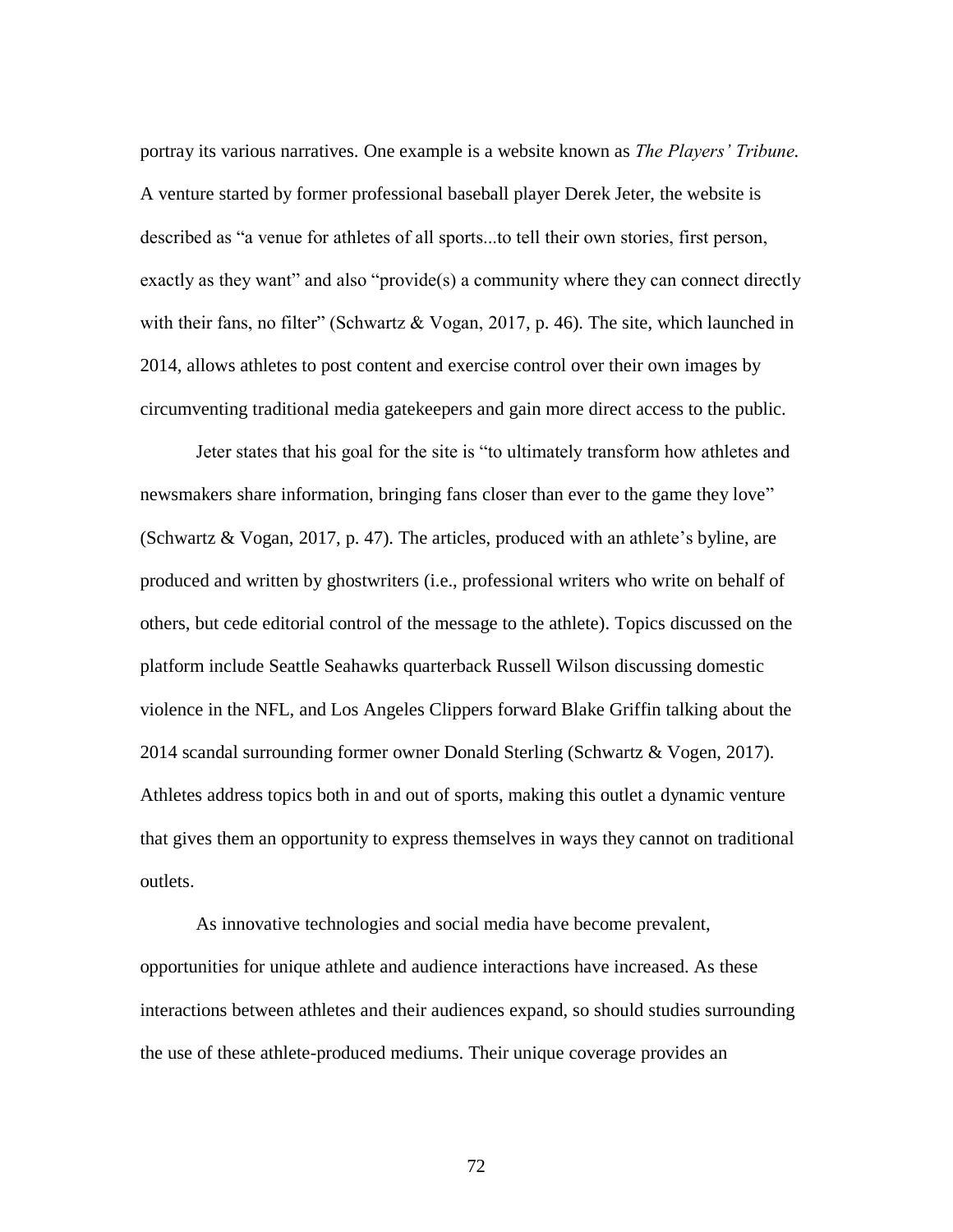portray its various narratives. One example is a website known as *The Players' Tribune*. A venture started by former professional baseball player Derek Jeter, the website is described as "a venue for athletes of all sports...to tell their own stories, first person, exactly as they want" and also "provide(s) a community where they can connect directly with their fans, no filter" (Schwartz & Vogan, 2017, p. 46). The site, which launched in 2014, allows athletes to post content and exercise control over their own images by circumventing traditional media gatekeepers and gain more direct access to the public.

Jeter states that his goal for the site is "to ultimately transform how athletes and newsmakers share information, bringing fans closer than ever to the game they love" (Schwartz & Vogan, 2017, p. 47). The articles, produced with an athlete's byline, are produced and written by ghostwriters (i.e., professional writers who write on behalf of others, but cede editorial control of the message to the athlete). Topics discussed on the platform include Seattle Seahawks quarterback Russell Wilson discussing domestic violence in the NFL, and Los Angeles Clippers forward Blake Griffin talking about the 2014 scandal surrounding former owner Donald Sterling (Schwartz & Vogen, 2017). Athletes address topics both in and out of sports, making this outlet a dynamic venture that gives them an opportunity to express themselves in ways they cannot on traditional outlets.

As innovative technologies and social media have become prevalent, opportunities for unique athlete and audience interactions have increased. As these interactions between athletes and their audiences expand, so should studies surrounding the use of these athlete-produced mediums. Their unique coverage provides an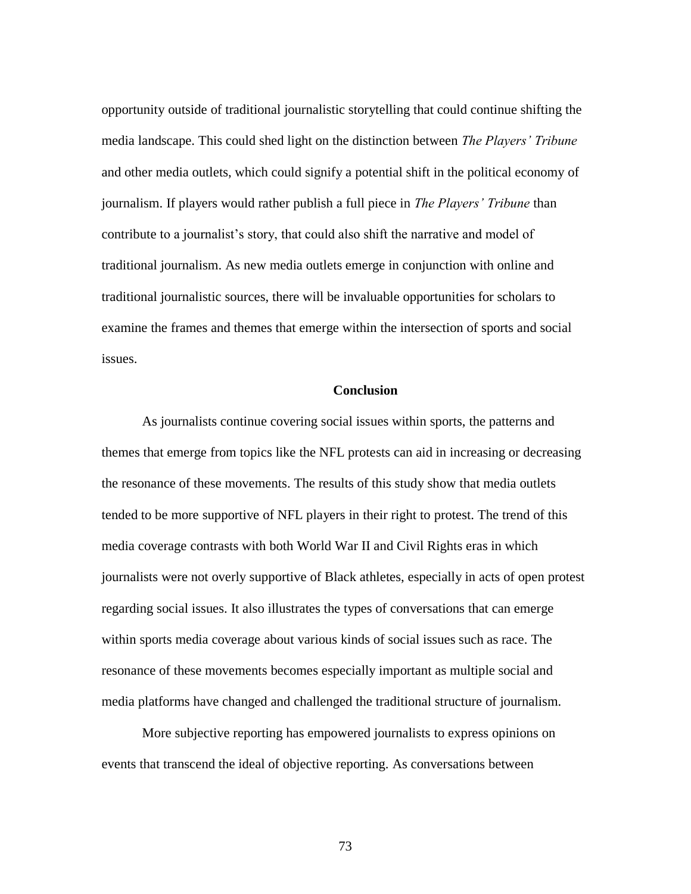opportunity outside of traditional journalistic storytelling that could continue shifting the media landscape. This could shed light on the distinction between *The Players' Tribune* and other media outlets, which could signify a potential shift in the political economy of journalism. If players would rather publish a full piece in *The Players' Tribune* than contribute to a journalist's story, that could also shift the narrative and model of traditional journalism. As new media outlets emerge in conjunction with online and traditional journalistic sources, there will be invaluable opportunities for scholars to examine the frames and themes that emerge within the intersection of sports and social issues.

## Conclusion

As journalists continue covering social issues within sports, the patterns and themes that emerge from topics like the NFL protests can aid in increasing or decreasing the resonance of these movements. The results of this study show that media outlets tended to be more supportive of NFL players in their right to protest. The trend of this media coverage contrasts with both World War II and Civil Rights eras in which journalists were not overly supportive of Black athletes, especially in acts of open protest regarding social issues. It also illustrates the types of conversations that can emerge within sports media coverage about various kinds of social issues such as race. The resonance of these movements becomes especially important as multiple social and media platforms have changed and challenged the traditional structure of journalism.

More subjective reporting has empowered journalists to express opinions on events that transcend the ideal of objective reporting. As conversations between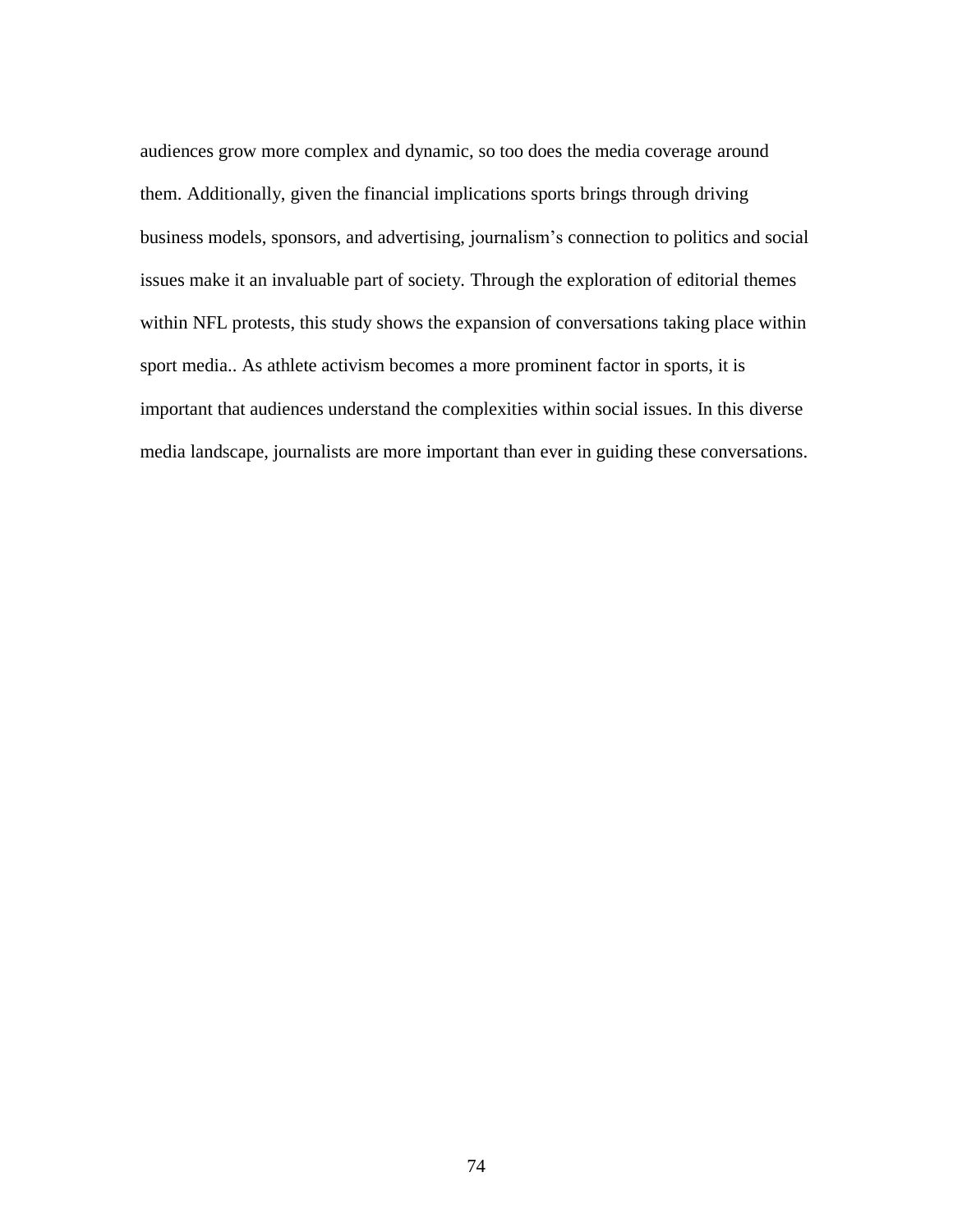audiences grow more complex and dynamic, so too does the media coverage around them. Additionally, given the financial implications sports brings through driving business models, sponsors, and advertising, journalism's connection to politics and social issues make it an invaluable part of society. Through the exploration of editorial themes within NFL protests, this study shows the expansion of conversations taking place within sport media.. As athlete activism becomes a more prominent factor in sports, it is important that audiences understand the complexities within social issues. In this diverse media landscape, journalists are more important than ever in guiding these conversations.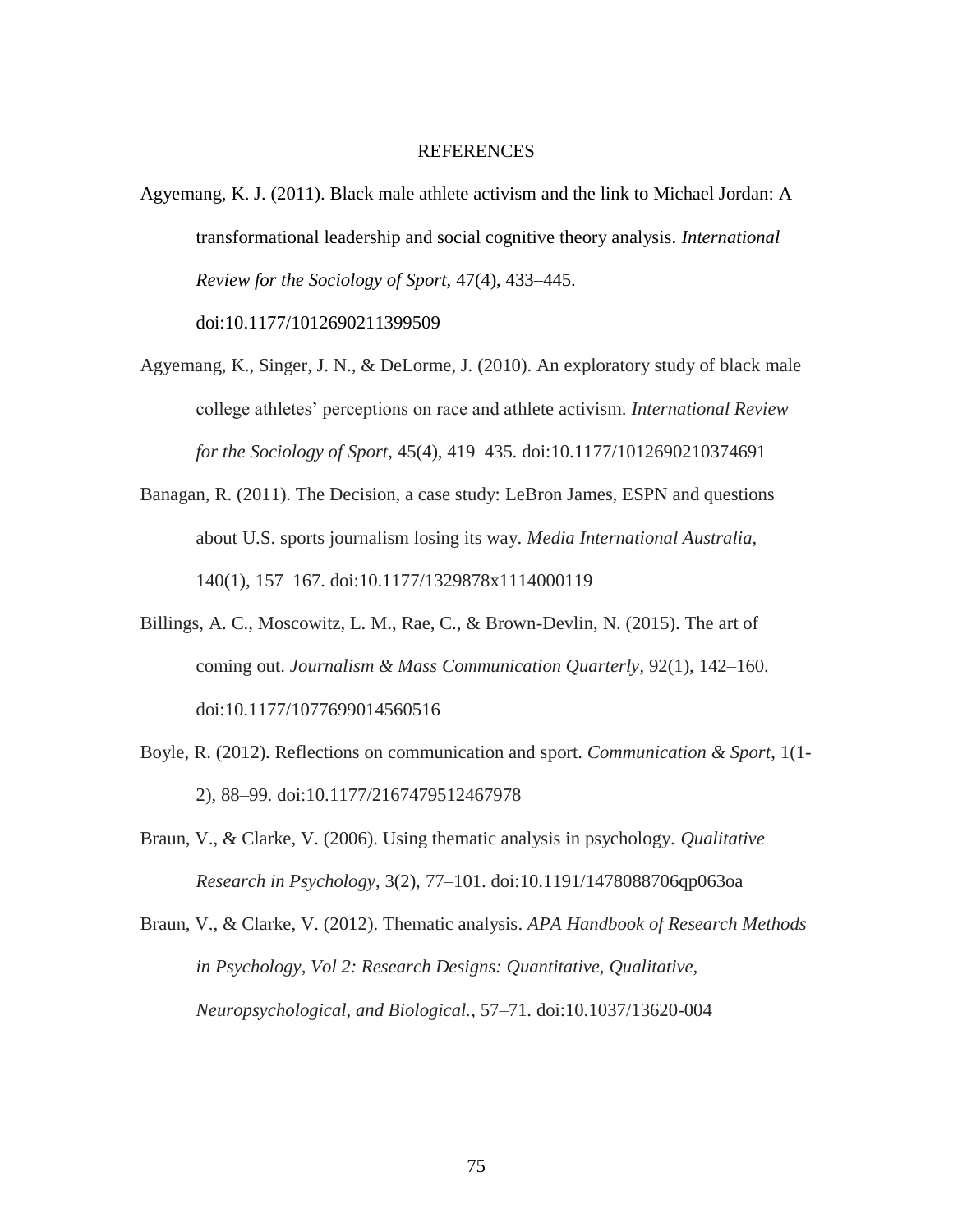# REFERENCES

Agyemang, K. J. (2011). Black male athlete activism and the link to Michael Jordan: A transformational leadership and social cognitive theory analysis. *International Review for the Sociology of Sport*, 47(4), 433–445. doi:10.1177/1012690211399509

Agyemang, K., Singer, J. N., & DeLorme, J. (2010). An exploratory study of black male college athletes' perceptions on race and athlete activism. *International Review for the Sociology of Sport*, 45(4), 419–435. doi:10.1177/1012690210374691

Banagan, R. (2011). The Decision, a case study: LeBron James, ESPN and questions about U.S. sports journalism losing its way. *Media International Australia*, 140(1), 157–167. doi:10.1177/1329878x1114000119

Billings, A. C., Moscowitz, L. M., Rae, C., & Brown-Devlin, N. (2015). The art of coming out. *Journalism & Mass Communication Quarterly*, 92(1), 142–160. doi:10.1177/1077699014560516

Boyle, R. (2012). Reflections on communication and sport. *Communication & Sport*, 1(1-2), 88–99. doi:10.1177/2167479512467978

Braun, V., & Clarke, V. (2006). Using thematic analysis in psychology. *Qualitative Research in Psychology*, 3(2), 77–101. doi:10.1191/1478088706qp063oa

Braun, V., & Clarke, V. (2012). Thematic analysis. *APA Handbook of Research Methods in Psychology, Vol 2: Research Designs: Quantitative, Qualitative, Neuropsychological, and Biological.*, 57–71. doi:10.1037/13620-004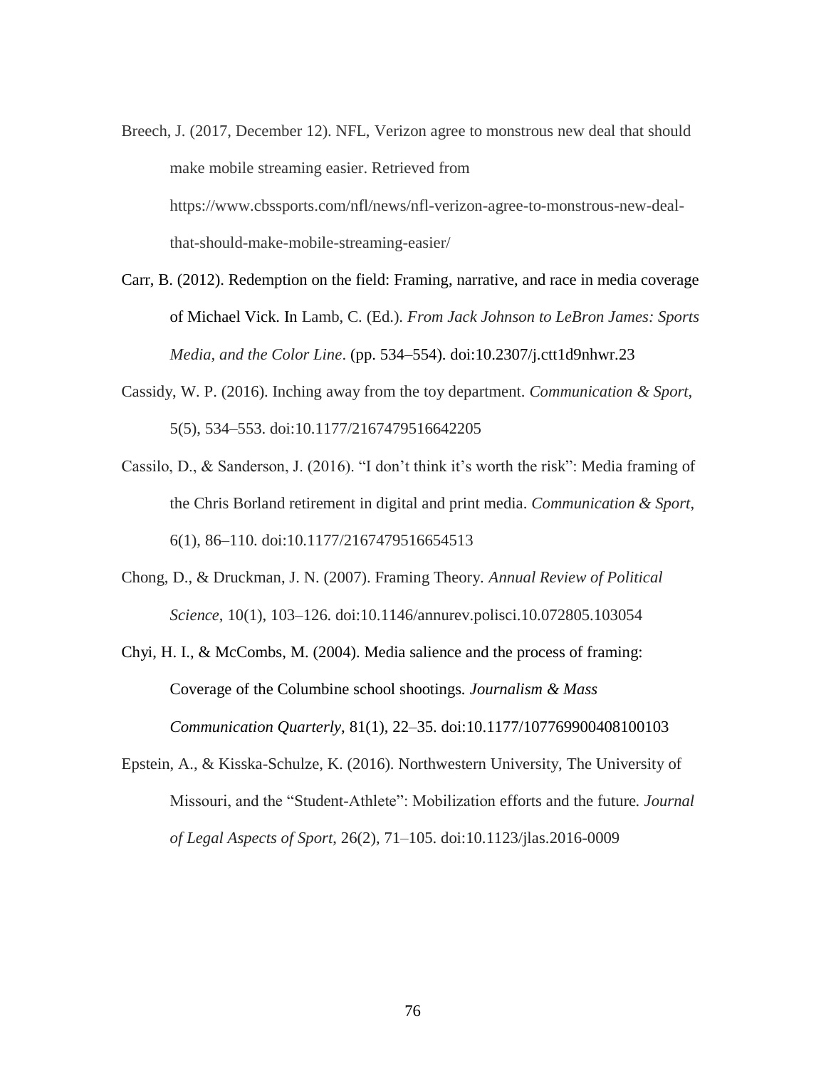Breech, J. (2017, December 12). NFL, Verizon agree to monstrous new deal that should make mobile streaming easier. Retrieved from https://www.cbssports.com/nfl/news/nfl-verizon-agree-to-monstrous-new-deal-that-should-make-mobile-streaming-easier/

Carr, B. (2012). Redemption on the field: Framing, narrative, and race in media coverage of Michael Vick. In Lamb, C. (Ed.). *From Jack Johnson to LeBron James: Sports Media, and the Color Line*. (pp. 534–554). doi:10.2307/j.ctt1d9nhwr.23

Cassidy, W. P. (2016). Inching away from the toy department. *Communication & Sport*, 5(5), 534–553. doi:10.1177/2167479516642205

Cassilo, D., & Sanderson, J. (2016). "I don't think it's worth the risk": Media framing of the Chris Borland retirement in digital and print media. *Communication & Sport*, 6(1), 86–110. doi:10.1177/2167479516654513

Chong, D., & Druckman, J. N. (2007). Framing Theory. *Annual Review of Political Science*, 10(1), 103–126. doi:10.1146/annurev.polisci.10.072805.103054

Chyi, H. I., & McCombs, M. (2004). Media salience and the process of framing: Coverage of the Columbine school shootings. *Journalism & Mass Communication Quarterly*, 81(1), 22–35. doi:10.1177/107769900408100103

Epstein, A., & Kisska-Schulze, K. (2016). Northwestern University, The University of Missouri, and the "Student-Athlete": Mobilization efforts and the future. *Journal of Legal Aspects of Sport*, 26(2), 71–105. doi:10.1123/jlas.2016-0009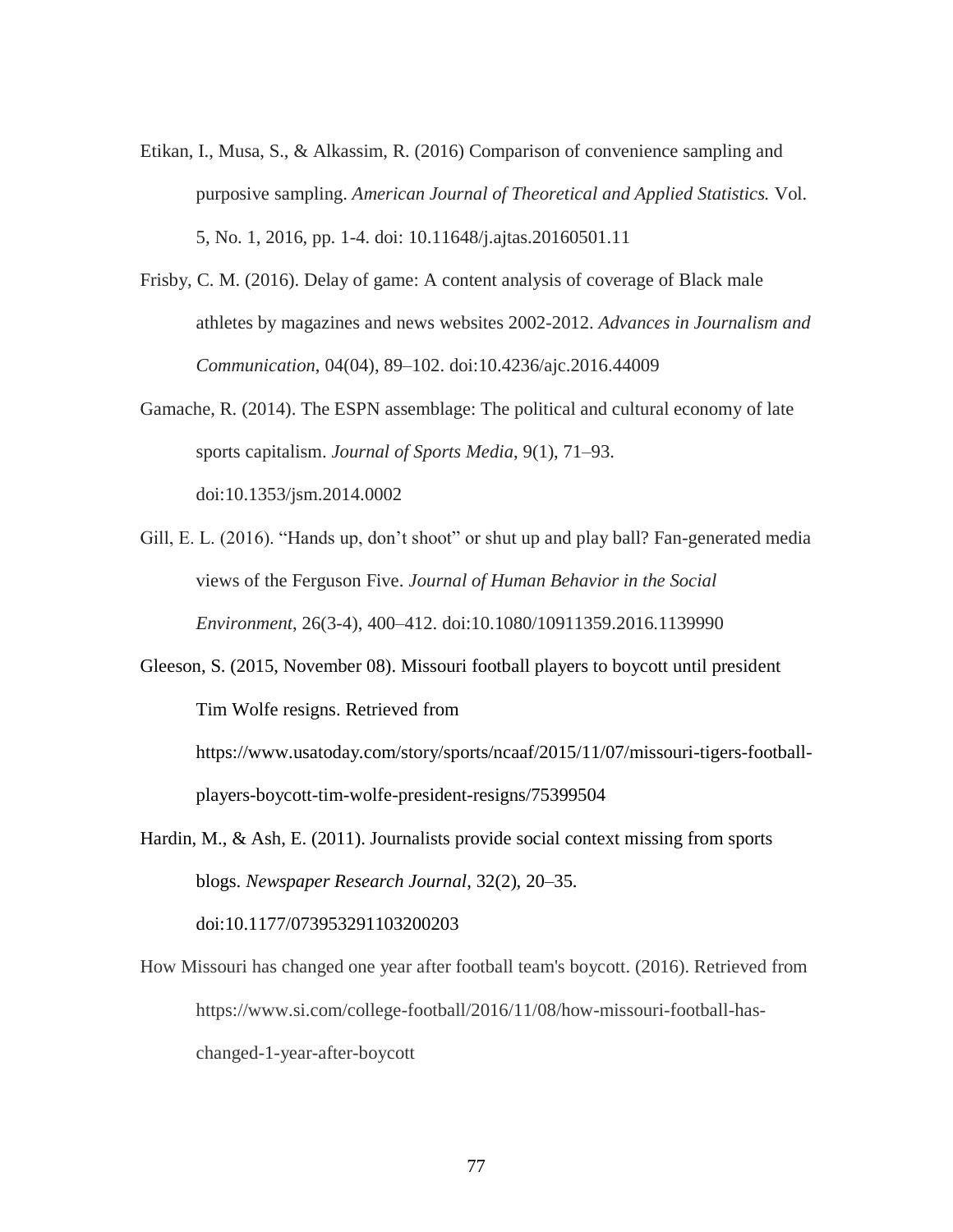Etikan, I., Musa, S., & Alkassim, R. (2016) Comparison of convenience sampling and purposive sampling. *American Journal of Theoretical and Applied Statistics.* Vol. 5, No. 1, 2016, pp. 1-4. doi: 10.11648/j.ajtas.20160501.11

Frisby, C. M. (2016). Delay of game: A content analysis of coverage of Black male athletes by magazines and news websites 2002-2012. *Advances in Journalism and Communication*, 04(04), 89–102. doi:10.4236/ajc.2016.44009

Gamache, R. (2014). The ESPN assemblage: The political and cultural economy of late sports capitalism. *Journal of Sports Media*, 9(1), 71–93. doi:10.1353/jsm.2014.0002

Gill, E. L. (2016). "Hands up, don't shoot" or shut up and play ball? Fan-generated media views of the Ferguson Five. *Journal of Human Behavior in the Social Environment*, 26(3-4), 400–412. doi:10.1080/10911359.2016.1139990

Gleeson, S. (2015, November 08). Missouri football players to boycott until president Tim Wolfe resigns. Retrieved from https://www.usatoday.com/story/sports/ncaaf/2015/11/07/missouri-tigers-football-players-boycott-tim-wolfe-president-resigns/75399504

Hardin, M., & Ash, E. (2011). Journalists provide social context missing from sports blogs. *Newspaper Research Journal*, 32(2), 20–35. doi:10.1177/073953291103200203

How Missouri has changed one year after football team's boycott. (2016). Retrieved from https://www.si.com/college-football/2016/11/08/how-missouri-football-has-changed-1-year-after-boycott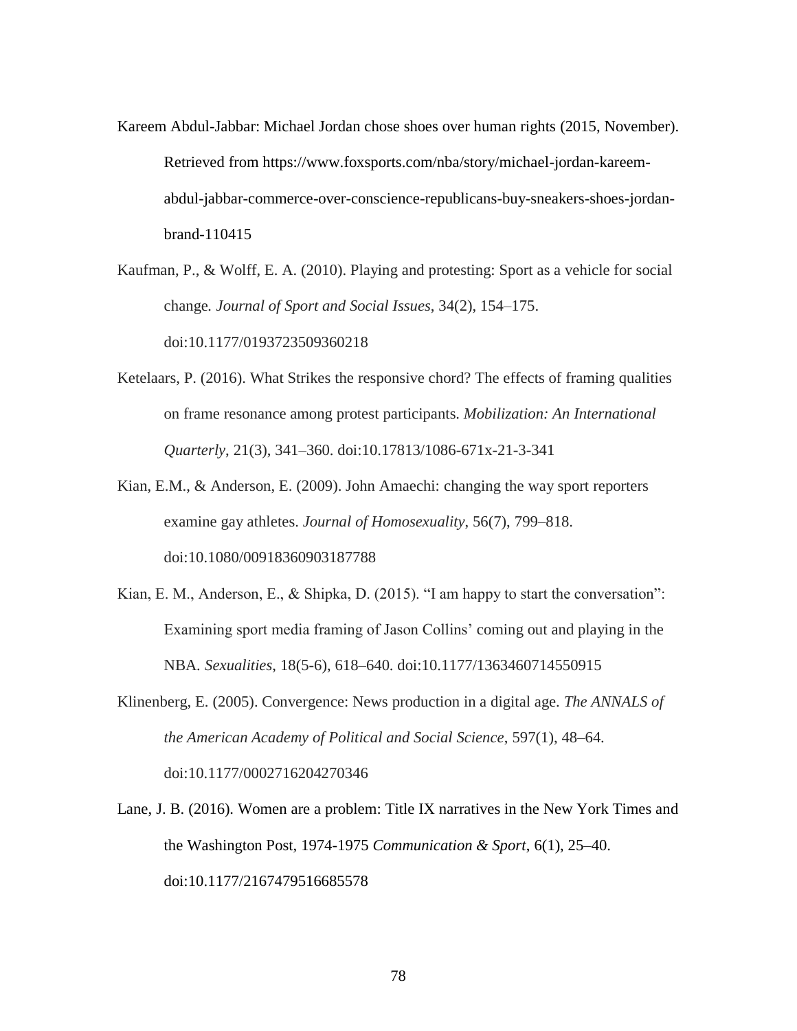Kareem Abdul-Jabbar: Michael Jordan chose shoes over human rights (2015, November). Retrieved from https://www.foxsports.com/nba/story/michael-jordan-kareem-abdul-jabbar-commerce-over-conscience-republicans-buy-sneakers-shoes-jordan-brand-110415

Kaufman, P., & Wolff, E. A. (2010). Playing and protesting: Sport as a vehicle for social change. *Journal of Sport and Social Issues*, 34(2), 154–175. doi:10.1177/0193723509360218

Ketelaars, P. (2016). What Strikes the responsive chord? The effects of framing qualities on frame resonance among protest participants. *Mobilization: An International Quarterly*, 21(3), 341–360. doi:10.17813/1086-671x-21-3-341

Kian, E.M., & Anderson, E. (2009). John Amaechi: changing the way sport reporters examine gay athletes. *Journal of Homosexuality*, 56(7), 799–818. doi:10.1080/00918360903187788

Kian, E. M., Anderson, E., & Shipka, D. (2015). "I am happy to start the conversation": Examining sport media framing of Jason Collins' coming out and playing in the NBA. *Sexualities*, 18(5-6), 618–640. doi:10.1177/1363460714550915

Klinenberg, E. (2005). Convergence: News production in a digital age. *The ANNALS of the American Academy of Political and Social Science*, 597(1), 48–64. doi:10.1177/0002716204270346

Lane, J. B. (2016). Women are a problem: Title IX narratives in the New York Times and the Washington Post, 1974-1975 *Communication & Sport*, 6(1), 25–40. doi:10.1177/2167479516685578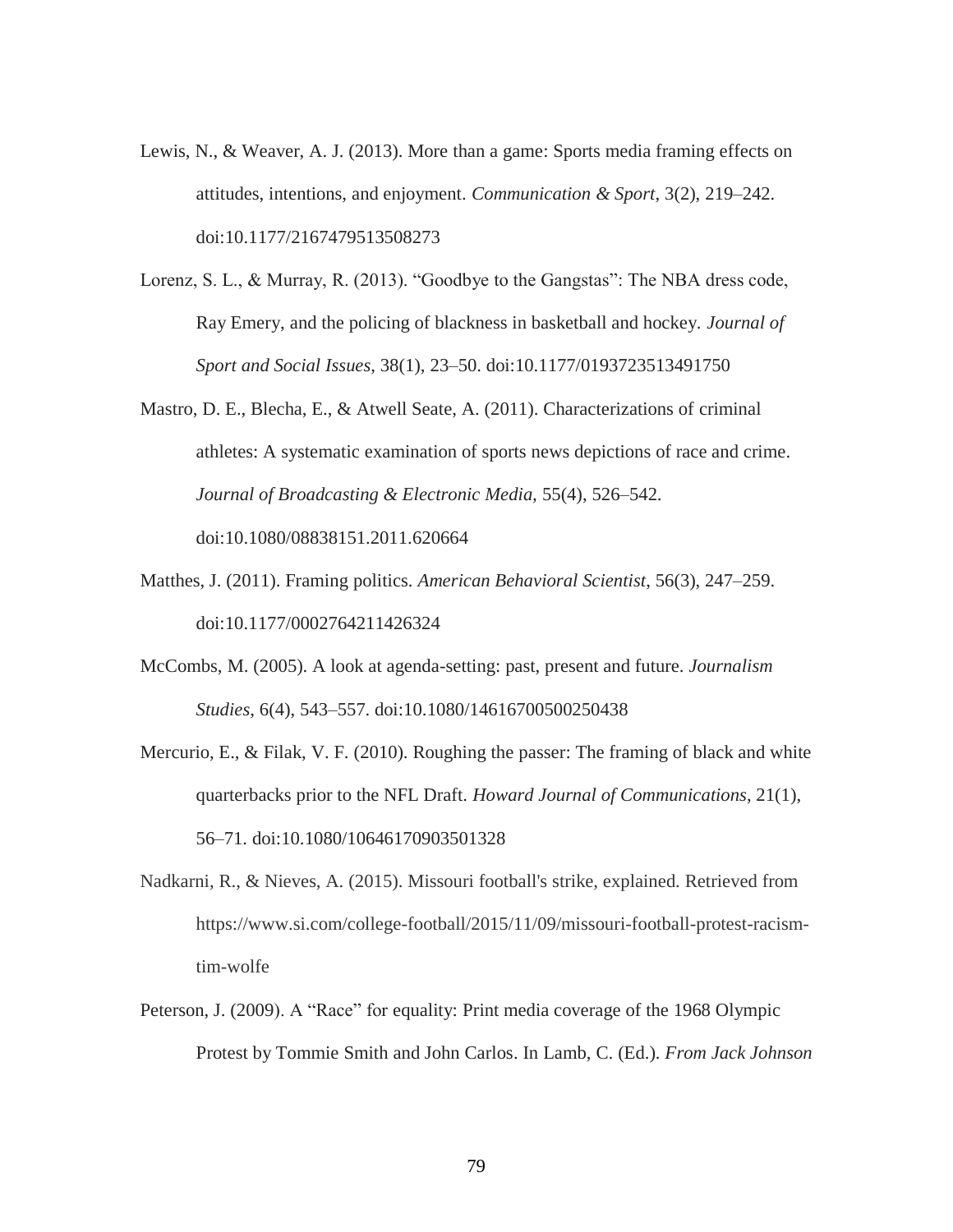Lewis, N., & Weaver, A. J. (2013). More than a game: Sports media framing effects on attitudes, intentions, and enjoyment. *Communication & Sport*, 3(2), 219–242. doi:10.1177/2167479513508273

Lorenz, S. L., & Murray, R. (2013). “Goodbye to the Gangstas”: The NBA dress code, Ray Emery, and the policing of blackness in basketball and hockey. *Journal of Sport and Social Issues*, 38(1), 23–50. doi:10.1177/0193723513491750

Mastro, D. E., Blecha, E., & Atwell Seate, A. (2011). Characterizations of criminal athletes: A systematic examination of sports news depictions of race and crime. *Journal of Broadcasting & Electronic Media*, 55(4), 526–542. doi:10.1080/08838151.2011.620664

Matthes, J. (2011). Framing politics. *American Behavioral Scientist*, 56(3), 247–259. doi:10.1177/0002764211426324

McCombs, M. (2005). A look at agenda-setting: past, present and future. *Journalism Studies*, 6(4), 543–557. doi:10.1080/14616700500250438

Mercurio, E., & Filak, V. F. (2010). Roughing the passer: The framing of black and white quarterbacks prior to the NFL Draft. *Howard Journal of Communications*, 21(1), 56–71. doi:10.1080/10646170903501328

Nadkarni, R., & Nieves, A. (2015). Missouri football's strike, explained. Retrieved from https://www.si.com/college-football/2015/11/09/missouri-football-protest-racism-tim-wolfe

Peterson, J. (2009). A “Race” for equality: Print media coverage of the 1968 Olympic Protest by Tommie Smith and John Carlos. In Lamb, C. (Ed.). *From Jack Johnson*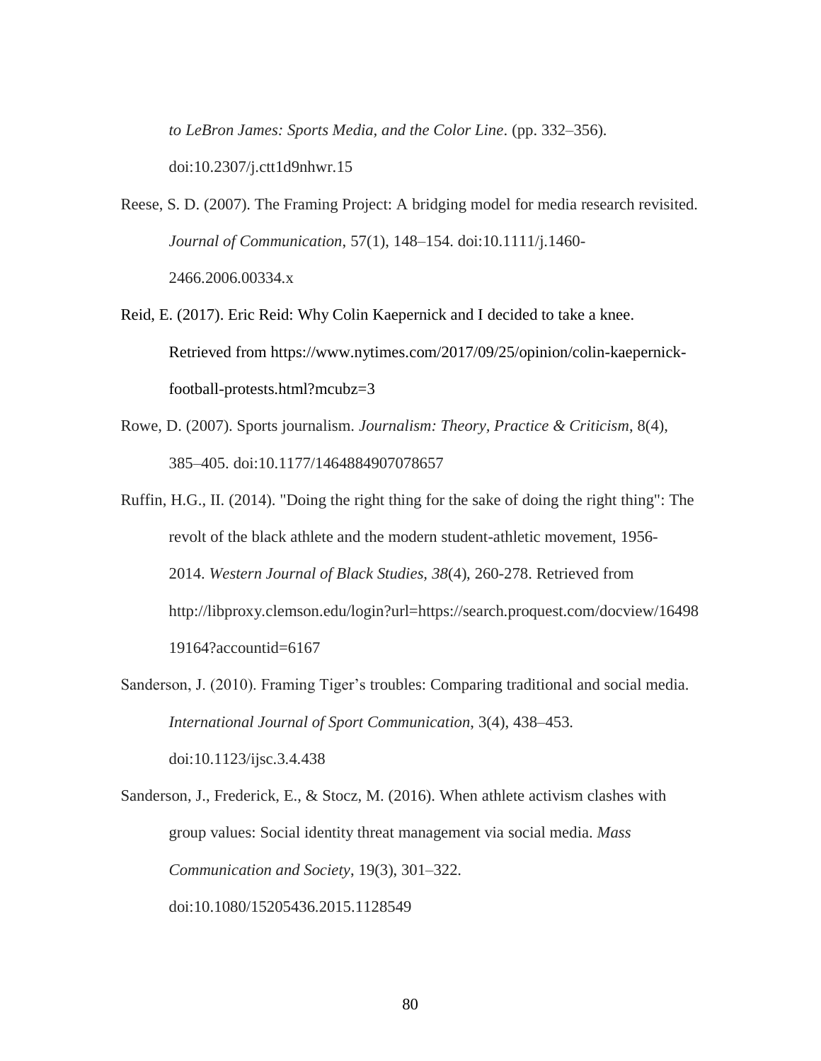*to LeBron James: Sports Media, and the Color Line*. (pp. 332–356). doi:10.2307/j.ctt1d9nhwr.15

Reese, S. D. (2007). The Framing Project: A bridging model for media research revisited. *Journal of Communication*, 57(1), 148–154. doi:10.1111/j.1460-2466.2006.00334.x

Reid, E. (2017). Eric Reid: Why Colin Kaepernick and I decided to take a knee. Retrieved from https://www.nytimes.com/2017/09/25/opinion/colin-kaepernick-football-protests.html?mcubz=3

Rowe, D. (2007). Sports journalism. *Journalism: Theory, Practice & Criticism*, 8(4), 385–405. doi:10.1177/1464884907078657

Ruffin, H.G., II. (2014). "Doing the right thing for the sake of doing the right thing": The revolt of the black athlete and the modern student-athletic movement, 1956-2014. *Western Journal of Black Studies, 38*(4), 260-278. Retrieved from http://libproxy.clemson.edu/login?url=https://search.proquest.com/docview/1649819164?accountid=6167

Sanderson, J. (2010). Framing Tiger's troubles: Comparing traditional and social media. *International Journal of Sport Communication*, 3(4), 438–453. doi:10.1123/ijsc.3.4.438

Sanderson, J., Frederick, E., & Stocz, M. (2016). When athlete activism clashes with group values: Social identity threat management via social media. *Mass Communication and Society*, 19(3), 301–322. doi:10.1080/15205436.2015.1128549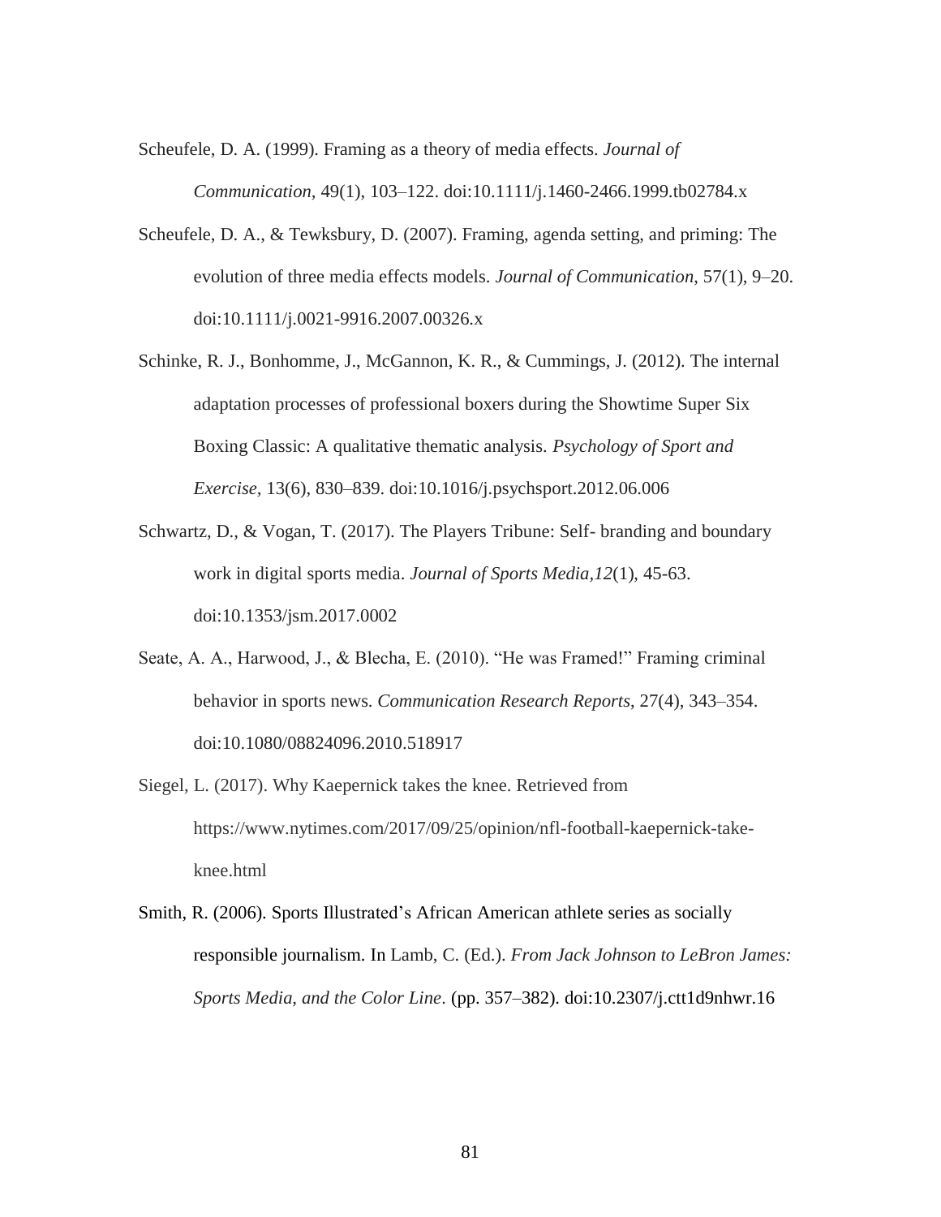Scheufele, D. A. (1999). Framing as a theory of media effects. *Journal of Communication,* 49(1), 103–122. doi:10.1111/j.1460-2466.1999.tb02784.x

Scheufele, D. A., & Tewksbury, D. (2007). Framing, agenda setting, and priming: The evolution of three media effects models. *Journal of Communication*, 57(1), 9–20. doi:10.1111/j.0021-9916.2007.00326.x

Schinke, R. J., Bonhomme, J., McGannon, K. R., & Cummings, J. (2012). The internal adaptation processes of professional boxers during the Showtime Super Six Boxing Classic: A qualitative thematic analysis. *Psychology of Sport and Exercise,* 13(6), 830–839. doi:10.1016/j.psychsport.2012.06.006

Schwartz, D., & Vogan, T. (2017). The Players Tribune: Self- branding and boundary work in digital sports media. *Journal of Sports Media,12*(1), 45-63. doi:10.1353/jsm.2017.0002

Seate, A. A., Harwood, J., & Blecha, E. (2010). "He was Framed!" Framing criminal behavior in sports news. *Communication Research Reports*, 27(4), 343–354. doi:10.1080/08824096.2010.518917

Siegel, L. (2017). Why Kaepernick takes the knee. Retrieved from https://www.nytimes.com/2017/09/25/opinion/nfl-football-kaepernick-take-knee.html

Smith, R. (2006). Sports Illustrated's African American athlete series as socially responsible journalism. In Lamb, C. (Ed.). *From Jack Johnson to LeBron James: Sports Media, and the Color Line*. (pp. 357–382). doi:10.2307/j.ctt1d9nhwr.16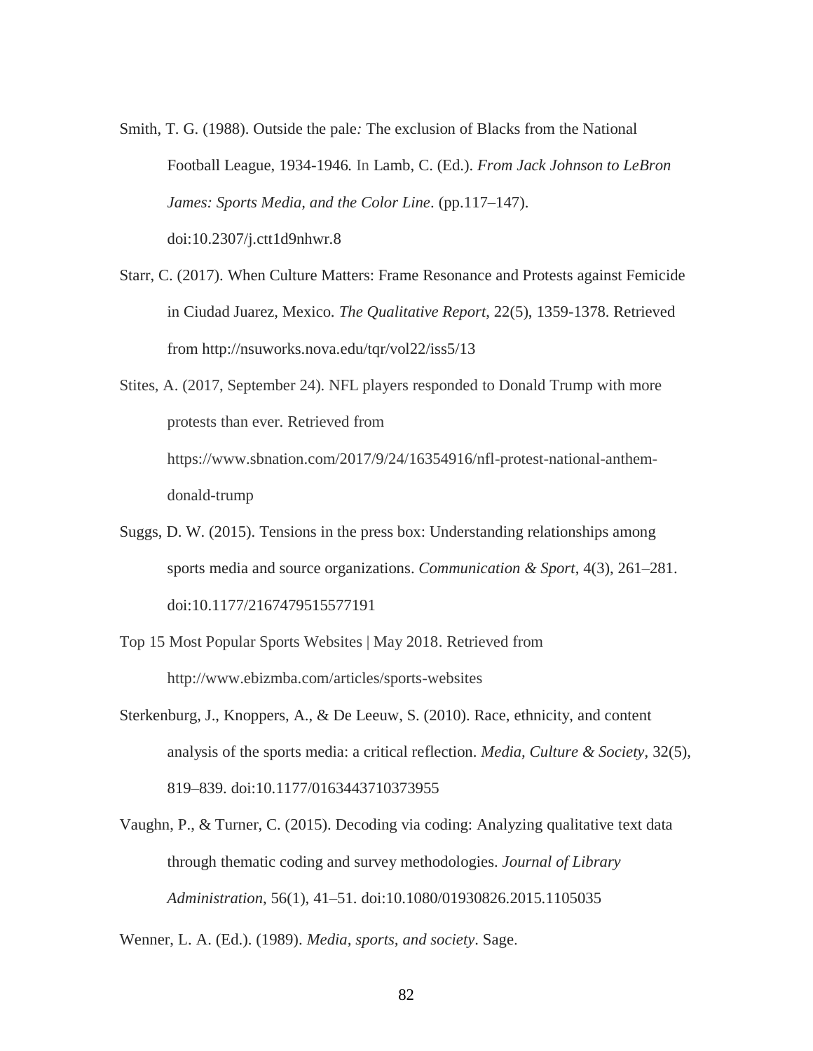Smith, T. G. (1988). Outside the pale: The exclusion of Blacks from the National Football League, 1934-1946. In Lamb, C. (Ed.). *From Jack Johnson to LeBron James: Sports Media, and the Color Line*. (pp.117–147). doi:10.2307/j.ctt1d9nhwr.8

Starr, C. (2017). When Culture Matters: Frame Resonance and Protests against Femicide in Ciudad Juarez, Mexico. *The Qualitative Report*, 22(5), 1359-1378. Retrieved from http://nsuworks.nova.edu/tqr/vol22/iss5/13

Stites, A. (2017, September 24). NFL players responded to Donald Trump with more protests than ever. Retrieved from https://www.sbnation.com/2017/9/24/16354916/nfl-protest-national-anthem-donald-trump

Suggs, D. W. (2015). Tensions in the press box: Understanding relationships among sports media and source organizations. *Communication & Sport*, 4(3), 261–281. doi:10.1177/2167479515577191

Top 15 Most Popular Sports Websites | May 2018. Retrieved from http://www.ebizmba.com/articles/sports-websites

Sterkenburg, J., Knoppers, A., & De Leeuw, S. (2010). Race, ethnicity, and content analysis of the sports media: a critical reflection. *Media, Culture & Society*, 32(5), 819–839. doi:10.1177/0163443710373955

Vaughn, P., & Turner, C. (2015). Decoding via coding: Analyzing qualitative text data through thematic coding and survey methodologies. *Journal of Library Administration*, 56(1), 41–51. doi:10.1080/01930826.2015.1105035

Wenner, L. A. (Ed.). (1989). *Media, sports, and society*. Sage.